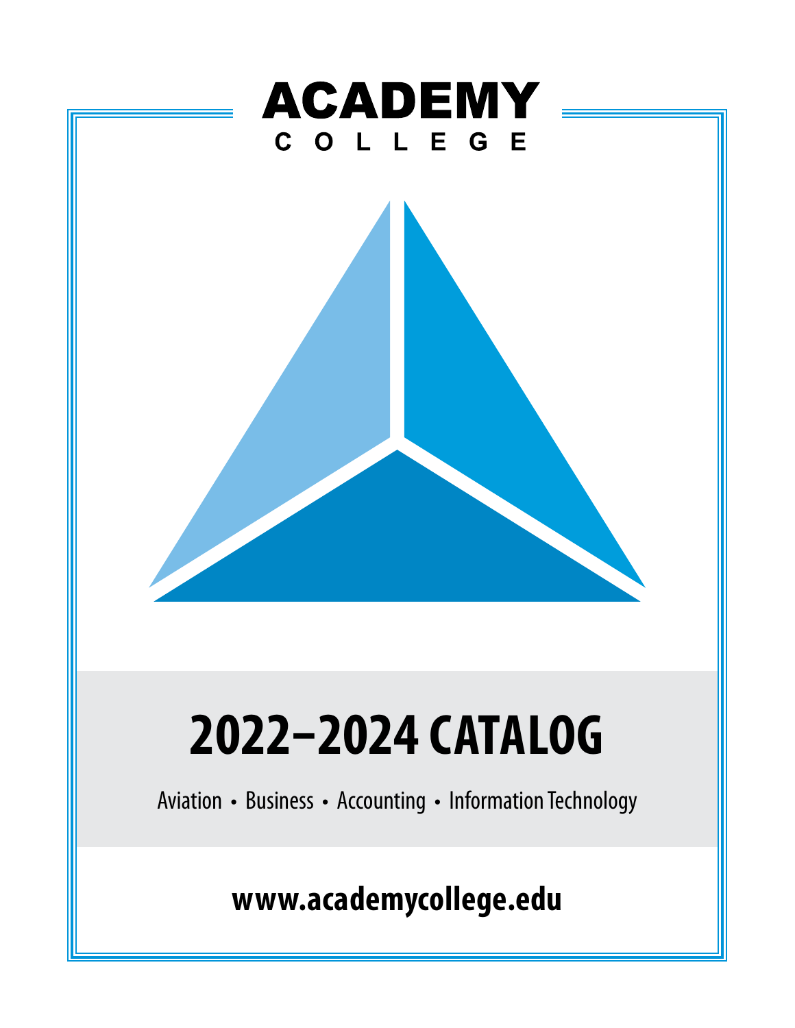# ACADEMY COLLEGE

# 2022–2024 CATALOG

Aviation • Business • Accounting • Information Technology

**www.academycollege.edu**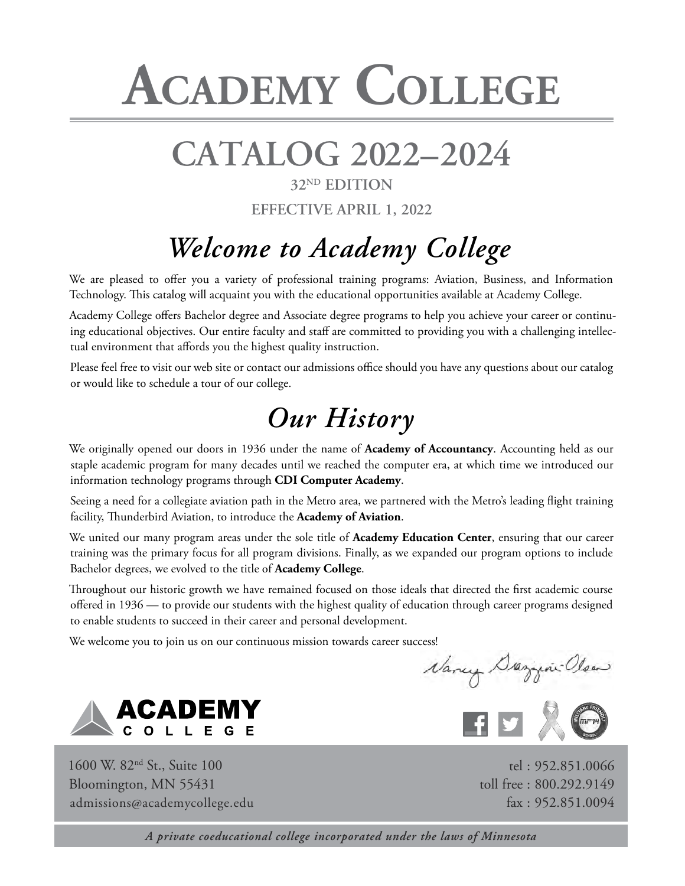# Academy College

## CATALOG 2022–2024

**32ND EDITION**

**EFFECTIVE APRIL 1, 2022**

## *Welcome to Academy College*

We are pleased to offer you a variety of professional training programs: Aviation, Business, and Information Technology. This catalog will acquaint you with the educational opportunities available at Academy College.

Academy College offers Bachelor degree and Associate degree programs to help you achieve your career or continuing educational objectives. Our entire faculty and staff are committed to providing you with a challenging intellectual environment that affords you the highest quality instruction.

Please feel free to visit our web site or contact our admissions office should you have any questions about our catalog or would like to schedule a tour of our college.

## *Our History*

We originally opened our doors in 1936 under the name of **Academy of Accountancy**. Accounting held as our staple academic program for many decades until we reached the computer era, at which time we introduced our information technology programs through **CDI Computer Academy**.

Seeing a need for a collegiate aviation path in the Metro area, we partnered with the Metro's leading flight training facility, Thunderbird Aviation, to introduce the **Academy of Aviation**.

We united our many program areas under the sole title of **Academy Education Center**, ensuring that our career training was the primary focus for all program divisions. Finally, as we expanded our program options to include Bachelor degrees, we evolved to the title of **Academy College**.

Throughout our historic growth we have remained focused on those ideals that directed the first academic course offered in 1936 — to provide our students with the highest quality of education through career programs designed to enable students to succeed in their career and personal development.

We welcome you to join us on our continuous mission towards career success!

Nancy Grazzini-Olson

**ACADEMY COLLEGE**

1600 W. 82nd St., Suite 100
Bloomington, MN 55431
admissions@academycollege.edu

tel : 952.851.0066
toll free : 800.292.9149
fax : 952.851.0094

*A private coeducational college incorporated under the laws of Minnesota*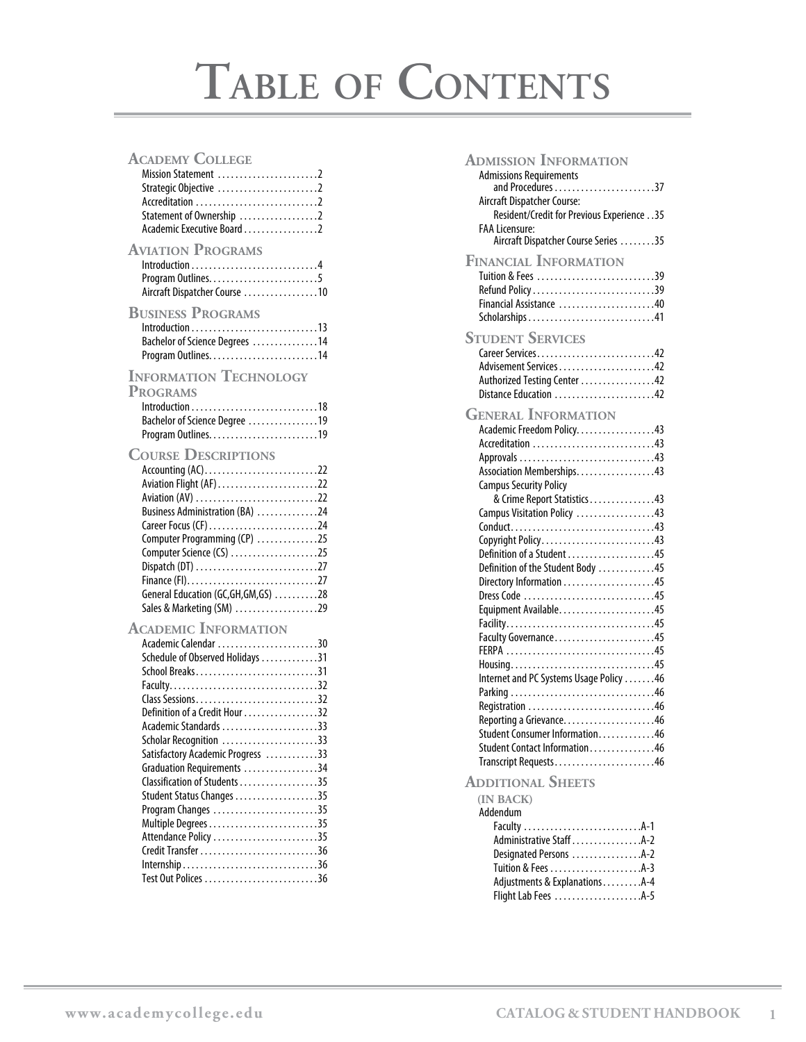# Table of Contents

## Academy College

- Mission Statement . . . . . 2
- Strategic Objective . . . . . 2
- Accreditation . . . . . 2
- Statement of Ownership . . . . . 2
- Academic Executive Board . . . . . 2

## Aviation Programs

- Introduction . . . . . 4
- Program Outlines . . . . . 5
- Aircraft Dispatcher Course . . . . . 10

## Business Programs

- Introduction . . . . . 13
- Bachelor of Science Degrees . . . . . 14
- Program Outlines . . . . . 14

## Information Technology Programs

- Introduction . . . . . 18
- Bachelor of Science Degree . . . . . 19
- Program Outlines . . . . . 19

## Course Descriptions

- Accounting (AC) . . . . . 22
- Aviation Flight (AF) . . . . . 22
- Aviation (AV) . . . . . 22
- Business Administration (BA) . . . . . 24
- Career Focus (CF) . . . . . 24
- Computer Programming (CP) . . . . . 25
- Computer Science (CS) . . . . . 25
- Dispatch (DT) . . . . . 27
- Finance (FI) . . . . . 27
- General Education (GC,GH,GM,GS) . . . . . 28
- Sales & Marketing (SM) . . . . . 29

## Academic Information

- Academic Calendar . . . . . 30
- Schedule of Observed Holidays . . . . . 31
- School Breaks . . . . . 31
- Faculty . . . . . 32
- Class Sessions . . . . . 32
- Definition of a Credit Hour . . . . . 32
- Academic Standards . . . . . 33
- Scholar Recognition . . . . . 33
- Satisfactory Academic Progress . . . . . 33
- Graduation Requirements . . . . . 34
- Classification of Students . . . . . 35
- Student Status Changes . . . . . 35
- Program Changes . . . . . 35
- Multiple Degrees . . . . . 35
- Attendance Policy . . . . . 35
- Credit Transfer . . . . . 36
- Internship . . . . . 36
- Test Out Polices . . . . . 36

## Admission Information

- Admissions Requirements and Procedures . . . . . 37
- Aircraft Dispatcher Course: Resident/Credit for Previous Experience . . 35
- FAA Licensure: Aircraft Dispatcher Course Series . . . . . 35

## Financial Information

- Tuition & Fees . . . . . 39
- Refund Policy . . . . . 39
- Financial Assistance . . . . . 40
- Scholarships . . . . . 41

## Student Services

- Career Services . . . . . 42
- Advisement Services . . . . . 42
- Authorized Testing Center . . . . . 42
- Distance Education . . . . . 42

## General Information

- Academic Freedom Policy . . . . . 43
- Accreditation . . . . . 43
- Approvals . . . . . 43
- Association Memberships . . . . . 43
- Campus Security Policy & Crime Report Statistics . . . . . 43
- Campus Visitation Policy . . . . . 43
- Conduct . . . . . 43
- Copyright Policy . . . . . 43
- Definition of a Student . . . . . 45
- Definition of the Student Body . . . . . 45
- Directory Information . . . . . 45
- Dress Code . . . . . 45
- Equipment Available . . . . . 45
- Facility . . . . . 45
- Faculty Governance . . . . . 45
- FERPA . . . . . 45
- Housing . . . . . 45
- Internet and PC Systems Usage Policy . . . . . 46
- Parking . . . . . 46
- Registration . . . . . 46
- Reporting a Grievance . . . . . 46
- Student Consumer Information . . . . . 46
- Student Contact Information . . . . . 46
- Transcript Requests . . . . . 46

## Additional Sheets

(IN BACK)

Addendum

- Faculty . . . . . A-1
- Administrative Staff . . . . . A-2
- Designated Persons . . . . . A-2
- Tuition & Fees . . . . . A-3
- Adjustments & Explanations . . . . . A-4
- Flight Lab Fees . . . . . A-5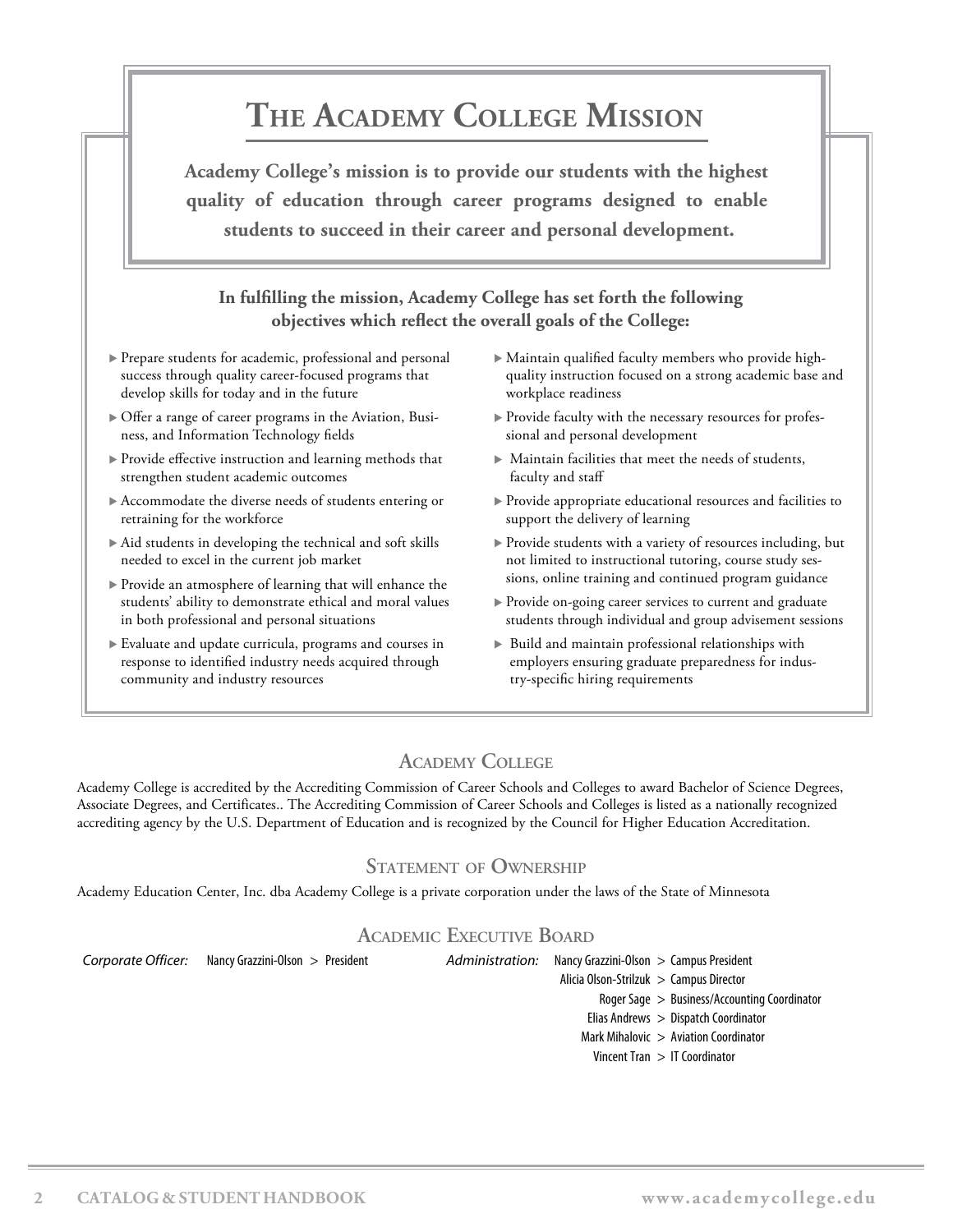# The Academy College Mission

**Academy College's mission is to provide our students with the highest quality of education through career programs designed to enable students to succeed in their career and personal development.**

**In fulfilling the mission, Academy College has set forth the following objectives which reflect the overall goals of the College:**

- Prepare students for academic, professional and personal success through quality career-focused programs that develop skills for today and in the future
- Offer a range of career programs in the Aviation, Business, and Information Technology fields
- Provide effective instruction and learning methods that strengthen student academic outcomes
- Accommodate the diverse needs of students entering or retraining for the workforce
- Aid students in developing the technical and soft skills needed to excel in the current job market
- Provide an atmosphere of learning that will enhance the students' ability to demonstrate ethical and moral values in both professional and personal situations
- Evaluate and update curricula, programs and courses in response to identified industry needs acquired through community and industry resources
- Maintain qualified faculty members who provide high-quality instruction focused on a strong academic base and workplace readiness
- Provide faculty with the necessary resources for professional and personal development
- Maintain facilities that meet the needs of students, faculty and staff
- Provide appropriate educational resources and facilities to support the delivery of learning
- Provide students with a variety of resources including, but not limited to instructional tutoring, course study sessions, online training and continued program guidance
- Provide on-going career services to current and graduate students through individual and group advisement sessions
- Build and maintain professional relationships with employers ensuring graduate preparedness for industry-specific hiring requirements

## Academy College

Academy College is accredited by the Accrediting Commission of Career Schools and Colleges to award Bachelor of Science Degrees, Associate Degrees, and Certificates.. The Accrediting Commission of Career Schools and Colleges is listed as a nationally recognized accrediting agency by the U.S. Department of Education and is recognized by the Council for Higher Education Accreditation.

## Statement of Ownership

Academy Education Center, Inc. dba Academy College is a private corporation under the laws of the State of Minnesota

## Academic Executive Board

*Corporate Officer:* Nancy Grazzini-Olson > President

*Administration:*
- Nancy Grazzini-Olson > Campus President
- Alicia Olson-Strilzuk > Campus Director
- Roger Sage > Business/Accounting Coordinator
- Elias Andrews > Dispatch Coordinator
- Mark Mihalovic > Aviation Coordinator
- Vincent Tran > IT Coordinator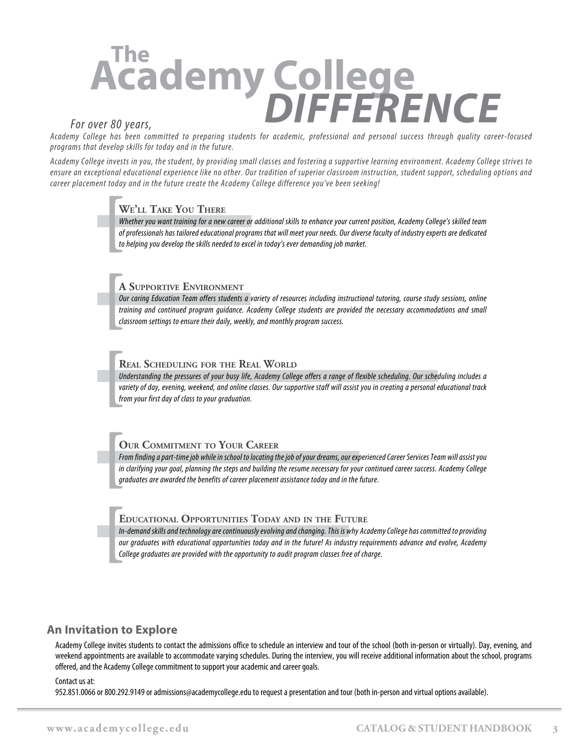# The Academy College DIFFERENCE

*For over 80 years, Academy College has been committed to preparing students for academic, professional and personal success through quality career-focused programs that develop skills for today and in the future.*

*Academy College invests in you, the student, by providing small classes and fostering a supportive learning environment. Academy College strives to ensure an exceptional educational experience like no other. Our tradition of superior classroom instruction, student support, scheduling options and career placement today and in the future create the Academy College difference you've been seeking!*

### We'll Take You There

*Whether you want training for a new career or additional skills to enhance your current position, Academy College's skilled team of professionals has tailored educational programs that will meet your needs. Our diverse faculty of industry experts are dedicated to helping you develop the skills needed to excel in today's ever demanding job market.*

### A Supportive Environment

*Our caring Education Team offers students a variety of resources including instructional tutoring, course study sessions, online training and continued program guidance. Academy College students are provided the necessary accommodations and small classroom settings to ensure their daily, weekly, and monthly program success.*

### Real Scheduling for the Real World

*Understanding the pressures of your busy life, Academy College offers a range of flexible scheduling. Our scheduling includes a variety of day, evening, weekend, and online classes. Our supportive staff will assist you in creating a personal educational track from your first day of class to your graduation.*

### Our Commitment to Your Career

*From finding a part-time job while in school to locating the job of your dreams, our experienced Career Services Team will assist you in clarifying your goal, planning the steps and building the resume necessary for your continued career success. Academy College graduates are awarded the benefits of career placement assistance today and in the future.*

### Educational Opportunities Today and in the Future

*In-demand skills and technology are continuously evolving and changing. This is why Academy College has committed to providing our graduates with educational opportunities today and in the future! As industry requirements advance and evolve, Academy College graduates are provided with the opportunity to audit program classes free of charge.*

## An Invitation to Explore

Academy College invites students to contact the admissions office to schedule an interview and tour of the school (both in-person or virtually). Day, evening, and weekend appointments are available to accommodate varying schedules. During the interview, you will receive additional information about the school, programs offered, and the Academy College commitment to support your academic and career goals.

Contact us at:
952.851.0066 or 800.292.9149 or admissions@academycollege.edu to request a presentation and tour (both in-person and virtual options available).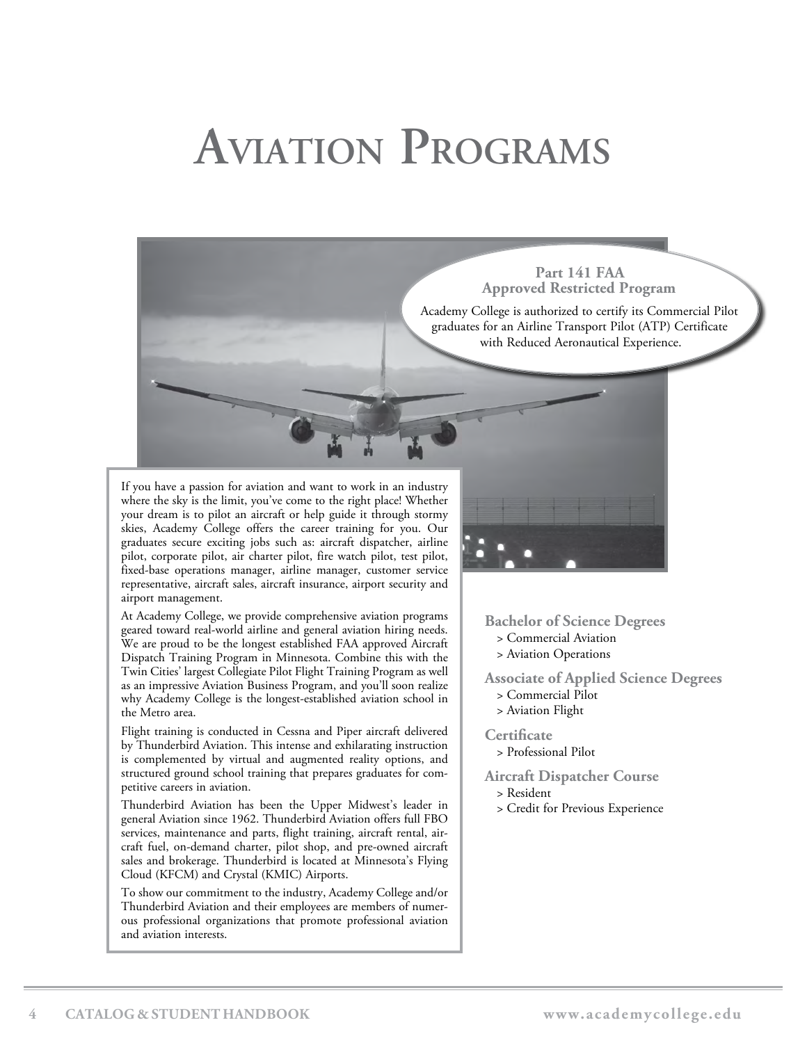# Aviation Programs

**Part 141 FAA Approved Restricted Program**

Academy College is authorized to certify its Commercial Pilot graduates for an Airline Transport Pilot (ATP) Certificate with Reduced Aeronautical Experience.

If you have a passion for aviation and want to work in an industry where the sky is the limit, you've come to the right place! Whether your dream is to pilot an aircraft or help guide it through stormy skies, Academy College offers the career training for you. Our graduates secure exciting jobs such as: aircraft dispatcher, airline pilot, corporate pilot, air charter pilot, fire watch pilot, test pilot, fixed-base operations manager, airline manager, customer service representative, aircraft sales, aircraft insurance, airport security and airport management.

At Academy College, we provide comprehensive aviation programs geared toward real-world airline and general aviation hiring needs. We are proud to be the longest established FAA approved Aircraft Dispatch Training Program in Minnesota. Combine this with the Twin Cities' largest Collegiate Pilot Flight Training Program as well as an impressive Aviation Business Program, and you'll soon realize why Academy College is the longest-established aviation school in the Metro area.

Flight training is conducted in Cessna and Piper aircraft delivered by Thunderbird Aviation. This intense and exhilarating instruction is complemented by virtual and augmented reality options, and structured ground school training that prepares graduates for competitive careers in aviation.

Thunderbird Aviation has been the Upper Midwest's leader in general Aviation since 1962. Thunderbird Aviation offers full FBO services, maintenance and parts, flight training, aircraft rental, aircraft fuel, on-demand charter, pilot shop, and pre-owned aircraft sales and brokerage. Thunderbird is located at Minnesota's Flying Cloud (KFCM) and Crystal (KMIC) Airports.

To show our commitment to the industry, Academy College and/or Thunderbird Aviation and their employees are members of numerous professional organizations that promote professional aviation and aviation interests.

### Bachelor of Science Degrees
- > Commercial Aviation
- > Aviation Operations

### Associate of Applied Science Degrees
- > Commercial Pilot
- > Aviation Flight

### Certificate
- > Professional Pilot

### Aircraft Dispatcher Course
- > Resident
- > Credit for Previous Experience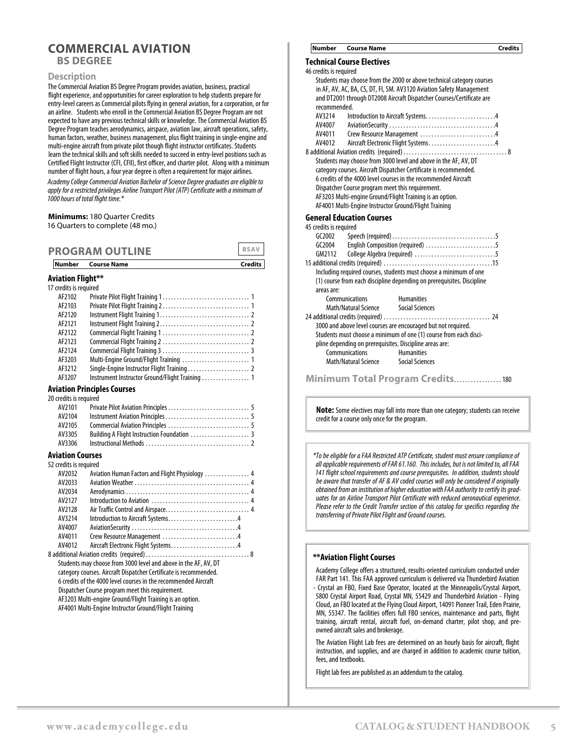# COMMERCIAL AVIATION

## BS DEGREE

### Description

The Commercial Aviation BS Degree Program provides aviation, business, practical flight experience, and opportunities for career exploration to help students prepare for entry-level careers as Commercial pilots flying in general aviation, for a corporation, or for an airline. Students who enroll in the Commercial Aviation BS Degree Program are not expected to have any previous technical skills or knowledge. The Commercial Aviation BS Degree Program teaches aerodynamics, airspace, aviation law, aircraft operations, safety, human factors, weather, business management, plus flight training in single-engine and multi-engine aircraft from private pilot though flight instructor certificates. Students learn the technical skills and soft skills needed to succeed in entry-level positions such as Certified Flight Instructor (CFI, CFII), first officer, and charter pilot. Along with a minimum number of flight hours, a four year degree is often a requirement for major airlines.

*Academy College Commercial Aviation Bachelor of Science Degree graduates are eligible to apply for a restricted privileges Airline Transport Pilot (ATP) Certificate with a minimum of 1000 hours of total flight time.**

**Minimums:** 180 Quarter Credits
16 Quarters to complete (48 mo.)

## PROGRAM OUTLINE

BSAV

| Number | Course Name | Credits |
|---|---|---|

### Aviation Flight**

17 credits is required

| Number | Course Name | Credits |
|---|---|---|
| AF2102 | Private Pilot Flight Training 1 | 1 |
| AF2103 | Private Pilot Flight Training 2 | 1 |
| AF2120 | Instrument Flight Training 1 | 2 |
| AF2121 | Instrument Flight Training 2 | 2 |
| AF2122 | Commercial Flight Training 1 | 2 |
| AF2123 | Commercial Flight Training 2 | 2 |
| AF2124 | Commercial Flight Training 3 | 3 |
| AF3203 | Multi-Engine Ground/Flight Training | 1 |
| AF3212 | Single-Engine Instructor Flight Training | 2 |
| AF3207 | Instrument Instructor Ground/Flight Training | 1 |

### Aviation Principles Courses

20 credits is required

| Number | Course Name | Credits |
|---|---|---|
| AV2101 | Private Pilot Aviation Principles | 5 |
| AV2104 | Instrument Aviation Principles | 5 |
| AV2105 | Commercial Aviation Principles | 5 |
| AV3305 | Building A Flight Instruction Foundation | 3 |
| AV3306 | Instructional Methods | 2 |

### Aviation Courses

52 credits is required

| Number | Course Name | Credits |
|---|---|---|
| AV2032 | Aviation Human Factors and Flight Physiology | 4 |
| AV2033 | Aviation Weather | 4 |
| AV2034 | Aerodynamics | 4 |
| AV2127 | Introduction to Aviation | 4 |
| AV2128 | Air Traffic Control and Airspace | 4 |
| AV3214 | Introduction to Aircraft Systems | 4 |
| AV4007 | AviationSecurity | 4 |
| AV4011 | Crew Resource Management | 4 |
| AV4012 | Aircraft Electronic Flight Systems | 4 |
| | 8 additional Aviation credits (required) | 8 |

Students may choose from 3000 level and above in the AF, AV, DT category courses. Aircraft Dispatcher Certificate is recommended. 6 credits of the 4000 level courses in the recommended Aircraft Dispatcher Course program meet this requirement.
AF3203 Multi-engine Ground/Flight Training is an option.
AF4001 Multi-Engine Instructor Ground/Flight Training

### Technical Course Electives

46 credits is required

Students may choose from the 2000 or above technical category courses in AF, AV, AC, BA, CS, DT, FI, SM. AV3120 Aviation Safety Management and DT2001 through DT2008 Aircraft Dispatcher Courses/Certificate are recommended.

| Number | Course Name | Credits |
|---|---|---|
| AV3214 | Introduction to Aircraft Systems | 4 |
| AV4007 | AviationSecurity | 4 |
| AV4011 | Crew Resource Management | 4 |
| AV4012 | Aircraft Electronic Flight Systems | 4 |
| | 8 additional Aviation credits (required) | 8 |

Students may choose from 3000 level and above in the AF, AV, DT category courses. Aircraft Dispatcher Certificate is recommended. 6 credits of the 4000 level courses in the recommended Aircraft Dispatcher Course program meet this requirement.
AF3203 Multi-engine Ground/Flight Training is an option.
AF4001 Multi-Engine Instructor Ground/Flight Training

### General Education Courses

45 credits is required

| Number | Course Name | Credits |
|---|---|---|
| GC2002 | Speech (required) | 5 |
| GC2004 | English Composition (required) | 5 |
| GM2112 | College Algebra (required) | 5 |
| | 15 additional credits (required) | 15 |

Including required courses, students must choose a minimum of one (1) course from each discipline depending on prerequisites. Discipline areas are:

| | |
|---|---|
| Communications | Humanities |
| Math/Natural Science | Social Sciences |

24 additional credits (required) ..................... 24

3000 and above level courses are encouraged but not required. Students must choose a minimum of one (1) course from each discipline depending on prerequisites. Discipline areas are:

| | |
|---|---|
| Communications | Humanities |
| Math/Natural Science | Social Sciences |

**Minimum Total Program Credits** ................ 180

**Note:** Some electives may fall into more than one category; students can receive credit for a course only once for the program.

*\*To be eligible for a FAA Restricted ATP Certificate, student must ensure compliance of all applicable requirements of FAR 61.160. This includes, but is not limited to, all FAA 141 flight school requirements and course prerequisites. In addition, students should be aware that transfer of AF & AV coded courses will only be considered if originally obtained from an institution of higher education with FAA authority to certify its graduates for an Airline Transport Pilot Certificate with reduced aeronautical experience. Please refer to the Credit Transfer section of this catalog for specifics regarding the transferring of Private Pilot Flight and Ground courses.*

### **Aviation Flight Courses

Academy College offers a structured, results-oriented curriculum conducted under FAR Part 141. This FAA approved curriculum is delivered via Thunderbird Aviation - Crystal an FBO, Fixed Base Operator, located at the Minneapolis/Crystal Airport, 5800 Crystal Airport Road, Crystal MN, 55429 and Thunderbird Aviation - Flying Cloud, an FBO located at the Flying Cloud Airport, 14091 Pioneer Trail, Eden Prairie, MN, 55347. The facilities offers full FBO services, maintenance and parts, flight training, aircraft rental, aircraft fuel, on-demand charter, pilot shop, and pre-owned aircraft sales and brokerage.

The Aviation Flight Lab fees are determined on an hourly basis for aircraft, flight instruction, and supplies, and are charged in addition to academic course tuition, fees, and textbooks.

Flight lab fees are published as an addendum to the catalog.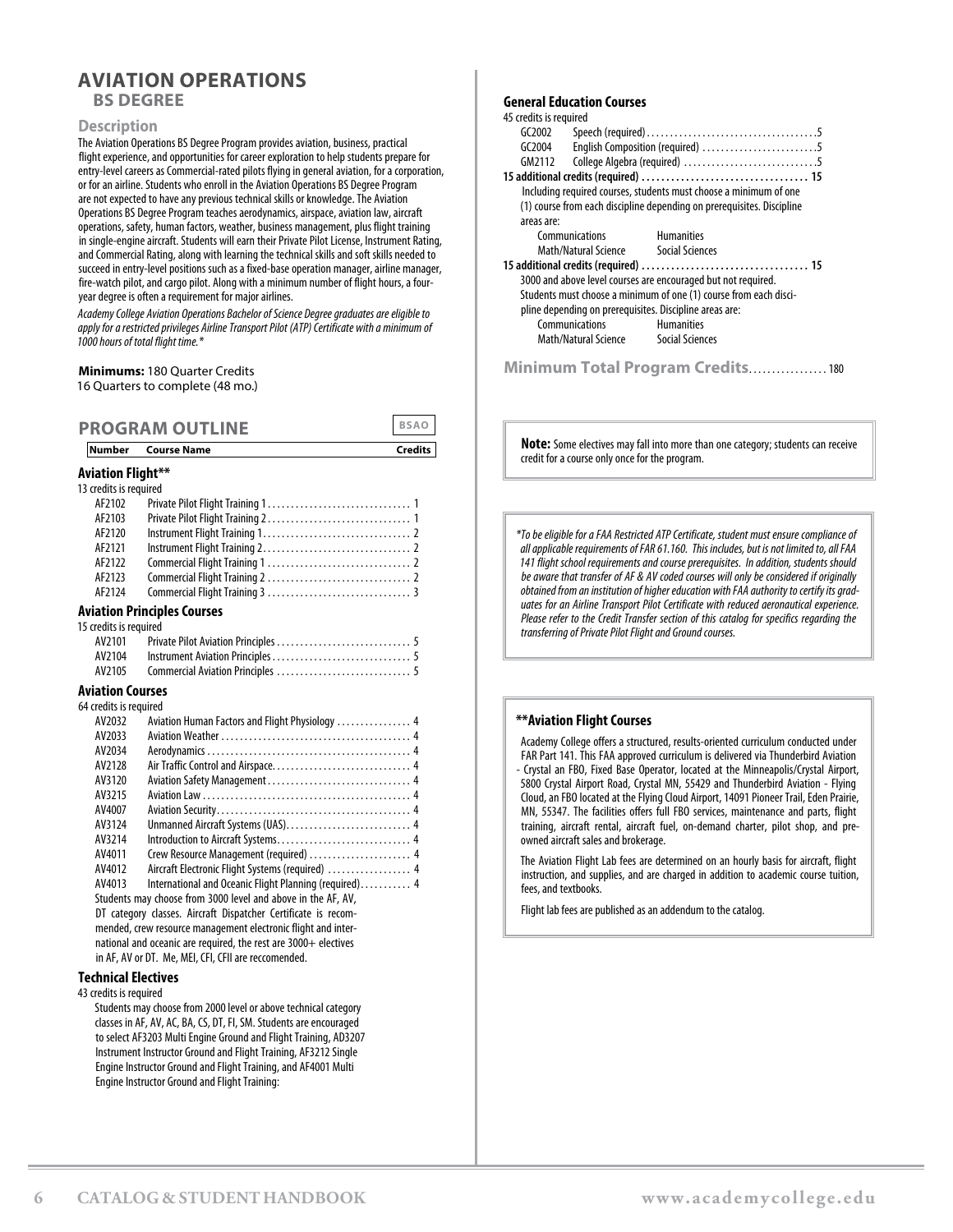# AVIATION OPERATIONS

## BS DEGREE

### Description

The Aviation Operations BS Degree Program provides aviation, business, practical flight experience, and opportunities for career exploration to help students prepare for entry-level careers as Commercial-rated pilots flying in general aviation, for a corporation, or for an airline. Students who enroll in the Aviation Operations BS Degree Program are not expected to have any previous technical skills or knowledge. The Aviation Operations BS Degree Program teaches aerodynamics, airspace, aviation law, aircraft operations, safety, human factors, weather, business management, plus flight training in single-engine aircraft. Students will earn their Private Pilot License, Instrument Rating, and Commercial Rating, along with learning the technical skills and soft skills needed to succeed in entry-level positions such as a fixed-base operation manager, airline manager, fire-watch pilot, and cargo pilot. Along with a minimum number of flight hours, a four-year degree is often a requirement for major airlines.

*Academy College Aviation Operations Bachelor of Science Degree graduates are eligible to apply for a restricted privileges Airline Transport Pilot (ATP) Certificate with a minimum of 1000 hours of total flight time.**

**Minimums:** 180 Quarter Credits
16 Quarters to complete (48 mo.)

## PROGRAM OUTLINE

BSAO

| Number | Course Name | Credits |
|---|---|---|

### Aviation Flight**

13 credits is required

| Number | Course Name | Credits |
|---|---|---|
| AF2102 | Private Pilot Flight Training 1 | 1 |
| AF2103 | Private Pilot Flight Training 2 | 1 |
| AF2120 | Instrument Flight Training 1 | 2 |
| AF2121 | Instrument Flight Training 2 | 2 |
| AF2122 | Commercial Flight Training 1 | 2 |
| AF2123 | Commercial Flight Training 2 | 2 |
| AF2124 | Commercial Flight Training 3 | 3 |

### Aviation Principles Courses

15 credits is required

| Number | Course Name | Credits |
|---|---|---|
| AV2101 | Private Pilot Aviation Principles | 5 |
| AV2104 | Instrument Aviation Principles | 5 |
| AV2105 | Commercial Aviation Principles | 5 |

### Aviation Courses

64 credits is required

| Number | Course Name | Credits |
|---|---|---|
| AV2032 | Aviation Human Factors and Flight Physiology | 4 |
| AV2033 | Aviation Weather | 4 |
| AV2034 | Aerodynamics | 4 |
| AV2128 | Air Traffic Control and Airspace | 4 |
| AV3120 | Aviation Safety Management | 4 |
| AV3215 | Aviation Law | 4 |
| AV4007 | Aviation Security | 4 |
| AV3124 | Unmanned Aircraft Systems (UAS) | 4 |
| AV3214 | Introduction to Aircraft Systems | 4 |
| AV4011 | Crew Resource Management (required) | 4 |
| AV4012 | Aircraft Electronic Flight Systems (required) | 4 |
| AV4013 | International and Oceanic Flight Planning (required) | 4 |

Students may choose from 3000 level and above in the AF, AV, DT category classes. Aircraft Dispatcher Certificate is recommended, crew resource management electronic flight and international and oceanic are required, the rest are 3000+ electives in AF, AV or DT. Me, MEI, CFI, CFII are reccomended.

### Technical Electives

43 credits is required

Students may choose from 2000 level or above technical category classes in AF, AV, AC, BA, CS, DT, FI, SM. Students are encouraged to select AF3203 Multi Engine Ground and Flight Training, AD3207 Instrument Instructor Ground and Flight Training, AF3212 Single Engine Instructor Ground and Flight Training, and AF4001 Multi Engine Instructor Ground and Flight Training:

### General Education Courses

45 credits is required

| Number | Course Name | Credits |
|---|---|---|
| GC2002 | Speech (required) | 5 |
| GC2004 | English Composition (required) | 5 |
| GM2112 | College Algebra (required) | 5 |

**15 additional credits (required) ... 15**

Including required courses, students must choose a minimum of one (1) course from each discipline depending on prerequisites. Discipline areas are:

- Communications
- Humanities
- Math/Natural Science
- Social Sciences

**15 additional credits (required) ... 15**

3000 and above level courses are encouraged but not required. Students must choose a minimum of one (1) course from each discipline depending on prerequisites. Discipline areas are:

- Communications
- Humanities
- Math/Natural Science
- Social Sciences

**Minimum Total Program Credits** ... 180

**Note:** Some electives may fall into more than one category; students can receive credit for a course only once for the program.

*\*To be eligible for a FAA Restricted ATP Certificate, student must ensure compliance of all applicable requirements of FAR 61.160. This includes, but is not limited to, all FAA 141 flight school requirements and course prerequisites. In addition, students should be aware that transfer of AF & AV coded courses will only be considered if originally obtained from an institution of higher education with FAA authority to certify its graduates for an Airline Transport Pilot Certificate with reduced aeronautical experience. Please refer to the Credit Transfer section of this catalog for specifics regarding the transferring of Private Pilot Flight and Ground courses.*

### **Aviation Flight Courses

Academy College offers a structured, results-oriented curriculum conducted under FAR Part 141. This FAA approved curriculum is delivered via Thunderbird Aviation - Crystal an FBO, Fixed Base Operator, located at the Minneapolis/Crystal Airport, 5800 Crystal Airport Road, Crystal MN, 55429 and Thunderbird Aviation - Flying Cloud, an FBO located at the Flying Cloud Airport, 14091 Pioneer Trail, Eden Prairie, MN, 55347. The facilities offers full FBO services, maintenance and parts, flight training, aircraft rental, aircraft fuel, on-demand charter, pilot shop, and pre-owned aircraft sales and brokerage.

The Aviation Flight Lab fees are determined on an hourly basis for aircraft, flight instruction, and supplies, and are charged in addition to academic course tuition, fees, and textbooks.

Flight lab fees are published as an addendum to the catalog.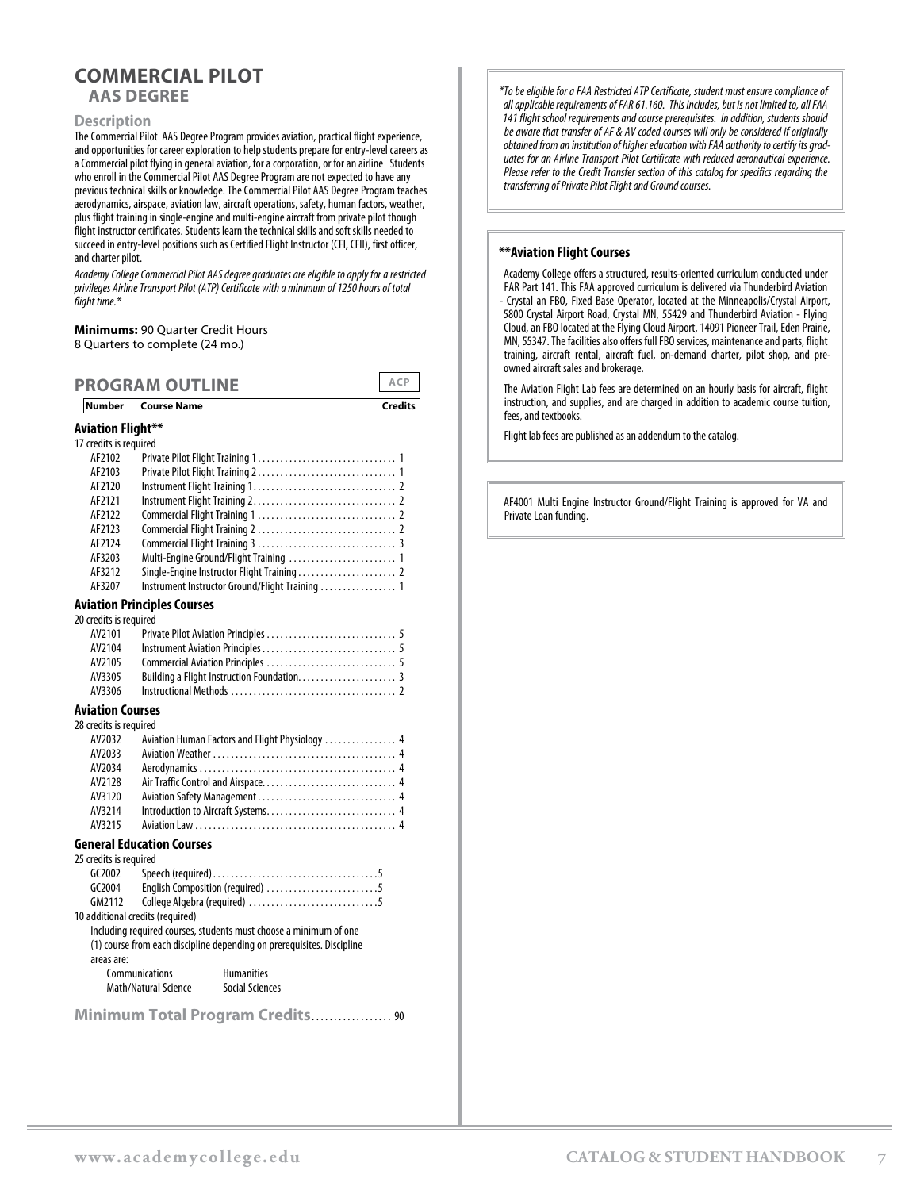# COMMERCIAL PILOT

## AAS DEGREE

### Description

The Commercial Pilot AAS Degree Program provides aviation, practical flight experience, and opportunities for career exploration to help students prepare for entry-level careers as a Commercial pilot flying in general aviation, for a corporation, or for an airline Students who enroll in the Commercial Pilot AAS Degree Program are not expected to have any previous technical skills or knowledge. The Commercial Pilot AAS Degree Program teaches aerodynamics, airspace, aviation law, aircraft operations, safety, human factors, weather, plus flight training in single-engine and multi-engine aircraft from private pilot though flight instructor certificates. Students learn the technical skills and soft skills needed to succeed in entry-level positions such as Certified Flight Instructor (CFI, CFII), first officer, and charter pilot.

*Academy College Commercial Pilot AAS degree graduates are eligible to apply for a restricted privileges Airline Transport Pilot (ATP) Certificate with a minimum of 1250 hours of total flight time.**

**Minimums:** 90 Quarter Credit Hours
8 Quarters to complete (24 mo.)

## PROGRAM OUTLINE

ACP

| Number | Course Name | Credits |
|---|---|---|
| **Aviation Flight**** | | |
| 17 credits is required | | |
| AF2102 | Private Pilot Flight Training 1 | 1 |
| AF2103 | Private Pilot Flight Training 2 | 1 |
| AF2120 | Instrument Flight Training 1 | 2 |
| AF2121 | Instrument Flight Training 2 | 2 |
| AF2122 | Commercial Flight Training 1 | 2 |
| AF2123 | Commercial Flight Training 2 | 2 |
| AF2124 | Commercial Flight Training 3 | 3 |
| AF3203 | Multi-Engine Ground/Flight Training | 1 |
| AF3212 | Single-Engine Instructor Flight Training | 2 |
| AF3207 | Instrument Instructor Ground/Flight Training | 1 |
| **Aviation Principles Courses** | | |
| 20 credits is required | | |
| AV2101 | Private Pilot Aviation Principles | 5 |
| AV2104 | Instrument Aviation Principles | 5 |
| AV2105 | Commercial Aviation Principles | 5 |
| AV3305 | Building a Flight Instruction Foundation | 3 |
| AV3306 | Instructional Methods | 2 |
| **Aviation Courses** | | |
| 28 credits is required | | |
| AV2032 | Aviation Human Factors and Flight Physiology | 4 |
| AV2033 | Aviation Weather | 4 |
| AV2034 | Aerodynamics | 4 |
| AV2128 | Air Traffic Control and Airspace | 4 |
| AV3120 | Aviation Safety Management | 4 |
| AV3214 | Introduction to Aircraft Systems | 4 |
| AV3215 | Aviation Law | 4 |
| **General Education Courses** | | |
| 25 credits is required | | |
| GC2002 | Speech (required) | 5 |
| GC2004 | English Composition (required) | 5 |
| GM2112 | College Algebra (required) | 5 |

10 additional credits (required)

Including required courses, students must choose a minimum of one (1) course from each discipline depending on prerequisites. Discipline areas are:

| | |
|---|---|
| Communications | Humanities |
| Math/Natural Science | Social Sciences |

**Minimum Total Program Credits** ................. 90

*\*To be eligible for a FAA Restricted ATP Certificate, student must ensure compliance of all applicable requirements of FAR 61.160. This includes, but is not limited to, all FAA 141 flight school requirements and course prerequisites. In addition, students should be aware that transfer of AF & AV coded courses will only be considered if originally obtained from an institution of higher education with FAA authority to certify its graduates for an Airline Transport Pilot Certificate with reduced aeronautical experience. Please refer to the Credit Transfer section of this catalog for specifics regarding the transferring of Private Pilot Flight and Ground courses.*

**\*\*Aviation Flight Courses**

Academy College offers a structured, results-oriented curriculum conducted under FAR Part 141. This FAA approved curriculum is delivered via Thunderbird Aviation - Crystal an FBO, Fixed Base Operator, located at the Minneapolis/Crystal Airport, 5800 Crystal Airport Road, Crystal MN, 55429 and Thunderbird Aviation - Flying Cloud, an FBO located at the Flying Cloud Airport, 14091 Pioneer Trail, Eden Prairie, MN, 55347. The facilities also offers full FBO services, maintenance and parts, flight training, aircraft rental, aircraft fuel, on-demand charter, pilot shop, and pre-owned aircraft sales and brokerage.

The Aviation Flight Lab fees are determined on an hourly basis for aircraft, flight instruction, and supplies, and are charged in addition to academic course tuition, fees, and textbooks.

Flight lab fees are published as an addendum to the catalog.

AF4001 Multi Engine Instructor Ground/Flight Training is approved for VA and Private Loan funding.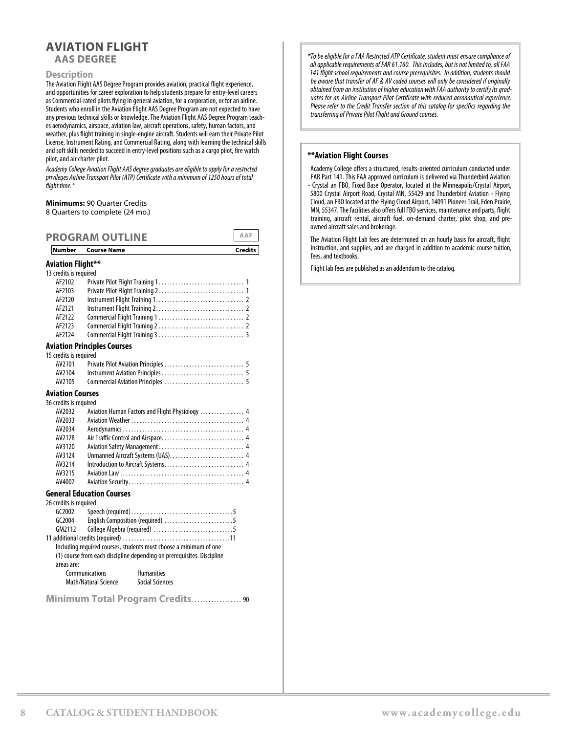# AVIATION FLIGHT

## AAS DEGREE

### Description

The Aviation Flight AAS Degree Program provides aviation, practical flight experience, and opportunities for career exploration to help students prepare for entry-level careers as Commercial-rated pilots flying in general aviation, for a corporation, or for an airline. Students who enroll in the Aviation Flight AAS Degree Program are not expected to have any previous technical skills or knowledge. The Aviation Flight AAS Degree Program teaches aerodynamics, airspace, aviation law, aircraft operations, safety, human factors, and weather, plus flight training in single-engine aircraft. Students will earn their Private Pilot License, Instrument Rating, and Commercial Rating, along with learning the technical skills and soft skills needed to succeed in entry-level positions such as a cargo pilot, fire watch pilot, and air charter pilot.

*Academy College Aviation Flight AAS degree graduates are eligible to apply for a restricted privileges Airline Transport Pilot (ATP) Certificate with a minimum of 1250 hours of total flight time.**

**Minimums:** 90 Quarter Credits
8 Quarters to complete (24 mo.)

## PROGRAM OUTLINE

AAF

| Number | Course Name | Credits |
|---|---|---|
| **Aviation Flight**** | | |
| 13 credits is required | | |
| AF2102 | Private Pilot Flight Training 1 | 1 |
| AF2103 | Private Pilot Flight Training 2 | 1 |
| AF2120 | Instrument Flight Training 1 | 2 |
| AF2121 | Instrument Flight Training 2 | 2 |
| AF2122 | Commercial Flight Training 1 | 2 |
| AF2123 | Commercial Flight Training 2 | 2 |
| AF2124 | Commercial Flight Training 3 | 3 |
| **Aviation Principles Courses** | | |
| 15 credits is required | | |
| AV2101 | Private Pilot Aviation Principles | 5 |
| AV2104 | Instrument Aviation Principles | 5 |
| AV2105 | Commercial Aviation Principles | 5 |
| **Aviation Courses** | | |
| 36 credits is required | | |
| AV2032 | Aviation Human Factors and Flight Physiology | 4 |
| AV2033 | Aviation Weather | 4 |
| AV2034 | Aerodynamics | 4 |
| AV2128 | Air Traffic Control and Airspace | 4 |
| AV3120 | Aviation Safety Management | 4 |
| AV3124 | Unmanned Aircraft Systems (UAS) | 4 |
| AV3214 | Introduction to Aircraft Systems | 4 |
| AV3215 | Aviation Law | 4 |
| AV4007 | Aviation Security | 4 |
| **General Education Courses** | | |
| 26 credits is required | | |
| GC2002 | Speech (required) | 5 |
| GC2004 | English Composition (required) | 5 |
| GM2112 | College Algebra (required) | 5 |
| 11 additional credits (required) | | 11 |

Including required courses, students must choose a minimum of one (1) course from each discipline depending on prerequisites. Discipline areas are:

| | |
|---|---|
| Communications | Humanities |
| Math/Natural Science | Social Sciences |

**Minimum Total Program Credits** ................. 90

*\*To be eligible for a FAA Restricted ATP Certificate, student must ensure compliance of all applicable requirements of FAR 61.160. This includes, but is not limited to, all FAA 141 flight school requirements and course prerequisites. In addition, students should be aware that transfer of AF & AV coded courses will only be considered if originally obtained from an institution of higher education with FAA authority to certify its graduates for an Airline Transport Pilot Certificate with reduced aeronautical experience. Please refer to the Credit Transfer section of this catalog for specifics regarding the transferring of Private Pilot Flight and Ground courses.*

**\*\*Aviation Flight Courses**

Academy College offers a structured, results-oriented curriculum conducted under FAR Part 141. This FAA approved curriculum is delivered via Thunderbird Aviation - Crystal an FBO, Fixed Base Operator, located at the Minneapolis/Crystal Airport, 5800 Crystal Airport Road, Crystal MN, 55429 and Thunderbird Aviation - Flying Cloud, an FBO located at the Flying Cloud Airport, 14091 Pioneer Trail, Eden Prairie, MN, 55347. The facilities also offers full FBO services, maintenance and parts, flight training, aircraft rental, aircraft fuel, on-demand charter, pilot shop, and pre-owned aircraft sales and brokerage.

The Aviation Flight Lab fees are determined on an hourly basis for aircraft, flight instruction, and supplies, and are charged in addition to academic course tuition, fees, and textbooks.

Flight lab fees are published as an addendum to the catalog.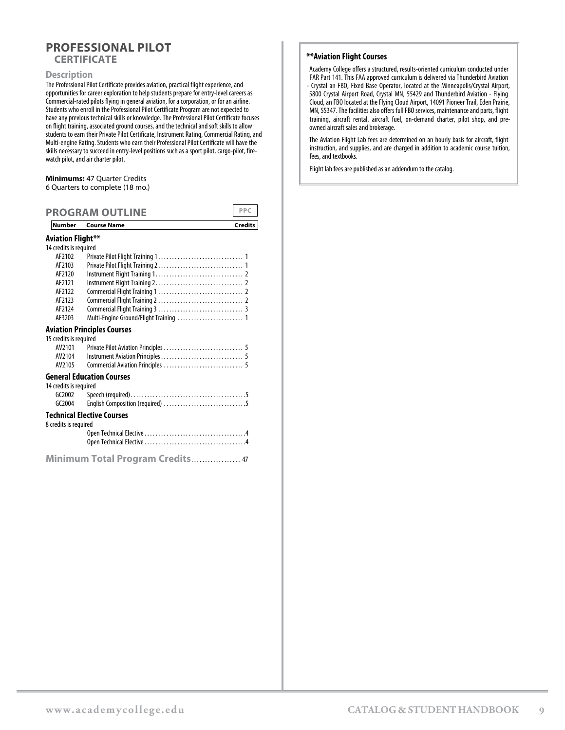# PROFESSIONAL PILOT
## CERTIFICATE

### Description

The Professional Pilot Certificate provides aviation, practical flight experience, and opportunities for career exploration to help students prepare for entry-level careers as Commercial-rated pilots flying in general aviation, for a corporation, or for an airline. Students who enroll in the Professional Pilot Certificate Program are not expected to have any previous technical skills or knowledge. The Professional Pilot Certificate focuses on flight training, associated ground courses, and the technical and soft skills to allow students to earn their Private Pilot Certificate, Instrument Rating, Commercial Rating, and Multi-engine Rating. Students who earn their Professional Pilot Certificate will have the skills necessary to succeed in entry-level positions such as a sport pilot, cargo-pilot, fire-watch pilot, and air charter pilot.

**Minimums:** 47 Quarter Credits
6 Quarters to complete (18 mo.)

## PROGRAM OUTLINE

PPC

| Number | Course Name | Credits |
|---|---|---|
| **Aviation Flight**** | | |
| 14 credits is required | | |
| AF2102 | Private Pilot Flight Training 1 | 1 |
| AF2103 | Private Pilot Flight Training 2 | 1 |
| AF2120 | Instrument Flight Training 1 | 2 |
| AF2121 | Instrument Flight Training 2 | 2 |
| AF2122 | Commercial Flight Training 1 | 2 |
| AF2123 | Commercial Flight Training 2 | 2 |
| AF2124 | Commercial Flight Training 3 | 3 |
| AF3203 | Multi-Engine Ground/Flight Training | 1 |
| **Aviation Principles Courses** | | |
| 15 credits is required | | |
| AV2101 | Private Pilot Aviation Principles | 5 |
| AV2104 | Instrument Aviation Principles | 5 |
| AV2105 | Commercial Aviation Principles | 5 |
| **General Education Courses** | | |
| 14 credits is required | | |
| GC2002 | Speech (required) | 5 |
| GC2004 | English Composition (required) | 5 |
| **Technical Elective Courses** | | |
| 8 credits is required | | |
| | Open Technical Elective | 4 |
| | Open Technical Elective | 4 |

**Minimum Total Program Credits** .................. 47

**\*\*Aviation Flight Courses**

Academy College offers a structured, results-oriented curriculum conducted under FAR Part 141. This FAA approved curriculum is delivered via Thunderbird Aviation - Crystal an FBO, Fixed Base Operator, located at the Minneapolis/Crystal Airport, 5800 Crystal Airport Road, Crystal MN, 55429 and Thunderbird Aviation - Flying Cloud, an FBO located at the Flying Cloud Airport, 14091 Pioneer Trail, Eden Prairie, MN, 55347. The facilities also offers full FBO services, maintenance and parts, flight training, aircraft rental, aircraft fuel, on-demand charter, pilot shop, and pre-owned aircraft sales and brokerage.

The Aviation Flight Lab fees are determined on an hourly basis for aircraft, flight instruction, and supplies, and are charged in addition to academic course tuition, fees, and textbooks.

Flight lab fees are published as an addendum to the catalog.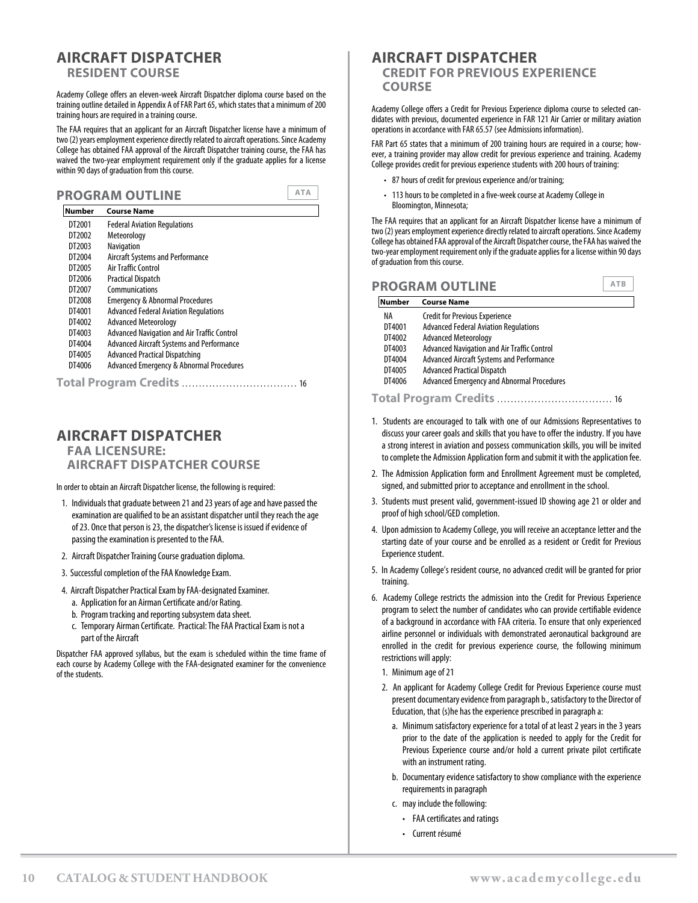## AIRCRAFT DISPATCHER
### RESIDENT COURSE

Academy College offers an eleven-week Aircraft Dispatcher diploma course based on the training outline detailed in Appendix A of FAR Part 65, which states that a minimum of 200 training hours are required in a training course.

The FAA requires that an applicant for an Aircraft Dispatcher license have a minimum of two (2) years employment experience directly related to aircraft operations. Since Academy College has obtained FAA approval of the Aircraft Dispatcher training course, the FAA has waived the two-year employment requirement only if the graduate applies for a license within 90 days of graduation from this course.

### PROGRAM OUTLINE

ATA

| Number | Course Name |
|---|---|
| DT2001 | Federal Aviation Regulations |
| DT2002 | Meteorology |
| DT2003 | Navigation |
| DT2004 | Aircraft Systems and Performance |
| DT2005 | Air Traffic Control |
| DT2006 | Practical Dispatch |
| DT2007 | Communications |
| DT2008 | Emergency & Abnormal Procedures |
| DT4001 | Advanced Federal Aviation Regulations |
| DT4002 | Advanced Meteorology |
| DT4003 | Advanced Navigation and Air Traffic Control |
| DT4004 | Advanced Aircraft Systems and Performance |
| DT4005 | Advanced Practical Dispatching |
| DT4006 | Advanced Emergency & Abnormal Procedures |

**Total Program Credits** .................................. 16

## AIRCRAFT DISPATCHER
### FAA LICENSURE: AIRCRAFT DISPATCHER COURSE

In order to obtain an Aircraft Dispatcher license, the following is required:

1. Individuals that graduate between 21 and 23 years of age and have passed the examination are qualified to be an assistant dispatcher until they reach the age of 23. Once that person is 23, the dispatcher's license is issued if evidence of passing the examination is presented to the FAA.
2. Aircraft Dispatcher Training Course graduation diploma.
3. Successful completion of the FAA Knowledge Exam.
4. Aircraft Dispatcher Practical Exam by FAA-designated Examiner.
   a. Application for an Airman Certificate and/or Rating.
   b. Program tracking and reporting subsystem data sheet.
   c. Temporary Airman Certificate. Practical: The FAA Practical Exam is not a part of the Aircraft

Dispatcher FAA approved syllabus, but the exam is scheduled within the time frame of each course by Academy College with the FAA-designated examiner for the convenience of the students.

## AIRCRAFT DISPATCHER
### CREDIT FOR PREVIOUS EXPERIENCE COURSE

Academy College offers a Credit for Previous Experience diploma course to selected candidates with previous, documented experience in FAR 121 Air Carrier or military aviation operations in accordance with FAR 65.57 (see Admissions information).

FAR Part 65 states that a minimum of 200 training hours are required in a course; however, a training provider may allow credit for previous experience and training. Academy College provides credit for previous experience students with 200 hours of training:

- 87 hours of credit for previous experience and/or training;
- 113 hours to be completed in a five-week course at Academy College in Bloomington, Minnesota;

The FAA requires that an applicant for an Aircraft Dispatcher license have a minimum of two (2) years employment experience directly related to aircraft operations. Since Academy College has obtained FAA approval of the Aircraft Dispatcher course, the FAA has waived the two-year employment requirement only if the graduate applies for a license within 90 days of graduation from this course.

### PROGRAM OUTLINE

ATB

| Number | Course Name |
|---|---|
| NA | Credit for Previous Experience |
| DT4001 | Advanced Federal Aviation Regulations |
| DT4002 | Advanced Meteorology |
| DT4003 | Advanced Navigation and Air Traffic Control |
| DT4004 | Advanced Aircraft Systems and Performance |
| DT4005 | Advanced Practical Dispatch |
| DT4006 | Advanced Emergency and Abnormal Procedures |

**Total Program Credits** .................................. 16

1. Students are encouraged to talk with one of our Admissions Representatives to discuss your career goals and skills that you have to offer the industry. If you have a strong interest in aviation and possess communication skills, you will be invited to complete the Admission Application form and submit it with the application fee.
2. The Admission Application form and Enrollment Agreement must be completed, signed, and submitted prior to acceptance and enrollment in the school.
3. Students must present valid, government-issued ID showing age 21 or older and proof of high school/GED completion.
4. Upon admission to Academy College, you will receive an acceptance letter and the starting date of your course and be enrolled as a resident or Credit for Previous Experience student.
5. In Academy College's resident course, no advanced credit will be granted for prior training.
6. Academy College restricts the admission into the Credit for Previous Experience program to select the number of candidates who can provide certifiable evidence of a background in accordance with FAA criteria. To ensure that only experienced airline personnel or individuals with demonstrated aeronautical background are enrolled in the credit for previous experience course, the following minimum restrictions will apply:
   1. Minimum age of 21
   2. An applicant for Academy College Credit for Previous Experience course must present documentary evidence from paragraph b., satisfactory to the Director of Education, that (s)he has the experience prescribed in paragraph a:
      a. Minimum satisfactory experience for a total of at least 2 years in the 3 years prior to the date of the application is needed to apply for the Credit for Previous Experience course and/or hold a current private pilot certificate with an instrument rating.
      b. Documentary evidence satisfactory to show compliance with the experience requirements in paragraph
      c. may include the following:
         - FAA certificates and ratings
         - Current résumé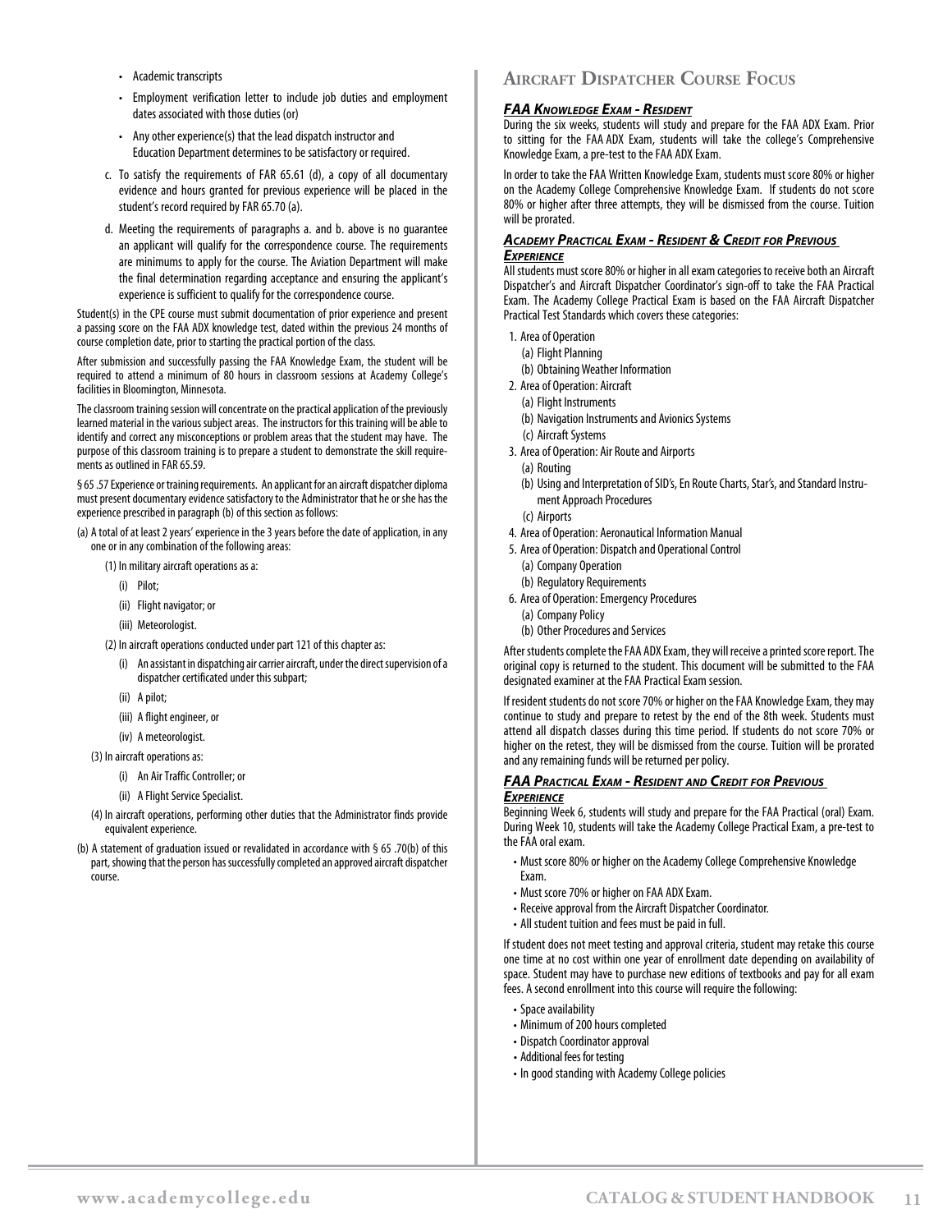- Academic transcripts
- Employment verification letter to include job duties and employment dates associated with those duties (or)
- Any other experience(s) that the lead dispatch instructor and Education Department determines to be satisfactory or required.

c. To satisfy the requirements of FAR 65.61 (d), a copy of all documentary evidence and hours granted for previous experience will be placed in the student's record required by FAR 65.70 (a).

d. Meeting the requirements of paragraphs a. and b. above is no guarantee an applicant will qualify for the correspondence course. The requirements are minimums to apply for the course. The Aviation Department will make the final determination regarding acceptance and ensuring the applicant's experience is sufficient to qualify for the correspondence course.

Student(s) in the CPE course must submit documentation of prior experience and present a passing score on the FAA ADX knowledge test, dated within the previous 24 months of course completion date, prior to starting the practical portion of the class.

After submission and successfully passing the FAA Knowledge Exam, the student will be required to attend a minimum of 80 hours in classroom sessions at Academy College's facilities in Bloomington, Minnesota.

The classroom training session will concentrate on the practical application of the previously learned material in the various subject areas. The instructors for this training will be able to identify and correct any misconceptions or problem areas that the student may have. The purpose of this classroom training is to prepare a student to demonstrate the skill requirements as outlined in FAR 65.59.

§ 65 .57 Experience or training requirements. An applicant for an aircraft dispatcher diploma must present documentary evidence satisfactory to the Administrator that he or she has the experience prescribed in paragraph (b) of this section as follows:

(a) A total of at least 2 years' experience in the 3 years before the date of application, in any one or in any combination of the following areas:

(1) In military aircraft operations as a:

(i) Pilot;

(ii) Flight navigator; or

(iii) Meteorologist.

(2) In aircraft operations conducted under part 121 of this chapter as:

(i) An assistant in dispatching air carrier aircraft, under the direct supervision of a dispatcher certificated under this subpart;

(ii) A pilot;

(iii) A flight engineer, or

(iv) A meteorologist.

(3) In aircraft operations as:

(i) An Air Traffic Controller; or

(ii) A Flight Service Specialist.

(4) In aircraft operations, performing other duties that the Administrator finds provide equivalent experience.

(b) A statement of graduation issued or revalidated in accordance with § 65 .70(b) of this part, showing that the person has successfully completed an approved aircraft dispatcher course.

## Aircraft Dispatcher Course Focus

### *FAA Knowledge Exam - Resident*

During the six weeks, students will study and prepare for the FAA ADX Exam. Prior to sitting for the FAA ADX Exam, students will take the college's Comprehensive Knowledge Exam, a pre-test to the FAA ADX Exam.

In order to take the FAA Written Knowledge Exam, students must score 80% or higher on the Academy College Comprehensive Knowledge Exam. If students do not score 80% or higher after three attempts, they will be dismissed from the course. Tuition will be prorated.

### *Academy Practical Exam - Resident & Credit for Previous Experience*

All students must score 80% or higher in all exam categories to receive both an Aircraft Dispatcher's and Aircraft Dispatcher Coordinator's sign-off to take the FAA Practical Exam. The Academy College Practical Exam is based on the FAA Aircraft Dispatcher Practical Test Standards which covers these categories:

1. Area of Operation
   (a) Flight Planning
   (b) Obtaining Weather Information
2. Area of Operation: Aircraft
   (a) Flight Instruments
   (b) Navigation Instruments and Avionics Systems
   (c) Aircraft Systems
3. Area of Operation: Air Route and Airports
   (a) Routing
   (b) Using and Interpretation of SID's, En Route Charts, Star's, and Standard Instrument Approach Procedures
   (c) Airports
4. Area of Operation: Aeronautical Information Manual
5. Area of Operation: Dispatch and Operational Control
   (a) Company Operation
   (b) Regulatory Requirements
6. Area of Operation: Emergency Procedures
   (a) Company Policy
   (b) Other Procedures and Services

After students complete the FAA ADX Exam, they will receive a printed score report. The original copy is returned to the student. This document will be submitted to the FAA designated examiner at the FAA Practical Exam session.

If resident students do not score 70% or higher on the FAA Knowledge Exam, they may continue to study and prepare to retest by the end of the 8th week. Students must attend all dispatch classes during this time period. If students do not score 70% or higher on the retest, they will be dismissed from the course. Tuition will be prorated and any remaining funds will be returned per policy.

### *FAA Practical Exam - Resident and Credit for Previous Experience*

Beginning Week 6, students will study and prepare for the FAA Practical (oral) Exam. During Week 10, students will take the Academy College Practical Exam, a pre-test to the FAA oral exam.

- Must score 80% or higher on the Academy College Comprehensive Knowledge Exam.
- Must score 70% or higher on FAA ADX Exam.
- Receive approval from the Aircraft Dispatcher Coordinator.
- All student tuition and fees must be paid in full.

If student does not meet testing and approval criteria, student may retake this course one time at no cost within one year of enrollment date depending on availability of space. Student may have to purchase new editions of textbooks and pay for all exam fees. A second enrollment into this course will require the following:

- Space availability
- Minimum of 200 hours completed
- Dispatch Coordinator approval
- Additional fees for testing
- In good standing with Academy College policies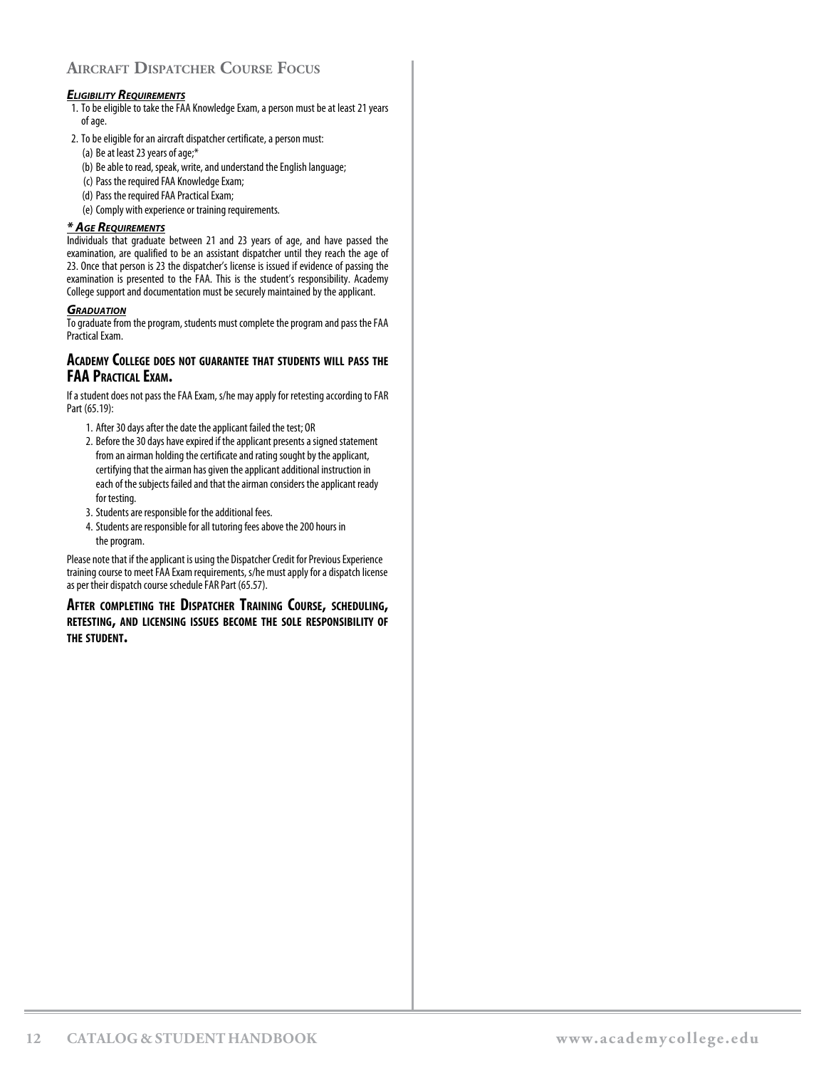## Aircraft Dispatcher Course Focus

### *Eligibility Requirements*

1. To be eligible to take the FAA Knowledge Exam, a person must be at least 21 years of age.
2. To be eligible for an aircraft dispatcher certificate, a person must:
   (a) Be at least 23 years of age;*
   (b) Be able to read, speak, write, and understand the English language;
   (c) Pass the required FAA Knowledge Exam;
   (d) Pass the required FAA Practical Exam;
   (e) Comply with experience or training requirements.

### *\* Age Requirements*

Individuals that graduate between 21 and 23 years of age, and have passed the examination, are qualified to be an assistant dispatcher until they reach the age of 23. Once that person is 23 the dispatcher's license is issued if evidence of passing the examination is presented to the FAA. This is the student's responsibility. Academy College support and documentation must be securely maintained by the applicant.

### *Graduation*

To graduate from the program, students must complete the program and pass the FAA Practical Exam.

### Academy College does not guarantee that students will pass the FAA Practical Exam.

If a student does not pass the FAA Exam, s/he may apply for retesting according to FAR Part (65.19):

1. After 30 days after the date the applicant failed the test; OR
2. Before the 30 days have expired if the applicant presents a signed statement from an airman holding the certificate and rating sought by the applicant, certifying that the airman has given the applicant additional instruction in each of the subjects failed and that the airman considers the applicant ready for testing.
3. Students are responsible for the additional fees.
4. Students are responsible for all tutoring fees above the 200 hours in the program.

Please note that if the applicant is using the Dispatcher Credit for Previous Experience training course to meet FAA Exam requirements, s/he must apply for a dispatch license as per their dispatch course schedule FAR Part (65.57).

### After completing the Dispatcher Training Course, scheduling, retesting, and licensing issues become the sole responsibility of the student.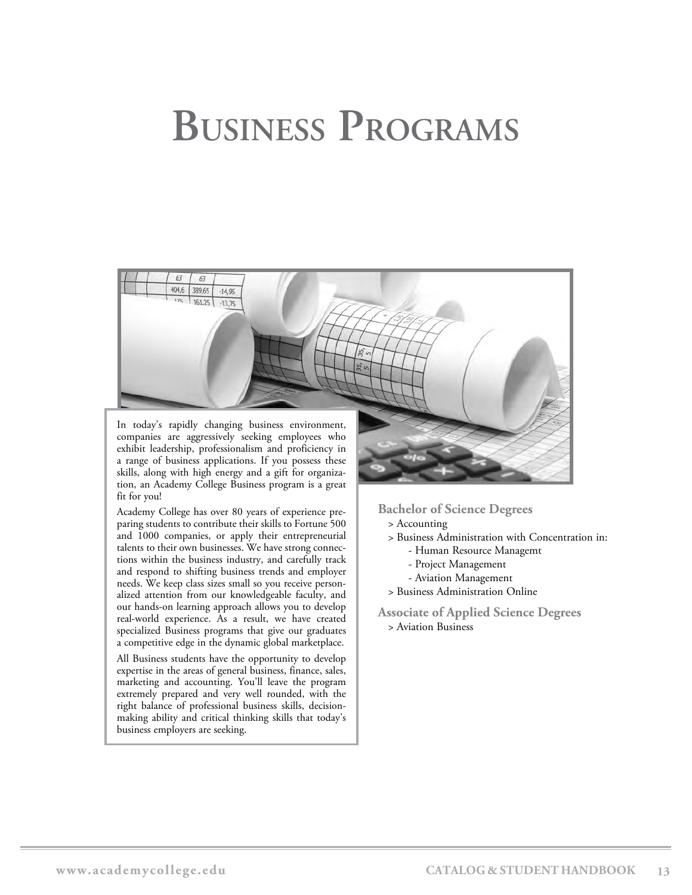# Business Programs

In today's rapidly changing business environment, companies are aggressively seeking employees who exhibit leadership, professionalism and proficiency in a range of business applications. If you possess these skills, along with high energy and a gift for organization, an Academy College Business program is a great fit for you!

Academy College has over 80 years of experience preparing students to contribute their skills to Fortune 500 and 1000 companies, or apply their entrepreneurial talents to their own businesses. We have strong connections within the business industry, and carefully track and respond to shifting business trends and employer needs. We keep class sizes small so you receive personalized attention from our knowledgeable faculty, and our hands-on learning approach allows you to develop real-world experience. As a result, we have created specialized Business programs that give our graduates a competitive edge in the dynamic global marketplace.

All Business students have the opportunity to develop expertise in the areas of general business, finance, sales, marketing and accounting. You'll leave the program extremely prepared and very well rounded, with the right balance of professional business skills, decision-making ability and critical thinking skills that today's business employers are seeking.

### Bachelor of Science Degrees

> Accounting
> Business Administration with Concentration in:
  - Human Resource Managemt
  - Project Management
  - Aviation Management
> Business Administration Online

### Associate of Applied Science Degrees

> Aviation Business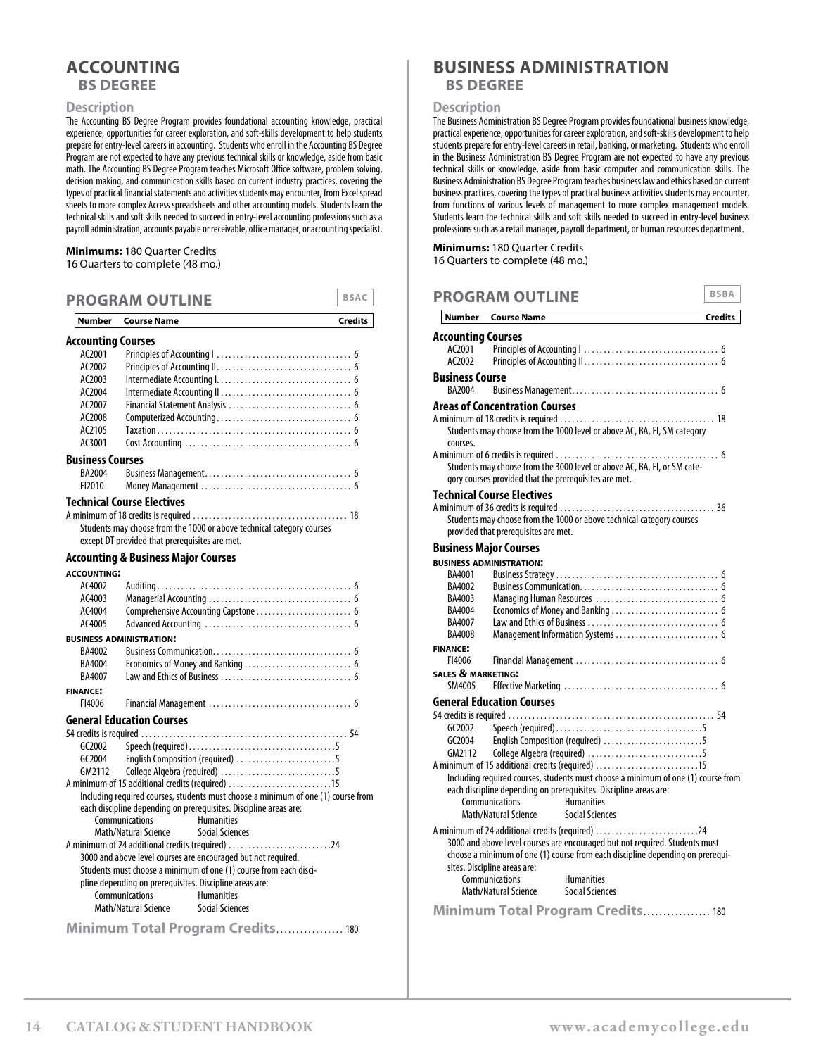# ACCOUNTING

## BS DEGREE

### Description

The Accounting BS Degree Program provides foundational accounting knowledge, practical experience, opportunities for career exploration, and soft-skills development to help students prepare for entry-level careers in accounting. Students who enroll in the Accounting BS Degree Program are not expected to have any previous technical skills or knowledge, aside from basic math. The Accounting BS Degree Program teaches Microsoft Office software, problem solving, decision making, and communication skills based on current industry practices, covering the types of practical financial statements and activities students may encounter, from Excel spread sheets to more complex Access spreadsheets and other accounting models. Students learn the technical skills and soft skills needed to succeed in entry-level accounting professions such as a payroll administration, accounts payable or receivable, office manager, or accounting specialist.

**Minimums:** 180 Quarter Credits
16 Quarters to complete (48 mo.)

## PROGRAM OUTLINE

BSAC

| Number | Course Name | Credits |
|---|---|---|
| **Accounting Courses** | | |
| AC2001 | Principles of Accounting I | 6 |
| AC2002 | Principles of Accounting II | 6 |
| AC2003 | Intermediate Accounting I | 6 |
| AC2004 | Intermediate Accounting II | 6 |
| AC2007 | Financial Statement Analysis | 6 |
| AC2008 | Computerized Accounting | 6 |
| AC2105 | Taxation | 6 |
| AC3001 | Cost Accounting | 6 |
| **Business Courses** | | |
| BA2004 | Business Management | 6 |
| FI2010 | Money Management | 6 |

**Technical Course Electives**

A minimum of 18 credits is required .......... 18

Students may choose from the 1000 or above technical category courses except DT provided that prerequisites are met.

**Accounting & Business Major Courses**

| Number | Course Name | Credits |
|---|---|---|
| **ACCOUNTING:** | | |
| AC4002 | Auditing | 6 |
| AC4003 | Managerial Accounting | 6 |
| AC4004 | Comprehensive Accounting Capstone | 6 |
| AC4005 | Advanced Accounting | 6 |
| **BUSINESS ADMINISTRATION:** | | |
| BA4002 | Business Communication | 6 |
| BA4004 | Economics of Money and Banking | 6 |
| BA4007 | Law and Ethics of Business | 6 |
| **FINANCE:** | | |
| FI4006 | Financial Management | 6 |

**General Education Courses**

54 credits is required .......... 54

| Number | Course Name | Credits |
|---|---|---|
| GC2002 | Speech (required) | 5 |
| GC2004 | English Composition (required) | 5 |
| GM2112 | College Algebra (required) | 5 |

A minimum of 15 additional credits (required) .......... 15

Including required courses, students must choose a minimum of one (1) course from each discipline depending on prerequisites. Discipline areas are:

- Communications
- Humanities
- Math/Natural Science
- Social Sciences

A minimum of 24 additional credits (required) .......... 24

3000 and above level courses are encouraged but not required. Students must choose a minimum of one (1) course from each discipline depending on prerequisites. Discipline areas are:

- Communications
- Humanities
- Math/Natural Science
- Social Sciences

**Minimum Total Program Credits** .......... 180

# BUSINESS ADMINISTRATION

## BS DEGREE

### Description

The Business Administration BS Degree Program provides foundational business knowledge, practical experience, opportunities for career exploration, and soft-skills development to help students prepare for entry-level careers in retail, banking, or marketing. Students who enroll in the Business Administration BS Degree Program are not expected to have any previous technical skills or knowledge, aside from basic computer and communication skills. The Business Administration BS Degree Program teaches business law and ethics based on current business practices, covering the types of practical business activities students may encounter, from functions of various levels of management to more complex management models. Students learn the technical skills and soft skills needed to succeed in entry-level business professions such as a retail manager, payroll department, or human resources department.

**Minimums:** 180 Quarter Credits
16 Quarters to complete (48 mo.)

## PROGRAM OUTLINE

BSBA

| Number | Course Name | Credits |
|---|---|---|
| **Accounting Courses** | | |
| AC2001 | Principles of Accounting I | 6 |
| AC2002 | Principles of Accounting II | 6 |
| **Business Course** | | |
| BA2004 | Business Management | 6 |

**Areas of Concentration Courses**

A minimum of 18 credits is required .......... 18

Students may choose from the 1000 level or above AC, BA, FI, SM category courses.

A minimum of 6 credits is required .......... 6

Students may choose from the 3000 level or above AC, BA, FI, or SM category courses provided that the prerequisites are met.

**Technical Course Electives**

A minimum of 36 credits is required .......... 36

Students may choose from the 1000 or above technical category courses provided that prerequisites are met.

**Business Major Courses**

| Number | Course Name | Credits |
|---|---|---|
| **BUSINESS ADMINISTRATION:** | | |
| BA4001 | Business Strategy | 6 |
| BA4002 | Business Communication | 6 |
| BA4003 | Managing Human Resources | 6 |
| BA4004 | Economics of Money and Banking | 6 |
| BA4007 | Law and Ethics of Business | 6 |
| BA4008 | Management Information Systems | 6 |
| **FINANCE:** | | |
| FI4006 | Financial Management | 6 |
| **SALES & MARKETING:** | | |
| SM4005 | Effective Marketing | 6 |

**General Education Courses**

54 credits is required .......... 54

| Number | Course Name | Credits |
|---|---|---|
| GC2002 | Speech (required) | 5 |
| GC2004 | English Composition (required) | 5 |
| GM2112 | College Algebra (required) | 5 |

A minimum of 15 additional credits (required) .......... 15

Including required courses, students must choose a minimum of one (1) course from each discipline depending on prerequisites. Discipline areas are:

- Communications
- Humanities
- Math/Natural Science
- Social Sciences

A minimum of 24 additional credits (required) .......... 24

3000 and above level courses are encouraged but not required. Students must choose a minimum of one (1) course from each discipline depending on prerequisites. Discipline areas are:

- Communications
- Humanities
- Math/Natural Science
- Social Sciences

**Minimum Total Program Credits** .......... 180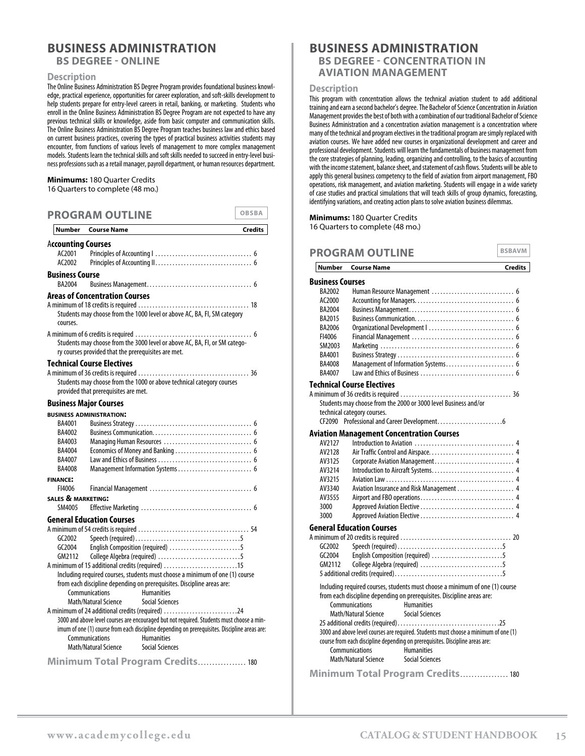# BUSINESS ADMINISTRATION

## BS DEGREE - ONLINE

### Description

The Online Business Administration BS Degree Program provides foundational business knowledge, practical experience, opportunities for career exploration, and soft-skills development to help students prepare for entry-level careers in retail, banking, or marketing. Students who enroll in the Online Business Administration BS Degree Program are not expected to have any previous technical skills or knowledge, aside from basic computer and communication skills. The Online Business Administration BS Degree Program teaches business law and ethics based on current business practices, covering the types of practical business activities students may encounter, from functions of various levels of management to more complex management models. Students learn the technical skills and soft skills needed to succeed in entry-level business professions such as a retail manager, payroll department, or human resources department.

**Minimums:** 180 Quarter Credits
16 Quarters to complete (48 mo.)

### PROGRAM OUTLINE

OBSBA

| Number | Course Name | Credits |
|---|---|---|
| **Accounting Courses** | | |
| AC2001 | Principles of Accounting I | 6 |
| AC2002 | Principles of Accounting II | 6 |
| **Business Course** | | |
| BA2004 | Business Management | 6 |
| **Areas of Concentration Courses** | | |
| | A minimum of 18 credits is required | 18 |
| | Students may choose from the 1000 level or above AC, BA, FI, SM category courses. | |
| | A minimum of 6 credits is required | 6 |
| | Students may choose from the 3000 level or above AC, BA, FI, or SM category courses provided that the prerequisites are met. | |
| **Technical Course Electives** | | |
| | A minimum of 36 credits is required | 36 |
| | Students may choose from the 1000 or above technical category courses provided that prerequisites are met. | |
| **Business Major Courses** | | |
| **BUSINESS ADMINISTRATION:** | | |
| BA4001 | Business Strategy | 6 |
| BA4002 | Business Communication | 6 |
| BA4003 | Managing Human Resources | 6 |
| BA4004 | Economics of Money and Banking | 6 |
| BA4007 | Law and Ethics of Business | 6 |
| BA4008 | Management Information Systems | 6 |
| **FINANCE:** | | |
| FI4006 | Financial Management | 6 |
| **SALES & MARKETING:** | | |
| SM4005 | Effective Marketing | 6 |
| **General Education Courses** | | |
| | A minimum of 54 credits is required | 54 |
| GC2002 | Speech (required) | 5 |
| GC2004 | English Composition (required) | 5 |
| GM2112 | College Algebra (required) | 5 |
| | A minimum of 15 additional credits (required) | 15 |
| | Including required courses, students must choose a minimum of one (1) course from each discipline depending on prerequisites. Discipline areas are: Communications, Humanities, Math/Natural Science, Social Sciences | |
| | A minimum of 24 additional credits (required) | 24 |
| | 3000 and above level courses are encouraged but not required. Students must choose a minimum of one (1) course from each discipline depending on prerequisites. Discipline areas are: Communications, Humanities, Math/Natural Science, Social Sciences | |

**Minimum Total Program Credits** ................ 180

# BUSINESS ADMINISTRATION

## BS DEGREE - CONCENTRATION IN AVIATION MANAGEMENT

### Description

This program with concentration allows the technical aviation student to add additional training and earn a second bachelor's degree. The Bachelor of Science Concentration in Aviation Management provides the best of both with a combination of our traditional Bachelor of Science Business Administration and a concentration aviation management is a concentration where many of the technical and program electives in the traditional program are simply replaced with aviation courses. We have added new courses in organizational development and career and professional development. Students will learn the fundamentals of business management from the core strategies of planning, leading, organizing and controlling, to the basics of accounting with the income statement, balance sheet, and statement of cash flows. Students will be able to apply this general business competency to the field of aviation from airport management, FBO operations, risk management, and aviation marketing. Students will engage in a wide variety of case studies and practical simulations that will teach skills of group dynamics, forecasting, identifying variations, and creating action plans to solve aviation business dilemmas.

**Minimums:** 180 Quarter Credits
16 Quarters to complete (48 mo.)

### PROGRAM OUTLINE

BSBAVM

| Number | Course Name | Credits |
|---|---|---|
| **Business Courses** | | |
| BA2002 | Human Resource Management | 6 |
| AC2000 | Accounting for Managers | 6 |
| BA2004 | Business Management | 6 |
| BA2015 | Business Communication | 6 |
| BA2006 | Organizational Development I | 6 |
| FI4006 | Financial Management | 6 |
| SM2003 | Marketing | 6 |
| BA4001 | Business Strategy | 6 |
| BA4008 | Management of Information Systems | 6 |
| BA4007 | Law and Ethics of Business | 6 |
| **Technical Course Electives** | | |
| | A minimum of 36 credits is required | 36 |
| | Students may choose from the 2000 or 3000 level Business and/or technical category courses. | |
| CF2090 | Professional and Career Development | 6 |
| **Aviation Management Concentration Courses** | | |
| AV2127 | Introduction to Aviation | 4 |
| AV2128 | Air Traffic Control and Airspace | 4 |
| AV3125 | Corporate Aviation Management | 4 |
| AV3214 | Introduction to Aircraft Systems | 4 |
| AV3215 | Aviation Law | 4 |
| AV3340 | Aviation Insurance and Risk Management | 4 |
| AV3555 | Airport and FBO operations | 4 |
| 3000 | Approved Aviation Elective | 4 |
| 3000 | Approved Aviation Elective | 4 |
| **General Education Courses** | | |
| | A minimum of 20 credits is required | 20 |
| GC2002 | Speech (required) | 5 |
| GC2004 | English Composition (required) | 5 |
| GM2112 | College Algebra (required) | 5 |
| | 5 additional credits (required) | 5 |
| | Including required courses, students must choose a minimum of one (1) course from each discipline depending on prerequisites. Discipline areas are: Communications, Humanities, Math/Natural Science, Social Sciences | |
| | 25 additional credits (required) | 25 |
| | 3000 and above level courses are required. Students must choose a minimum of one (1) course from each discipline depending on prerequisites. Discipline areas are: Communications, Humanities, Math/Natural Science, Social Sciences | |

**Minimum Total Program Credits** ................ 180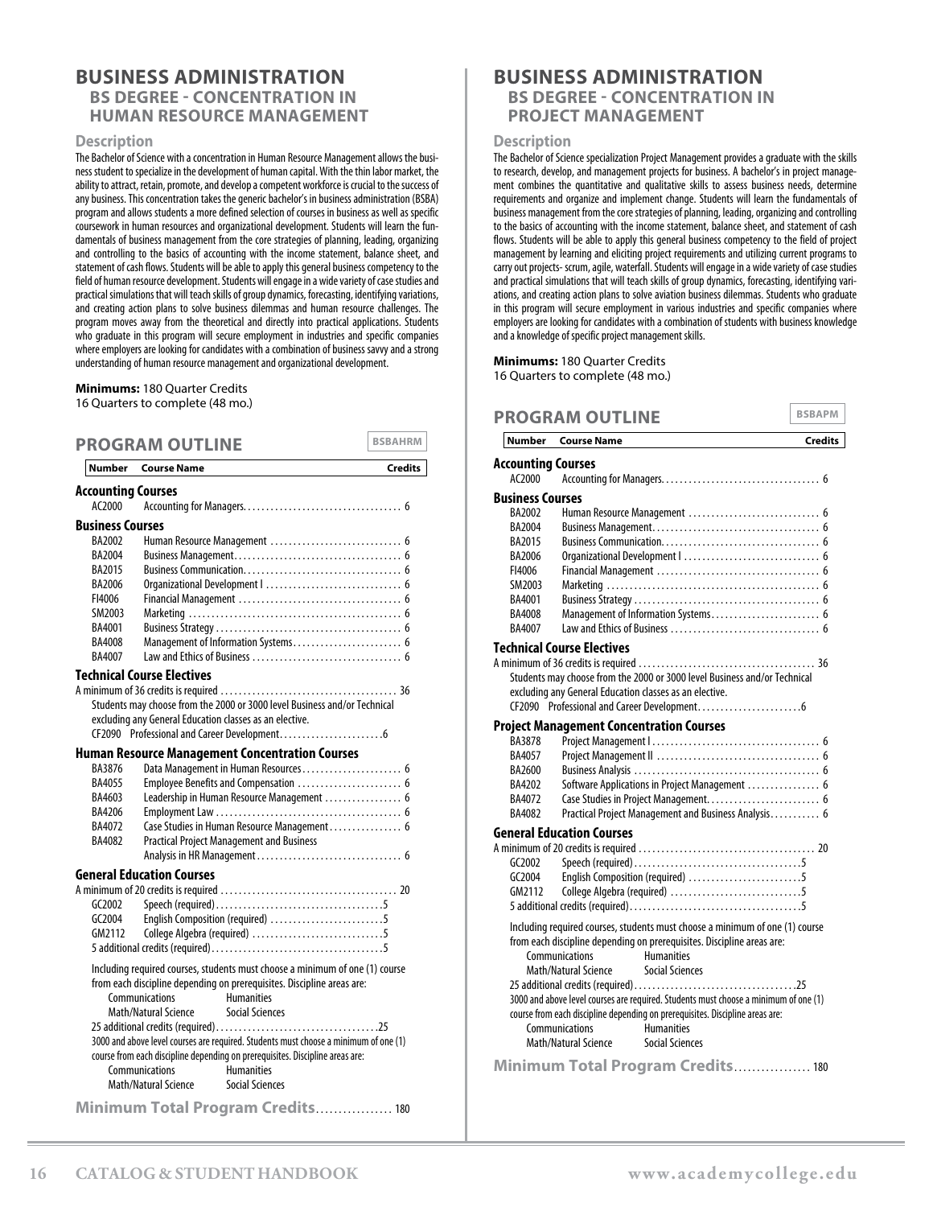# BUSINESS ADMINISTRATION

## BS DEGREE - CONCENTRATION IN HUMAN RESOURCE MANAGEMENT

### Description

The Bachelor of Science with a concentration in Human Resource Management allows the business student to specialize in the development of human capital. With the thin labor market, the ability to attract, retain, promote, and develop a competent workforce is crucial to the success of any business. This concentration takes the generic bachelor's in business administration (BSBA) program and allows students a more defined selection of courses in business as well as specific coursework in human resources and organizational development. Students will learn the fundamentals of business management from the core strategies of planning, leading, organizing and controlling to the basics of accounting with the income statement, balance sheet, and statement of cash flows. Students will be able to apply this general business competency to the field of human resource development. Students will engage in a wide variety of case studies and practical simulations that will teach skills of group dynamics, forecasting, identifying variations, and creating action plans to solve business dilemmas and human resource challenges. The program moves away from the theoretical and directly into practical applications. Students who graduate in this program will secure employment in industries and specific companies where employers are looking for candidates with a combination of business savvy and a strong understanding of human resource management and organizational development.

**Minimums:** 180 Quarter Credits
16 Quarters to complete (48 mo.)

### PROGRAM OUTLINE

BSBAHRM

| Number | Course Name | Credits |
|---|---|---|
| **Accounting Courses** | | |
| AC2000 | Accounting for Managers | 6 |
| **Business Courses** | | |
| BA2002 | Human Resource Management | 6 |
| BA2004 | Business Management | 6 |
| BA2015 | Business Communication | 6 |
| BA2006 | Organizational Development I | 6 |
| FI4006 | Financial Management | 6 |
| SM2003 | Marketing | 6 |
| BA4001 | Business Strategy | 6 |
| BA4008 | Management of Information Systems | 6 |
| BA4007 | Law and Ethics of Business | 6 |
| **Technical Course Electives** | | |
| | A minimum of 36 credits is required | 36 |
| | Students may choose from the 2000 or 3000 level Business and/or Technical excluding any General Education classes as an elective. | |
| CF2090 | Professional and Career Development | 6 |
| **Human Resource Management Concentration Courses** | | |
| BA3876 | Data Management in Human Resources | 6 |
| BA4055 | Employee Benefits and Compensation | 6 |
| BA4603 | Leadership in Human Resource Management | 6 |
| BA4206 | Employment Law | 6 |
| BA4072 | Case Studies in Human Resource Management | 6 |
| BA4082 | Practical Project Management and Business Analysis in HR Management | 6 |
| **General Education Courses** | | |
| | A minimum of 20 credits is required | 20 |
| GC2002 | Speech (required) | 5 |
| GC2004 | English Composition (required) | 5 |
| GM2112 | College Algebra (required) | 5 |
| | 5 additional credits (required) | 5 |

Including required courses, students must choose a minimum of one (1) course from each discipline depending on prerequisites. Discipline areas are:

- Communications
- Humanities
- Math/Natural Science
- Social Sciences

25 additional credits (required) ........ 25

3000 and above level courses are required. Students must choose a minimum of one (1) course from each discipline depending on prerequisites. Discipline areas are:

- Communications
- Humanities
- Math/Natural Science
- Social Sciences

**Minimum Total Program Credits** ........ 180

# BUSINESS ADMINISTRATION

## BS DEGREE - CONCENTRATION IN PROJECT MANAGEMENT

### Description

The Bachelor of Science specialization Project Management provides a graduate with the skills to research, develop, and management projects for business. A bachelor's in project management combines the quantitative and qualitative skills to assess business needs, determine requirements and organize and implement change. Students will learn the fundamentals of business management from the core strategies of planning, leading, organizing and controlling to the basics of accounting with the income statement, balance sheet, and statement of cash flows. Students will be able to apply this general business competency to the field of project management by learning and eliciting project requirements and utilizing current programs to carry out projects- scrum, agile, waterfall. Students will engage in a wide variety of case studies and practical simulations that will teach skills of group dynamics, forecasting, identifying variations, and creating action plans to solve aviation business dilemmas. Students who graduate in this program will secure employment in various industries and specific companies where employers are looking for candidates with a combination of students with business knowledge and a knowledge of specific project management skills.

**Minimums:** 180 Quarter Credits
16 Quarters to complete (48 mo.)

### PROGRAM OUTLINE

BSBAPM

| Number | Course Name | Credits |
|---|---|---|
| **Accounting Courses** | | |
| AC2000 | Accounting for Managers | 6 |
| **Business Courses** | | |
| BA2002 | Human Resource Management | 6 |
| BA2004 | Business Management | 6 |
| BA2015 | Business Communication | 6 |
| BA2006 | Organizational Development I | 6 |
| FI4006 | Financial Management | 6 |
| SM2003 | Marketing | 6 |
| BA4001 | Business Strategy | 6 |
| BA4008 | Management of Information Systems | 6 |
| BA4007 | Law and Ethics of Business | 6 |
| **Technical Course Electives** | | |
| | A minimum of 36 credits is required | 36 |
| | Students may choose from the 2000 or 3000 level Business and/or Technical excluding any General Education classes as an elective. | |
| CF2090 | Professional and Career Development | 6 |
| **Project Management Concentration Courses** | | |
| BA3878 | Project Management I | 6 |
| BA4057 | Project Management II | 6 |
| BA2600 | Business Analysis | 6 |
| BA4202 | Software Applications in Project Management | 6 |
| BA4072 | Case Studies in Project Management | 6 |
| BA4082 | Practical Project Management and Business Analysis | 6 |
| **General Education Courses** | | |
| | A minimum of 20 credits is required | 20 |
| GC2002 | Speech (required) | 5 |
| GC2004 | English Composition (required) | 5 |
| GM2112 | College Algebra (required) | 5 |
| | 5 additional credits (required) | 5 |

Including required courses, students must choose a minimum of one (1) course from each discipline depending on prerequisites. Discipline areas are:

- Communications
- Humanities
- Math/Natural Science
- Social Sciences

25 additional credits (required) ........ 25

3000 and above level courses are required. Students must choose a minimum of one (1) course from each discipline depending on prerequisites. Discipline areas are:

- Communications
- Humanities
- Math/Natural Science
- Social Sciences

**Minimum Total Program Credits** ........ 180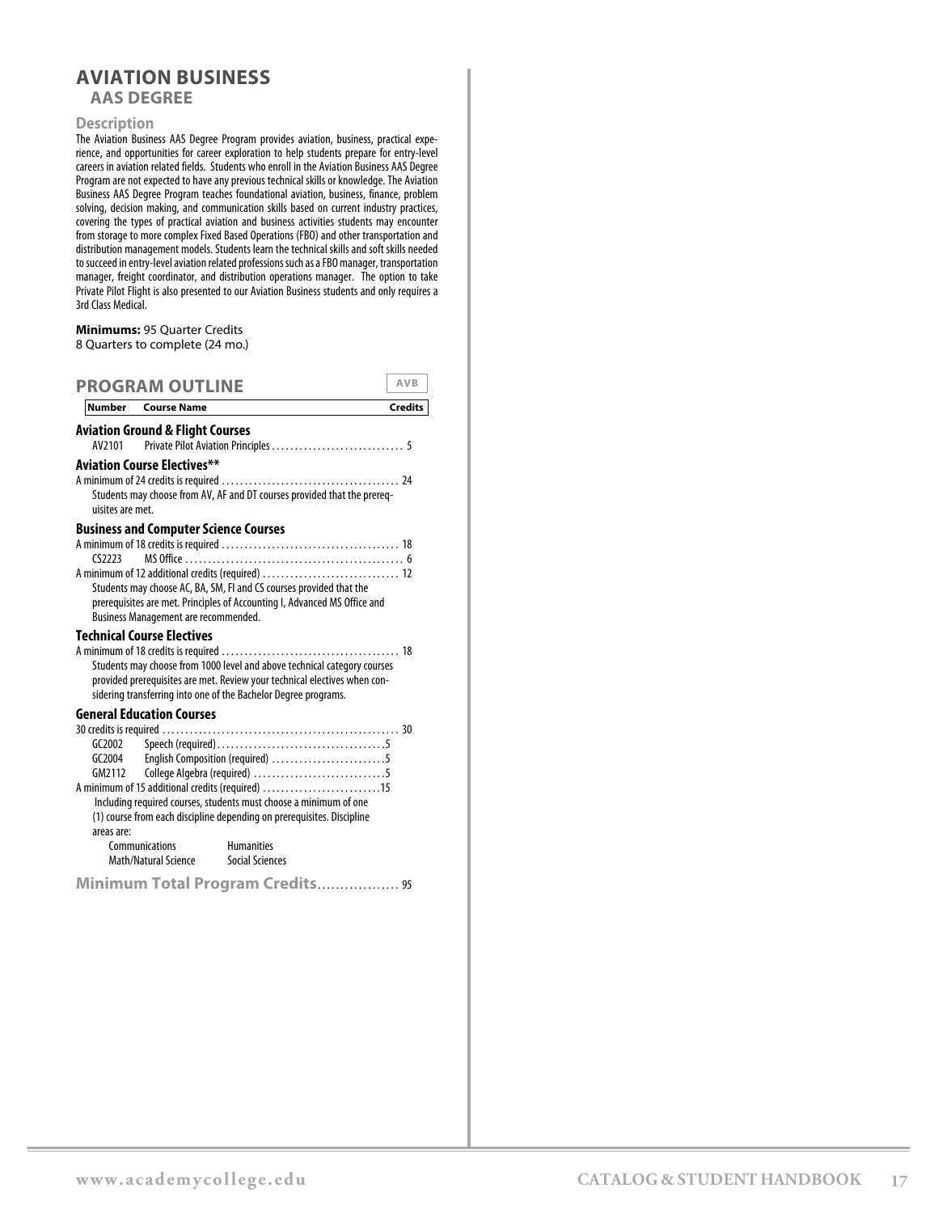# AVIATION BUSINESS

## AAS DEGREE

### Description

The Aviation Business AAS Degree Program provides aviation, business, practical experience, and opportunities for career exploration to help students prepare for entry-level careers in aviation related fields. Students who enroll in the Aviation Business AAS Degree Program are not expected to have any previous technical skills or knowledge. The Aviation Business AAS Degree Program teaches foundational aviation, business, finance, problem solving, decision making, and communication skills based on current industry practices, covering the types of practical aviation and business activities students may encounter from storage to more complex Fixed Based Operations (FBO) and other transportation and distribution management models. Students learn the technical skills and soft skills needed to succeed in entry-level aviation related professions such as a FBO manager, transportation manager, freight coordinator, and distribution operations manager. The option to take Private Pilot Flight is also presented to our Aviation Business students and only requires a 3rd Class Medical.

**Minimums:** 95 Quarter Credits
8 Quarters to complete (24 mo.)

## PROGRAM OUTLINE

AVB

| Number | Course Name | Credits |
|---|---|---|
| **Aviation Ground & Flight Courses** | | |
| AV2101 | Private Pilot Aviation Principles | 5 |
| **Aviation Course Electives**** | | |
| A minimum of 24 credits is required | | 24 |
| Students may choose from AV, AF and DT courses provided that the prerequisites are met. | | |
| **Business and Computer Science Courses** | | |
| A minimum of 18 credits is required | | 18 |
| CS2223 | MS Office | 6 |
| A minimum of 12 additional credits (required) | | 12 |
| Students may choose AC, BA, SM, FI and CS courses provided that the prerequisites are met. Principles of Accounting I, Advanced MS Office and Business Management are recommended. | | |
| **Technical Course Electives** | | |
| A minimum of 18 credits is required | | 18 |
| Students may choose from 1000 level and above technical category courses provided prerequisites are met. Review your technical electives when considering transferring into one of the Bachelor Degree programs. | | |
| **General Education Courses** | | |
| 30 credits is required | | 30 |
| GC2002 | Speech (required) | 5 |
| GC2004 | English Composition (required) | 5 |
| GM2112 | College Algebra (required) | 5 |
| A minimum of 15 additional credits (required) | | 15 |
| Including required courses, students must choose a minimum of one (1) course from each discipline depending on prerequisites. Discipline areas are: Communications, Humanities, Math/Natural Science, Social Sciences | | |

**Minimum Total Program Credits** .......... 95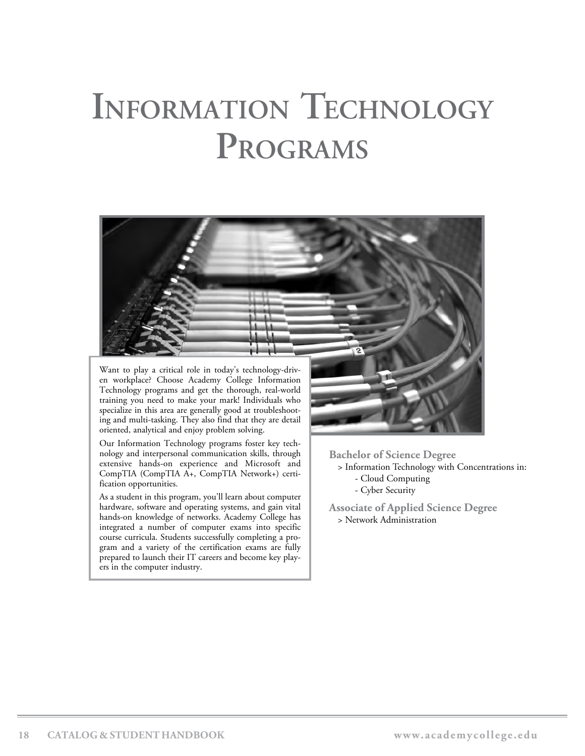# Information Technology Programs

Want to play a critical role in today's technology-driven workplace? Choose Academy College Information Technology programs and get the thorough, real-world training you need to make your mark! Individuals who specialize in this area are generally good at troubleshooting and multi-tasking. They also find that they are detail oriented, analytical and enjoy problem solving.

Our Information Technology programs foster key technology and interpersonal communication skills, through extensive hands-on experience and Microsoft and CompTIA (CompTIA A+, CompTIA Network+) certification opportunities.

As a student in this program, you'll learn about computer hardware, software and operating systems, and gain vital hands-on knowledge of networks. Academy College has integrated a number of computer exams into specific course curricula. Students successfully completing a program and a variety of the certification exams are fully prepared to launch their IT careers and become key players in the computer industry.

**Bachelor of Science Degree**

> Information Technology with Concentrations in:

- Cloud Computing
- Cyber Security

**Associate of Applied Science Degree**

> Network Administration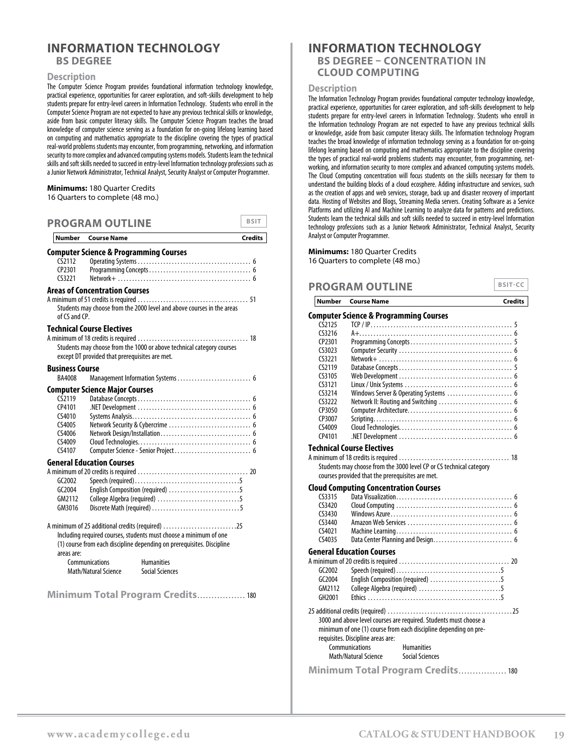# INFORMATION TECHNOLOGY

## BS DEGREE

### Description

The Computer Science Program provides foundational information technology knowledge, practical experience, opportunities for career exploration, and soft-skills development to help students prepare for entry-level careers in Information Technology. Students who enroll in the Computer Science Program are not expected to have any previous technical skills or knowledge, aside from basic computer literacy skills. The Computer Science Program teaches the broad knowledge of computer science serving as a foundation for on-going lifelong learning based on computing and mathematics appropriate to the discipline covering the types of practical real-world problems students may encounter, from programming, networking, and information security to more complex and advanced computing systems models. Students learn the technical skills and soft skills needed to succeed in entry-level Information technology professions such as a Junior Network Administrator, Technical Analyst, Security Analyst or Computer Programmer.

**Minimums:** 180 Quarter Credits
16 Quarters to complete (48 mo.)

### PROGRAM OUTLINE

BSIT

| Number | Course Name | Credits |
|---|---|---|
| **Computer Science & Programming Courses** | | |
| CS2112 | Operating Systems | 6 |
| CP2301 | Programming Concepts | 6 |
| CS3221 | Network+ | 6 |
| **Areas of Concentration Courses** | | |
| | A minimum of 51 credits is required. Students may choose from the 2000 level and above courses in the areas of CS and CP. | 51 |
| **Technical Course Electives** | | |
| | A minimum of 18 credits is required. Students may choose from the 1000 or above technical category courses except DT provided that prerequisites are met. | 18 |
| **Business Course** | | |
| BA4008 | Management Information Systems | 6 |
| **Computer Science Major Courses** | | |
| CS2119 | Database Concepts | 6 |
| CP4101 | .NET Development | 6 |
| CS4010 | Systems Analysis | 6 |
| CS4005 | Network Security & Cybercrime | 6 |
| CS4006 | Network Design/Installation | 6 |
| CS4009 | Cloud Technologies | 6 |
| CS4107 | Computer Science - Senior Project | 6 |
| **General Education Courses** | | |
| | A minimum of 20 credits is required | 20 |
| GC2002 | Speech (required) | 5 |
| GC2004 | English Composition (required) | 5 |
| GM2112 | College Algebra (required) | 5 |
| GM3016 | Discrete Math (required) | 5 |
| | A minimum of 25 additional credits (required) | 25 |

Including required courses, students must choose a minimum of one (1) course from each discipline depending on prerequisites. Discipline areas are:

- Communications
- Humanities
- Math/Natural Science
- Social Sciences

**Minimum Total Program Credits** ................. 180

# INFORMATION TECHNOLOGY

## BS DEGREE – CONCENTRATION IN CLOUD COMPUTING

### Description

The Information Technology Program provides foundational computer technology knowledge, practical experience, opportunities for career exploration, and soft-skills development to help students prepare for entry-level careers in Information Technology. Students who enroll in the Information technology Program are not expected to have any previous technical skills or knowledge, aside from basic computer literacy skills. The Information technology Program teaches the broad knowledge of information technology serving as a foundation for on-going lifelong learning based on computing and mathematics appropriate to the discipline covering the types of practical real-world problems students may encounter, from programming, networking, and information security to more complex and advanced computing systems models. The Cloud Computing concentration will focus students on the skills necessary for them to understand the building blocks of a cloud ecosphere. Adding infrastructure and services, such as the creation of apps and web services, storage, back up and disaster recovery of important data. Hosting of Websites and Blogs, Streaming Media servers. Creating Software as a Service Platforms and utilizing AI and Machine Learning to analyze data for patterns and predictions. Students learn the technical skills and soft skills needed to succeed in entry-level Information technology professions such as a Junior Network Administrator, Technical Analyst, Security Analyst or Computer Programmer.

**Minimums:** 180 Quarter Credits
16 Quarters to complete (48 mo.)

### PROGRAM OUTLINE

BSIT-CC

| Number | Course Name | Credits |
|---|---|---|
| **Computer Science & Programming Courses** | | |
| CS2125 | TCP / IP | 5 |
| CS3216 | A+ | 6 |
| CP2301 | Programming Concepts | 5 |
| CS3023 | Computer Security | 6 |
| CS3221 | Network+ | 6 |
| CS2119 | Database Concepts | 5 |
| CS3105 | Web Development | 6 |
| CS3121 | Linux / Unix Systems | 6 |
| CS3214 | Windows Server & Operating Systems | 6 |
| CS3222 | Network II: Routing and Switching | 6 |
| CP3050 | Computer Architecture | 6 |
| CP3007 | Scripting | 6 |
| CS4009 | Cloud Technologies | 6 |
| CP4101 | .NET Development | 6 |
| **Technical Course Electives** | | |
| | A minimum of 18 credits is required. Students may choose from the 3000 level CP or CS technical category courses provided that the prerequisites are met. | 18 |
| **Cloud Computing Concentration Courses** | | |
| CS3315 | Data Visualization | 6 |
| CS3420 | Cloud Computing | 6 |
| CS3430 | Windows Azure | 6 |
| CS3440 | Amazon Web Services | 6 |
| CS4021 | Machine Learning | 6 |
| CS4035 | Data Center Planning and Design | 6 |
| **General Education Courses** | | |
| | A minimum of 20 credits is required | 20 |
| GC2002 | Speech (required) | 5 |
| GC2004 | English Composition (required) | 5 |
| GM2112 | College Algebra (required) | 5 |
| GH2001 | Ethics | 5 |
| | 25 additional credits (required) | 25 |

3000 and above level courses are required. Students must choose a minimum of one (1) course from each discipline depending on prerequisites. Discipline areas are:

- Communications
- Humanities
- Math/Natural Science
- Social Sciences

**Minimum Total Program Credits** ................. 180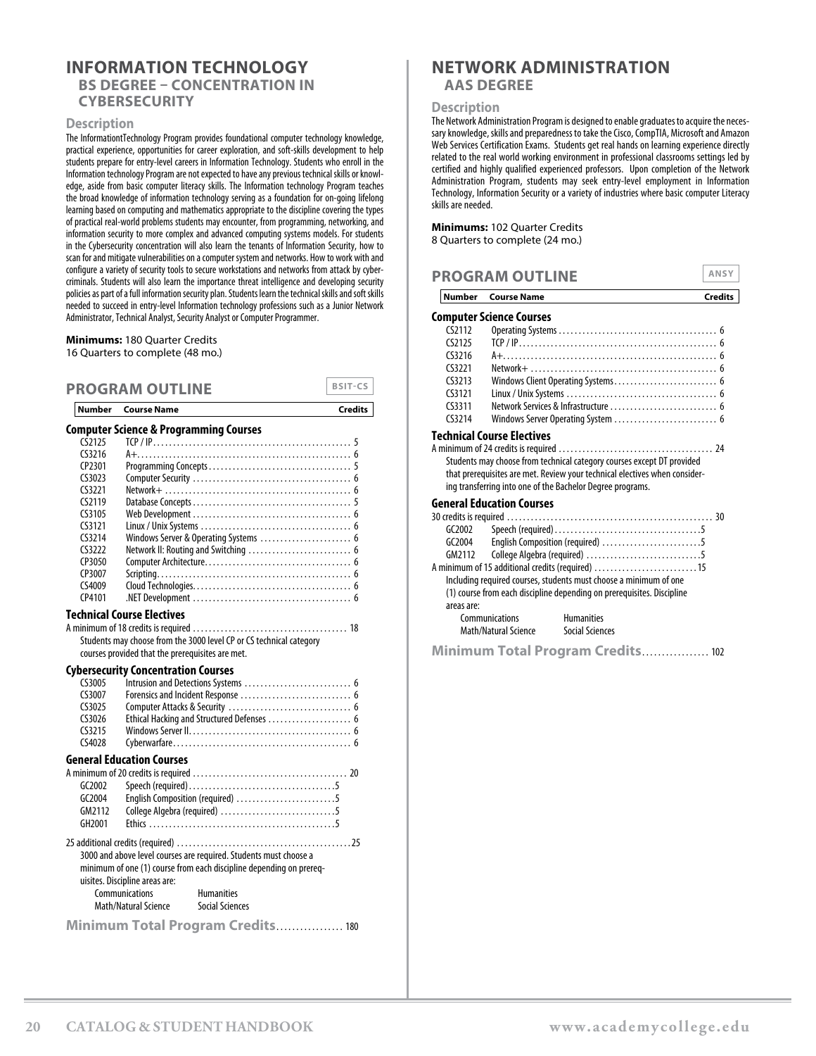# INFORMATION TECHNOLOGY

## BS DEGREE – CONCENTRATION IN CYBERSECURITY

### Description

The InformationtTechnology Program provides foundational computer technology knowledge, practical experience, opportunities for career exploration, and soft-skills development to help students prepare for entry-level careers in Information Technology. Students who enroll in the Information technology Program are not expected to have any previous technical skills or knowledge, aside from basic computer literacy skills. The Information technology Program teaches the broad knowledge of information technology serving as a foundation for on-going lifelong learning based on computing and mathematics appropriate to the discipline covering the types of practical real-world problems students may encounter, from programming, networking, and information security to more complex and advanced computing systems models. For students in the Cybersecurity concentration will also learn the tenants of Information Security, how to scan for and mitigate vulnerabilities on a computer system and networks. How to work with and configure a variety of security tools to secure workstations and networks from attack by cybercriminals. Students will also learn the importance threat intelligence and developing security policies as part of a full information security plan. Students learn the technical skills and soft skills needed to succeed in entry-level Information technology professions such as a Junior Network Administrator, Technical Analyst, Security Analyst or Computer Programmer.

**Minimums:** 180 Quarter Credits
16 Quarters to complete (48 mo.)

### PROGRAM OUTLINE

BSIT-CS

| Number | Course Name | Credits |
|---|---|---|
| **Computer Science & Programming Courses** | | |
| CS2125 | TCP / IP | 5 |
| CS3216 | A+ | 6 |
| CP2301 | Programming Concepts | 5 |
| CS3023 | Computer Security | 6 |
| CS3221 | Network+ | 6 |
| CS2119 | Database Concepts | 5 |
| CS3105 | Web Development | 6 |
| CS3121 | Linux / Unix Systems | 6 |
| CS3214 | Windows Server & Operating Systems | 6 |
| CS3222 | Network II: Routing and Switching | 6 |
| CP3050 | Computer Architecture | 6 |
| CP3007 | Scripting | 6 |
| CS4009 | Cloud Technologies | 6 |
| CP4101 | .NET Development | 6 |

**Technical Course Electives**

A minimum of 18 credits is required .................................... 18

Students may choose from the 3000 level CP or CS technical category courses provided that the prerequisites are met.

| Number | Course Name | Credits |
|---|---|---|
| **Cybersecurity Concentration Courses** | | |
| CS3005 | Intrusion and Detections Systems | 6 |
| CS3007 | Forensics and Incident Response | 6 |
| CS3025 | Computer Attacks & Security | 6 |
| CS3026 | Ethical Hacking and Structured Defenses | 6 |
| CS3215 | Windows Server II | 6 |
| CS4028 | Cyberwarfare | 6 |

**General Education Courses**

A minimum of 20 credits is required .................................... 20

| Number | Course Name | Credits |
|---|---|---|
| GC2002 | Speech (required) | 5 |
| GC2004 | English Composition (required) | 5 |
| GM2112 | College Algebra (required) | 5 |
| GH2001 | Ethics | 5 |

25 additional credits (required) .................................... 25

3000 and above level courses are required. Students must choose a minimum of one (1) course from each discipline depending on prerequisites. Discipline areas are:

- Communications
- Humanities
- Math/Natural Science
- Social Sciences

**Minimum Total Program Credits** ................ 180

# NETWORK ADMINISTRATION

## AAS DEGREE

### Description

The Network Administration Program is designed to enable graduates to acquire the necessary knowledge, skills and preparedness to take the Cisco, CompTIA, Microsoft and Amazon Web Services Certification Exams. Students get real hands on learning experience directly related to the real world working environment in professional classrooms settings led by certified and highly qualified experienced professors. Upon completion of the Network Administration Program, students may seek entry-level employment in Information Technology, Information Security or a variety of industries where basic computer Literacy skills are needed.

**Minimums:** 102 Quarter Credits
8 Quarters to complete (24 mo.)

### PROGRAM OUTLINE

ANSY

| Number | Course Name | Credits |
|---|---|---|
| **Computer Science Courses** | | |
| CS2112 | Operating Systems | 6 |
| CS2125 | TCP / IP | 6 |
| CS3216 | A+ | 6 |
| CS3221 | Network+ | 6 |
| CS3213 | Windows Client Operating Systems | 6 |
| CS3121 | Linux / Unix Systems | 6 |
| CS3311 | Network Services & Infrastructure | 6 |
| CS3214 | Windows Server Operating System | 6 |

**Technical Course Electives**

A minimum of 24 credits is required .................................... 24

Students may choose from technical category courses except DT provided that prerequisites are met. Review your technical electives when considering transferring into one of the Bachelor Degree programs.

**General Education Courses**

30 credits is required .................................... 30

| Number | Course Name | Credits |
|---|---|---|
| GC2002 | Speech (required) | 5 |
| GC2004 | English Composition (required) | 5 |
| GM2112 | College Algebra (required) | 5 |

A minimum of 15 additional credits (required) .................................... 15

Including required courses, students must choose a minimum of one (1) course from each discipline depending on prerequisites. Discipline areas are:

- Communications
- Humanities
- Math/Natural Science
- Social Sciences

**Minimum Total Program Credits** ................ 102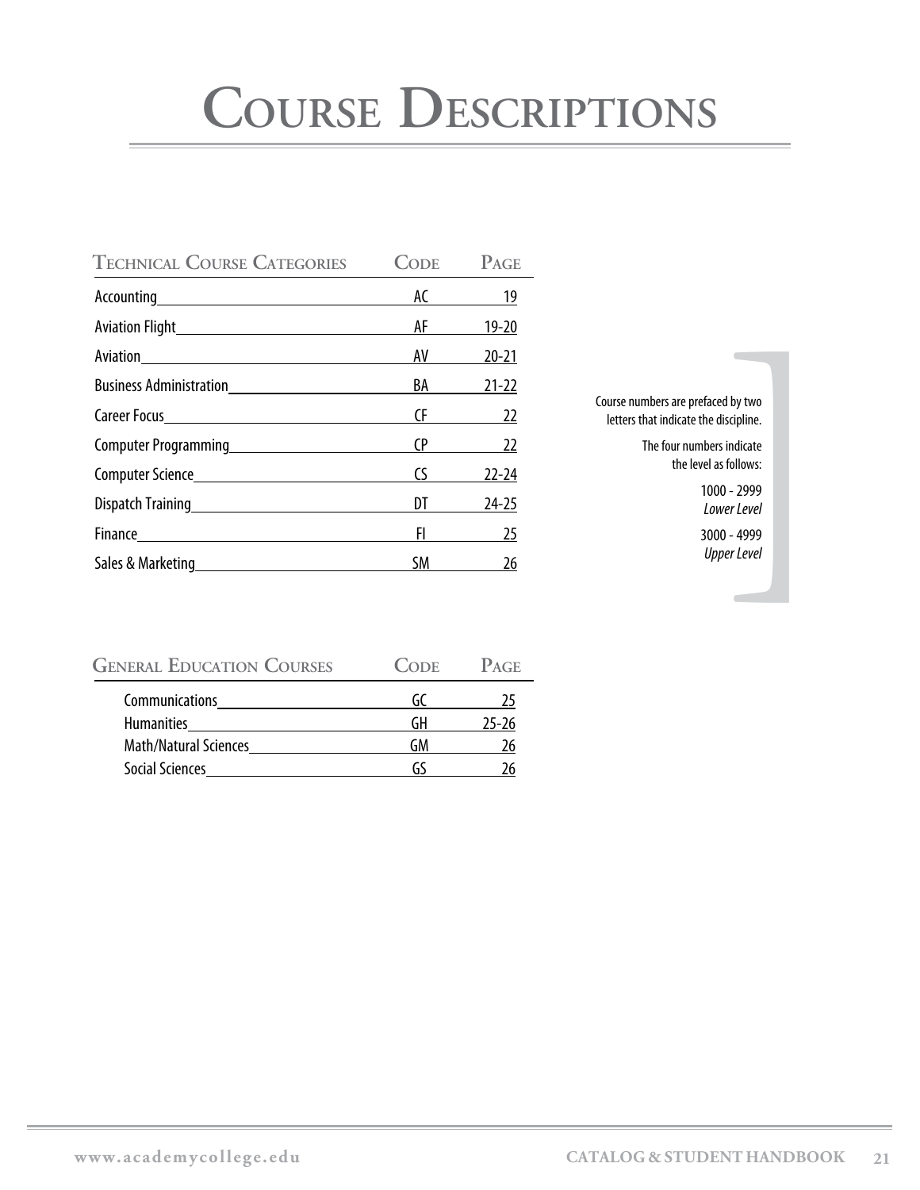# Course Descriptions

| Technical Course Categories | Code | Page |
| --- | --- | --- |
| Accounting | AC | 19 |
| Aviation Flight | AF | 19-20 |
| Aviation | AV | 20-21 |
| Business Administration | BA | 21-22 |
| Career Focus | CF | 22 |
| Computer Programming | CP | 22 |
| Computer Science | CS | 22-24 |
| Dispatch Training | DT | 24-25 |
| Finance | FI | 25 |
| Sales & Marketing | SM | 26 |

Course numbers are prefaced by two letters that indicate the discipline.

The four numbers indicate the level as follows:

1000 - 2999
*Lower Level*

3000 - 4999
*Upper Level*

| General Education Courses | Code | Page |
| --- | --- | --- |
| Communications | GC | 25 |
| Humanities | GH | 25-26 |
| Math/Natural Sciences | GM | 26 |
| Social Sciences | GS | 26 |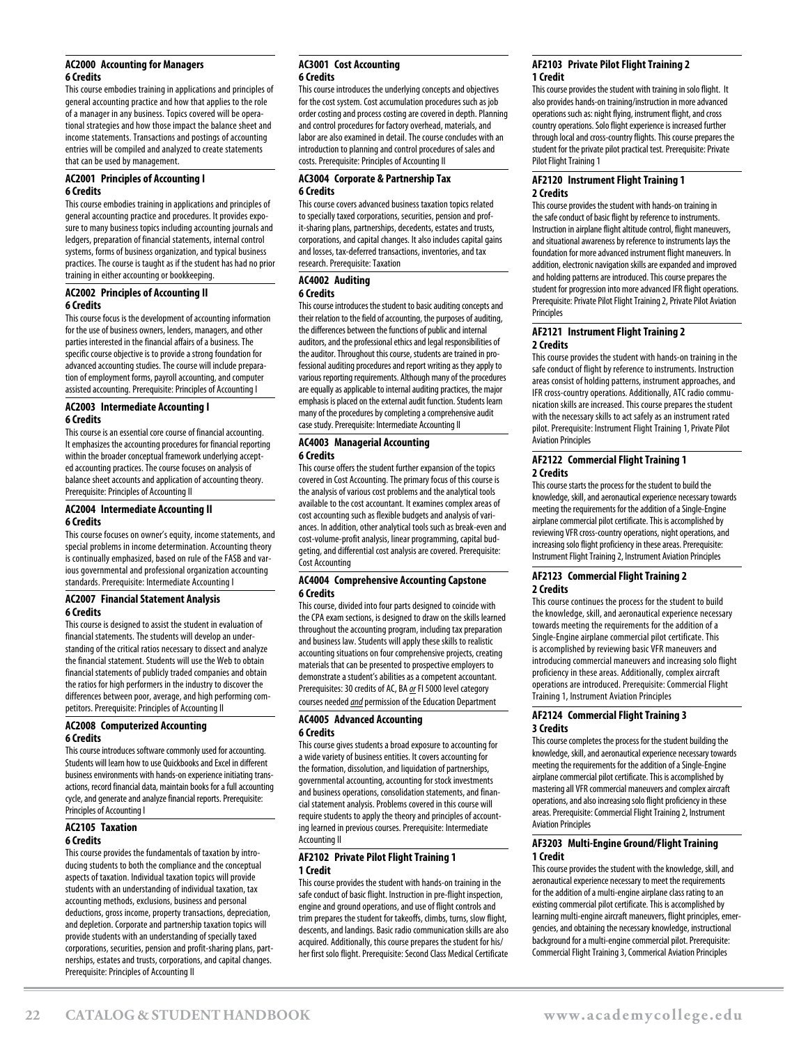### AC2000 Accounting for Managers
**6 Credits**

This course embodies training in applications and principles of general accounting practice and how that applies to the role of a manager in any business. Topics covered will be operational strategies and how those impact the balance sheet and income statements. Transactions and postings of accounting entries will be compiled and analyzed to create statements that can be used by management.

### AC2001 Principles of Accounting I
**6 Credits**

This course embodies training in applications and principles of general accounting practice and procedures. It provides exposure to many business topics including accounting journals and ledgers, preparation of financial statements, internal control systems, forms of business organization, and typical business practices. The course is taught as if the student has had no prior training in either accounting or bookkeeping.

### AC2002 Principles of Accounting II
**6 Credits**

This course focus is the development of accounting information for the use of business owners, lenders, managers, and other parties interested in the financial affairs of a business. The specific course objective is to provide a strong foundation for advanced accounting studies. The course will include preparation of employment forms, payroll accounting, and computer assisted accounting. Prerequisite: Principles of Accounting I

### AC2003 Intermediate Accounting I
**6 Credits**

This course is an essential core course of financial accounting. It emphasizes the accounting procedures for financial reporting within the broader conceptual framework underlying accepted accounting practices. The course focuses on analysis of balance sheet accounts and application of accounting theory. Prerequisite: Principles of Accounting II

### AC2004 Intermediate Accounting II
**6 Credits**

This course focuses on owner's equity, income statements, and special problems in income determination. Accounting theory is continually emphasized, based on rule of the FASB and various governmental and professional organization accounting standards. Prerequisite: Intermediate Accounting I

### AC2007 Financial Statement Analysis
**6 Credits**

This course is designed to assist the student in evaluation of financial statements. The students will develop an understanding of the critical ratios necessary to dissect and analyze the financial statement. Students will use the Web to obtain financial statements of publicly traded companies and obtain the ratios for high performers in the industry to discover the differences between poor, average, and high performing competitors. Prerequisite: Principles of Accounting II

### AC2008 Computerized Accounting
**6 Credits**

This course introduces software commonly used for accounting. Students will learn how to use Quickbooks and Excel in different business environments with hands-on experience initiating transactions, record financial data, maintain books for a full accounting cycle, and generate and analyze financial reports. Prerequisite: Principles of Accounting I

### AC2105 Taxation
**6 Credits**

This course provides the fundamentals of taxation by introducing students to both the compliance and the conceptual aspects of taxation. Individual taxation topics will provide students with an understanding of individual taxation, tax accounting methods, exclusions, business and personal deductions, gross income, property transactions, depreciation, and depletion. Corporate and partnership taxation topics will provide students with an understanding of specially taxed corporations, securities, pension and profit-sharing plans, partnerships, estates and trusts, corporations, and capital changes. Prerequisite: Principles of Accounting II

### AC3001 Cost Accounting
**6 Credits**

This course introduces the underlying concepts and objectives for the cost system. Cost accumulation procedures such as job order costing and process costing are covered in depth. Planning and control procedures for factory overhead, materials, and labor are also examined in detail. The course concludes with an introduction to planning and control procedures of sales and costs. Prerequisite: Principles of Accounting II

### AC3004 Corporate & Partnership Tax
**6 Credits**

This course covers advanced business taxation topics related to specially taxed corporations, securities, pension and profit-sharing plans, partnerships, decedents, estates and trusts, corporations, and capital changes. It also includes capital gains and losses, tax-deferred transactions, inventories, and tax research. Prerequisite: Taxation

### AC4002 Auditing
**6 Credits**

This course introduces the student to basic auditing concepts and their relation to the field of accounting, the purposes of auditing, the differences between the functions of public and internal auditors, and the professional ethics and legal responsibilities of the auditor. Throughout this course, students are trained in professional auditing procedures and report writing as they apply to various reporting requirements. Although many of the procedures are equally as applicable to internal auditing practices, the major emphasis is placed on the external audit function. Students learn many of the procedures by completing a comprehensive audit case study. Prerequisite: Intermediate Accounting II

### AC4003 Managerial Accounting
**6 Credits**

This course offers the student further expansion of the topics covered in Cost Accounting. The primary focus of this course is the analysis of various cost problems and the analytical tools available to the cost accountant. It examines complex areas of cost accounting such as flexible budgets and analysis of variances. In addition, other analytical tools such as break-even and cost-volume-profit analysis, linear programming, capital budgeting, and differential cost analysis are covered. Prerequisite: Cost Accounting

### AC4004 Comprehensive Accounting Capstone
**6 Credits**

This course, divided into four parts designed to coincide with the CPA exam sections, is designed to draw on the skills learned throughout the accounting program, including tax preparation and business law. Students will apply these skills to realistic accounting situations on four comprehensive projects, creating materials that can be presented to prospective employers to demonstrate a student's abilities as a competent accountant. Prerequisites: 30 credits of AC, BA *or* FI 5000 level category courses needed *and* permission of the Education Department

### AC4005 Advanced Accounting
**6 Credits**

This course gives students a broad exposure to accounting for a wide variety of business entities. It covers accounting for the formation, dissolution, and liquidation of partnerships, governmental accounting, accounting for stock investments and business operations, consolidation statements, and financial statement analysis. Problems covered in this course will require students to apply the theory and principles of accounting learned in previous courses. Prerequisite: Intermediate Accounting II

### AF2102 Private Pilot Flight Training 1
**1 Credit**

This course provides the student with hands-on training in the safe conduct of basic flight. Instruction in pre-flight inspection, engine and ground operations, and use of flight controls and trim prepares the student for takeoffs, climbs, turns, slow flight, descents, and landings. Basic radio communication skills are also acquired. Additionally, this course prepares the student for his/her first solo flight. Prerequisite: Second Class Medical Certificate

### AF2103 Private Pilot Flight Training 2
**1 Credit**

This course provides the student with training in solo flight. It also provides hands-on training/instruction in more advanced operations such as: night flying, instrument flight, and cross country operations. Solo flight experience is increased further through local and cross-country flights. This course prepares the student for the private pilot practical test. Prerequisite: Private Pilot Flight Training 1

### AF2120 Instrument Flight Training 1
**2 Credits**

This course provides the student with hands-on training in the safe conduct of basic flight by reference to instruments. Instruction in airplane flight altitude control, flight maneuvers, and situational awareness by reference to instruments lays the foundation for more advanced instrument flight maneuvers. In addition, electronic navigation skills are expanded and improved and holding patterns are introduced. This course prepares the student for progression into more advanced IFR flight operations. Prerequisite: Private Pilot Flight Training 2, Private Pilot Aviation Principles

### AF2121 Instrument Flight Training 2
**2 Credits**

This course provides the student with hands-on training in the safe conduct of flight by reference to instruments. Instruction areas consist of holding patterns, instrument approaches, and IFR cross-country operations. Additionally, ATC radio communication skills are increased. This course prepares the student with the necessary skills to act safely as an instrument rated pilot. Prerequisite: Instrument Flight Training 1, Private Pilot Aviation Principles

### AF2122 Commercial Flight Training 1
**2 Credits**

This course starts the process for the student to build the knowledge, skill, and aeronautical experience necessary towards meeting the requirements for the addition of a Single-Engine airplane commercial pilot certificate. This is accomplished by reviewing VFR cross-country operations, night operations, and increasing solo flight proficiency in these areas. Prerequisite: Instrument Flight Training 2, Instrument Aviation Principles

### AF2123 Commercial Flight Training 2
**2 Credits**

This course continues the process for the student to build the knowledge, skill, and aeronautical experience necessary towards meeting the requirements for the addition of a Single-Engine airplane commercial pilot certificate. This is accomplished by reviewing basic VFR maneuvers and introducing commercial maneuvers and increasing solo flight proficiency in these areas. Additionally, complex aircraft operations are introduced. Prerequisite: Commercial Flight Training 1, Instrument Aviation Principles

### AF2124 Commercial Flight Training 3
**3 Credits**

This course completes the process for the student building the knowledge, skill, and aeronautical experience necessary towards meeting the requirements for the addition of a Single-Engine airplane commercial pilot certificate. This is accomplished by mastering all VFR commercial maneuvers and complex aircraft operations, and also increasing solo flight proficiency in these areas. Prerequisite: Commercial Flight Training 2, Instrument Aviation Principles

### AF3203 Multi-Engine Ground/Flight Training
**1 Credit**

This course provides the student with the knowledge, skill, and aeronautical experience necessary to meet the requirements for the addition of a multi-engine airplane class rating to an existing commercial pilot certificate. This is accomplished by learning multi-engine aircraft maneuvers, flight principles, emergencies, and obtaining the necessary knowledge, instructional background for a multi-engine commercial pilot. Prerequisite: Commercial Flight Training 3, Commerical Aviation Principles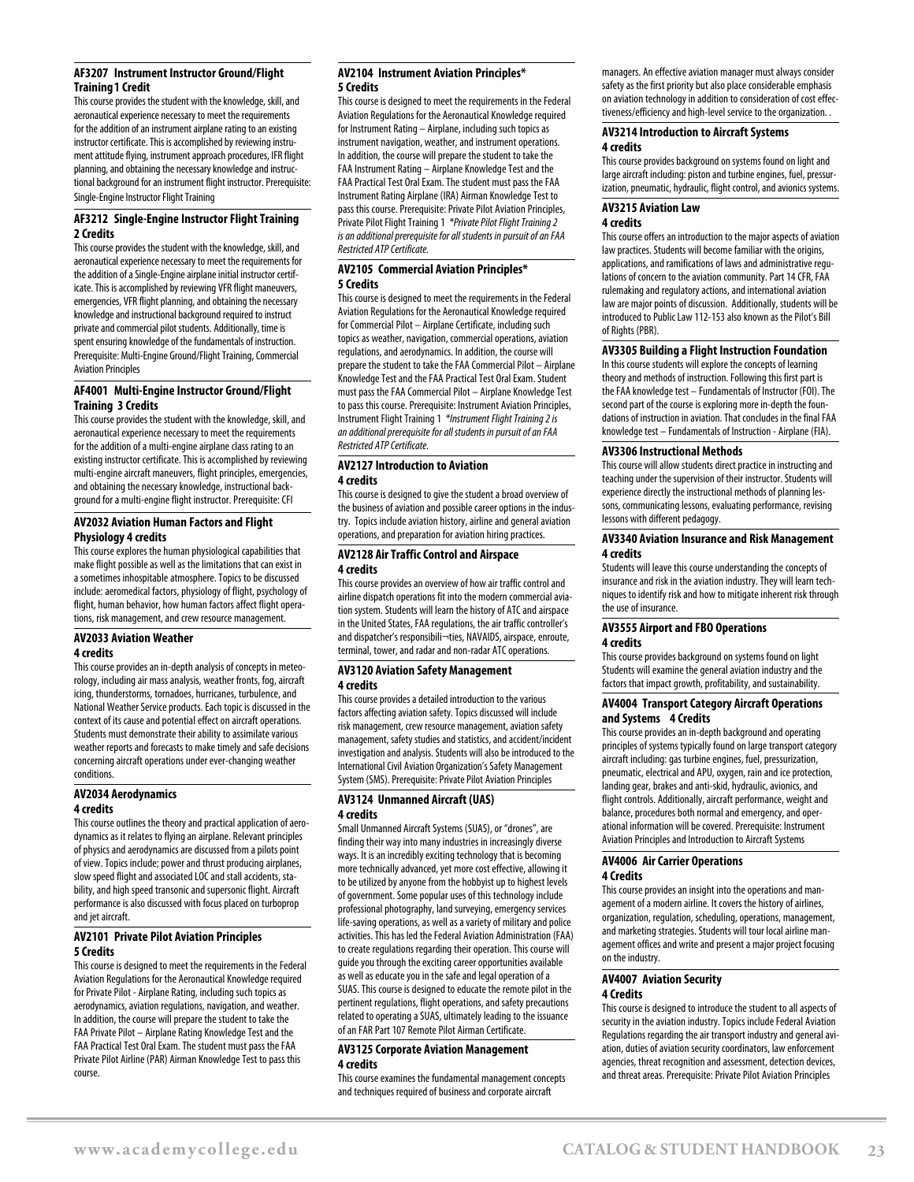#### AF3207 Instrument Instructor Ground/Flight Training 1 Credit

This course provides the student with the knowledge, skill, and aeronautical experience necessary to meet the requirements for the addition of an instrument airplane rating to an existing instructor certificate. This is accomplished by reviewing instrument attitude flying, instrument approach procedures, IFR flight planning, and obtaining the necessary knowledge and instructional background for an instrument flight instructor. Prerequisite: Single-Engine Instructor Flight Training

#### AF3212 Single-Engine Instructor Flight Training 2 Credits

This course provides the student with the knowledge, skill, and aeronautical experience necessary to meet the requirements for the addition of a Single-Engine airplane initial instructor certificate. This is accomplished by reviewing VFR flight maneuvers, emergencies, VFR flight planning, and obtaining the necessary knowledge and instructional background required to instruct private and commercial pilot students. Additionally, time is spent ensuring knowledge of the fundamentals of instruction. Prerequisite: Multi-Engine Ground/Flight Training, Commercial Aviation Principles

#### AF4001 Multi-Engine Instructor Ground/Flight Training 3 Credits

This course provides the student with the knowledge, skill, and aeronautical experience necessary to meet the requirements for the addition of a multi-engine airplane class rating to an existing instructor certificate. This is accomplished by reviewing multi-engine aircraft maneuvers, flight principles, emergencies, and obtaining the necessary knowledge, instructional background for a multi-engine flight instructor. Prerequisite: CFI

#### AV2032 Aviation Human Factors and Flight Physiology 4 credits

This course explores the human physiological capabilities that make flight possible as well as the limitations that can exist in a sometimes inhospitable atmosphere. Topics to be discussed include: aeromedical factors, physiology of flight, psychology of flight, human behavior, how human factors affect flight operations, risk management, and crew resource management.

#### AV2033 Aviation Weather 4 credits

This course provides an in-depth analysis of concepts in meteorology, including air mass analysis, weather fronts, fog, aircraft icing, thunderstorms, tornadoes, hurricanes, turbulence, and National Weather Service products. Each topic is discussed in the context of its cause and potential effect on aircraft operations. Students must demonstrate their ability to assimilate various weather reports and forecasts to make timely and safe decisions concerning aircraft operations under ever-changing weather conditions.

#### AV2034 Aerodynamics 4 credits

This course outlines the theory and practical application of aerodynamics as it relates to flying an airplane. Relevant principles of physics and aerodynamics are discussed from a pilots point of view. Topics include; power and thrust producing airplanes, slow speed flight and associated LOC and stall accidents, stability, and high speed transonic and supersonic flight. Aircraft performance is also discussed with focus placed on turboprop and jet aircraft.

#### AV2101 Private Pilot Aviation Principles 5 Credits

This course is designed to meet the requirements in the Federal Aviation Regulations for the Aeronautical Knowledge required for Private Pilot - Airplane Rating, including such topics as aerodynamics, aviation regulations, navigation, and weather. In addition, the course will prepare the student to take the FAA Private Pilot – Airplane Rating Knowledge Test and the FAA Practical Test Oral Exam. The student must pass the FAA Private Pilot Airline (PAR) Airman Knowledge Test to pass this course.

#### AV2104 Instrument Aviation Principles* 5 Credits

This course is designed to meet the requirements in the Federal Aviation Regulations for the Aeronautical Knowledge required for Instrument Rating – Airplane, including such topics as instrument navigation, weather, and instrument operations. In addition, the course will prepare the student to take the FAA Instrument Rating – Airplane Knowledge Test and the FAA Practical Test Oral Exam. The student must pass the FAA Instrument Rating Airplane (IRA) Airman Knowledge Test to pass this course. Prerequisite: Private Pilot Aviation Principles, Private Pilot Flight Training 1 *\*Private Pilot Flight Training 2 is an additional prerequisite for all students in pursuit of an FAA Restricted ATP Certificate.*

#### AV2105 Commercial Aviation Principles* 5 Credits

This course is designed to meet the requirements in the Federal Aviation Regulations for the Aeronautical Knowledge required for Commercial Pilot – Airplane Certificate, including such topics as weather, navigation, commercial operations, aviation regulations, and aerodynamics. In addition, the course will prepare the student to take the FAA Commercial Pilot – Airplane Knowledge Test and the FAA Practical Test Oral Exam. Student must pass the FAA Commercial Pilot – Airplane Knowledge Test to pass this course. Prerequisite: Instrument Aviation Principles, Instrument Flight Training 1 *\*Instrument Flight Training 2 is an additional prerequisite for all students in pursuit of an FAA Restricted ATP Certificate.*

#### AV2127 Introduction to Aviation 4 credits

This course is designed to give the student a broad overview of the business of aviation and possible career options in the industry. Topics include aviation history, airline and general aviation operations, and preparation for aviation hiring practices.

#### AV2128 Air Traffic Control and Airspace 4 credits

This course provides an overview of how air traffic control and airline dispatch operations fit into the modern commercial aviation system. Students will learn the history of ATC and airspace in the United States, FAA regulations, the air traffic controller's and dispatcher's responsibili¬ties, NAVAIDS, airspace, enroute, terminal, tower, and radar and non-radar ATC operations.

#### AV3120 Aviation Safety Management 4 credits

This course provides a detailed introduction to the various factors affecting aviation safety. Topics discussed will include risk management, crew resource management, aviation safety management, safety studies and statistics, and accident/incident investigation and analysis. Students will also be introduced to the International Civil Aviation Organization's Safety Management System (SMS). Prerequisite: Private Pilot Aviation Principles

#### AV3124 Unmanned Aircraft (UAS) 4 credits

Small Unmanned Aircraft Systems (SUAS), or "drones", are finding their way into many industries in increasingly diverse ways. It is an incredibly exciting technology that is becoming more technically advanced, yet more cost effective, allowing it to be utilized by anyone from the hobbyist up to highest levels of government. Some popular uses of this technology include professional photography, land surveying, emergency services life-saving operations, as well as a variety of military and police activities. This has led the Federal Aviation Administration (FAA) to create regulations regarding their operation. This course will guide you through the exciting career opportunities available as well as educate you in the safe and legal operation of a SUAS. This course is designed to educate the remote pilot in the pertinent regulations, flight operations, and safety precautions related to operating a SUAS, ultimately leading to the issuance of an FAR Part 107 Remote Pilot Airman Certificate.

#### AV3125 Corporate Aviation Management 4 credits

This course examines the fundamental management concepts and techniques required of business and corporate aircraft managers. An effective aviation manager must always consider safety as the first priority but also place considerable emphasis on aviation technology in addition to consideration of cost effectiveness/efficiency and high-level service to the organization. .

#### AV3214 Introduction to Aircraft Systems 4 credits

This course provides background on systems found on light and large aircraft including: piston and turbine engines, fuel, pressurization, pneumatic, hydraulic, flight control, and avionics systems.

#### AV3215 Aviation Law 4 credits

This course offers an introduction to the major aspects of aviation law practices. Students will become familiar with the origins, applications, and ramifications of laws and administrative regulations of concern to the aviation community. Part 14 CFR, FAA rulemaking and regulatory actions, and international aviation law are major points of discussion. Additionally, students will be introduced to Public Law 112-153 also known as the Pilot's Bill of Rights (PBR).

#### AV3305 Building a Flight Instruction Foundation

In this course students will explore the concepts of learning theory and methods of instruction. Following this first part is the FAA knowledge test – Fundamentals of Instructor (FOI). The second part of the course is exploring more in-depth the foundations of instruction in aviation. That concludes in the final FAA knowledge test – Fundamentals of Instruction - Airplane (FIA).

#### AV3306 Instructional Methods

This course will allow students direct practice in instructing and teaching under the supervision of their instructor. Students will experience directly the instructional methods of planning lessons, communicating lessons, evaluating performance, revising lessons with different pedagogy.

#### AV3340 Aviation Insurance and Risk Management 4 credits

Students will leave this course understanding the concepts of insurance and risk in the aviation industry. They will learn techniques to identify risk and how to mitigate inherent risk through the use of insurance.

#### AV3555 Airport and FBO Operations 4 credits

This course provides background on systems found on light Students will examine the general aviation industry and the factors that impact growth, profitability, and sustainability.

#### AV4004 Transport Category Aircraft Operations and Systems 4 Credits

This course provides an in-depth background and operating principles of systems typically found on large transport category aircraft including: gas turbine engines, fuel, pressurization, pneumatic, electrical and APU, oxygen, rain and ice protection, landing gear, brakes and anti-skid, hydraulic, avionics, and flight controls. Additionally, aircraft performance, weight and balance, procedures both normal and emergency, and operational information will be covered. Prerequisite: Instrument Aviation Principles and Introduction to Aircraft Systems

#### AV4006 Air Carrier Operations 4 Credits

This course provides an insight into the operations and management of a modern airline. It covers the history of airlines, organization, regulation, scheduling, operations, management, and marketing strategies. Students will tour local airline management offices and write and present a major project focusing on the industry.

#### AV4007 Aviation Security 4 Credits

This course is designed to introduce the student to all aspects of security in the aviation industry. Topics include Federal Aviation Regulations regarding the air transport industry and general aviation, duties of aviation security coordinators, law enforcement agencies, threat recognition and assessment, detection devices, and threat areas. Prerequisite: Private Pilot Aviation Principles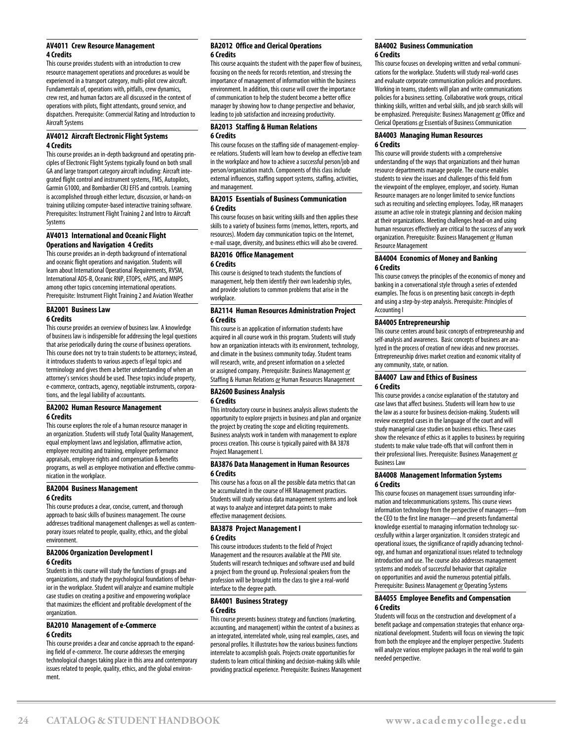### AV4011 Crew Resource Management
**4 Credits**

This course provides students with an introduction to crew resource management operations and procedures as would be experienced in a transport category, multi-pilot crew aircraft. Fundamentals of, operations with, pitfalls, crew dynamics, crew rest, and human factors are all discussed in the context of operations with pilots, flight attendants, ground service, and dispatchers. Prerequisite: Commercial Rating and Introduction to Aircraft Systems

### AV4012 Aircraft Electronic Flight Systems
**4 Credits**

This course provides an in-depth background and operating principles of Electronic Flight Systems typically found on both small GA and large transport category aircraft including: Aircraft integrated flight control and instrument systems, FMS, Autopilots, Garmin G1000, and Bombardier CRJ EFIS and controls. Learning is accomplished through either lecture, discussion, or hands-on training utilizing computer-based interactive training software. Prerequisites: Instrument Flight Training 2 and Intro to Aircraft Systems

### AV4013 International and Oceanic Flight Operations and Navigation 4 Credits

This course provides an in-depth background of international and oceanic flight operations and navigation. Students will learn about International Operational Requirements, RVSM, International ADS-B, Oceanic RNP, ETOPS, eAPIS, and MNPS among other topics concerning international operations. Prerequisite: Instrument Flight Training 2 and Aviation Weather

### BA2001 Business Law
**6 Credits**

This course provides an overview of business law. A knowledge of business law is indispensible for addressing the legal questions that arise periodically during the course of business operations. This course does not try to train students to be attorneys; instead, it introduces students to various aspects of legal topics and terminology and gives them a better understanding of when an attorney's services should be used. These topics include property, e-commerce, contracts, agency, negotiable instruments, corporations, and the legal liability of accountants.

### BA2002 Human Resource Management
**6 Credits**

This course explores the role of a human resource manager in an organization. Students will study Total Quality Management, equal employment laws and legislation, affirmative action, employee recruiting and training, employee performance appraisals, employee rights and compensation & benefits programs, as well as employee motivation and effective communication in the workplace.

### BA2004 Business Management
**6 Credits**

This course produces a clear, concise, current, and thorough approach to basic skills of business management. The course addresses traditional management challenges as well as contemporary issues related to people, quality, ethics, and the global environment.

### BA2006 Organization Development I
**6 Credits**

Students in this course will study the functions of groups and organizations, and study the psychological foundations of behavior in the workplace. Student will analyze and examine multiple case studies on creating a positive and empowering workplace that maximizes the efficient and profitable development of the organization.

### BA2010 Management of e-Commerce
**6 Credits**

This course provides a clear and concise approach to the expanding field of e-commerce. The course addresses the emerging technological changes taking place in this area and contemporary issues related to people, quality, ethics, and the global environment.

### BA2012 Office and Clerical Operations
**6 Credits**

This course acquaints the student with the paper flow of business, focusing on the needs for records retention, and stressing the importance of management of information within the business environment. In addition, this course will cover the importance of communication to help the student become a better office manager by showing how to change perspective and behavior, leading to job satisfaction and increasing productivity.

### BA2013 Staffing & Human Relations
**6 Credits**

This course focuses on the staffing side of management-employee relations. Students will learn how to develop an effective team in the workplace and how to achieve a successful person/job and person/organization match. Components of this class include external influences, staffing support systems, staffing, activities, and management.

### BA2015 Essentials of Business Communication
**6 Credits**

This course focuses on basic writing skills and then applies these skills to a variety of business forms (memos, letters, reports, and resources). Modern day communication topics on the Internet, e-mail usage, diversity, and business ethics will also be covered.

### BA2016 Office Management
**6 Credits**

This course is designed to teach students the functions of management, help them identify their own leadership styles, and provide solutions to common problems that arise in the workplace.

### BA2114 Human Resources Administration Project
**6 Credits**

This course is an application of information students have acquired in all course work in this program. Students will study how an organization interacts with its environment, technology, and climate in the business community today. Student teams will research, write, and present information on a selected or assigned company. Prerequisite: Business Management *or* Staffing & Human Relations *or* Human Resources Management

### BA2600 Business Analysis
**6 Credits**

This introductory course in business analysis allows students the opportunity to explore projects in business and plan and organize the project by creating the scope and eliciting requirements. Business analysts work in tandem with management to explore process creation. This course is typically paired with BA 3878 Project Management I.

### BA3876 Data Management in Human Resources
**6 Credits**

This course has a focus on all the possible data metrics that can be accumulated in the course of HR Management practices. Students will study various data management systems and look at ways to analyze and interpret data points to make effective management decisions.

### BA3878 Project Management I
**6 Credits**

This course introduces students to the field of Project Management and the resources available at the PMI site. Students will research techniques and software used and build a project from the ground up. Professional speakers from the profession will be brought into the class to give a real-world interface to the degree path.

### BA4001 Business Strategy
**6 Credits**

This course presents business strategy and functions (marketing, accounting, and management) within the context of a business as an integrated, interrelated whole, using real examples, cases, and personal profiles. It illustrates how the various business functions interrelate to accomplish goals. Projects create opportunities for students to learn critical thinking and decision-making skills while providing practical experience. Prerequisite: Business Management

### BA4002 Business Communication
**6 Credits**

This course focuses on developing written and verbal communications for the workplace. Students will study real-world cases and evaluate corporate communication policies and procedures. Working in teams, students will plan and write communications policies for a business setting. Collaborative work groups, critical thinking skills, written and verbal skills, and job search skills will be emphasized. Prerequisite: Business Management *or* Office and Clerical Operations *or* Essentials of Business Communication

### BA4003 Managing Human Resources
**6 Credits**

This course will provide students with a comprehensive understanding of the ways that organizations and their human resource departments manage people. The course enables students to view the issues and challenges of this field from the viewpoint of the employee, employer, and society. Human Resource managers are no longer limited to service functions such as recruiting and selecting employees. Today, HR managers assume an active role in strategic planning and decision making at their organizations. Meeting challenges head-on and using human resources effectively are critical to the success of any work organization. Prerequisite: Business Management *or* Human Resource Management

### BA4004 Economics of Money and Banking
**6 Credits**

This course conveys the principles of the economics of money and banking in a conversational style through a series of extended examples. The focus is on presenting basic concepts in-depth and using a step-by-step analysis. Prerequisite: Principles of Accounting I

### BA4005 Entrepreneurship

This course centers around basic concepts of entrepreneurship and self-analysis and awareness. Basic concepts of business are analyzed in the process of creation of new ideas and new processes. Entrepreneurship drives market creation and economic vitality of any community, state, or nation.

### BA4007 Law and Ethics of Business
**6 Credits**

This course provides a concise explanation of the statutory and case laws that affect business. Students will learn how to use the law as a source for business decision-making. Students will review excerpted cases in the language of the court and will study managerial case studies on business ethics. These cases show the relevance of ethics as it applies to business by requiring students to make value trade-offs that will confront them in their professional lives. Prerequisite: Business Management *or* Business Law

### BA4008 Management Information Systems
**6 Credits**

This course focuses on management issues surrounding information and telecommunications systems. This course views information technology from the perspective of managers—from the CEO to the first line manager—and presents fundamental knowledge essential to managing information technology successfully within a larger organization. It considers strategic and operational issues, the significance of rapidly advancing technology, and human and organizational issues related to technology introduction and use. The course also addresses management systems and models of successful behavior that capitalize on opportunities and avoid the numerous potential pitfalls. Prerequisite: Business Management *or* Operating Systems

### BA4055 Employee Benefits and Compensation
**6 Credits**

Students will focus on the construction and development of a benefit package and compensation strategies that enhance organizational development. Students will focus on viewing the topic from both the employee and the employer perspective. Students will analyze various employee packages in the real world to gain needed perspective.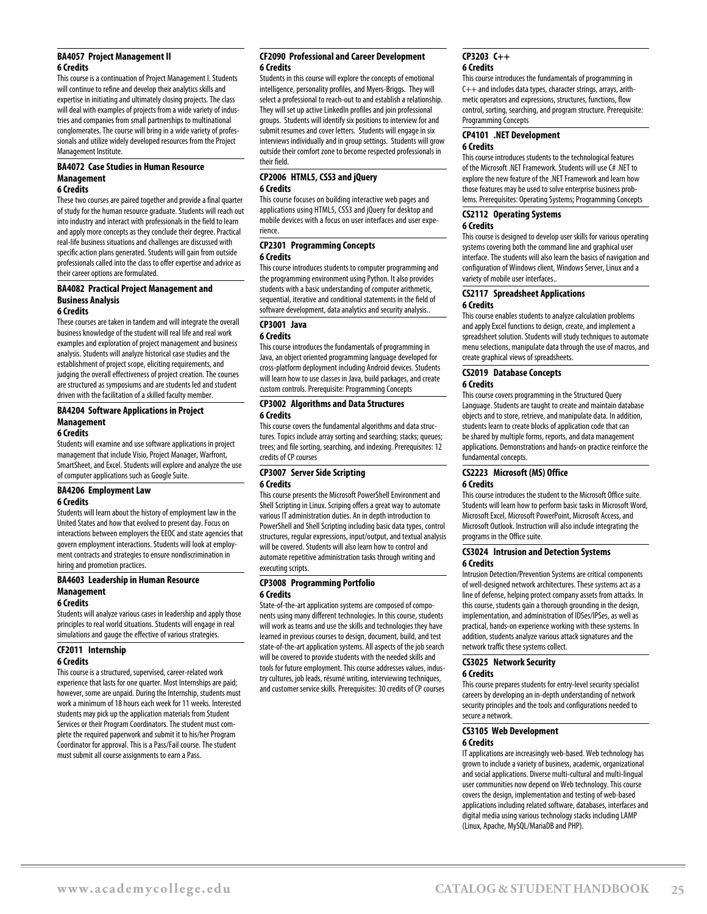### BA4057 Project Management II
**6 Credits**

This course is a continuation of Project Management I. Students will continue to refine and develop their analytics skills and expertise in initiating and ultimately closing projects. The class will deal with examples of projects from a wide variety of industries and companies from small partnerships to multinational conglomerates. The course will bring in a wide variety of professionals and utilize widely developed resources from the Project Management Institute.

### BA4072 Case Studies in Human Resource Management
**6 Credits**

These two courses are paired together and provide a final quarter of study for the human resource graduate. Students will reach out into industry and interact with professionals in the field to learn and apply more concepts as they conclude their degree. Practical real-life business situations and challenges are discussed with specific action plans generated. Students will gain from outside professionals called into the class to offer expertise and advice as their career options are formulated.

### BA4082 Practical Project Management and Business Analysis
**6 Credits**

These courses are taken in tandem and will integrate the overall business knowledge of the student will real life and real work examples and exploration of project management and business analysis. Students will analyze historical case studies and the establishment of project scope, eliciting requirements, and judging the overall effectiveness of project creation. The courses are structured as symposiums and are students led and student driven with the facilitation of a skilled faculty member.

### BA4204 Software Applications in Project Management
**6 Credits**

Students will examine and use software applications in project management that include Visio, Project Manager, Warfront, SmartSheet, and Excel. Students will explore and analyze the use of computer applications such as Google Suite.

### BA4206 Employment Law
**6 Credits**

Students will learn about the history of employment law in the United States and how that evolved to present day. Focus on interactions between employers the EEOC and state agencies that govern employment interactions. Students will look at employment contracts and strategies to ensure nondiscrimination in hiring and promotion practices.

### BA4603 Leadership in Human Resource Management
**6 Credits**

Students will analyze various cases in leadership and apply those principles to real world situations. Students will engage in real simulations and gauge the effective of various strategies.

### CF2011 Internship
**6 Credits**

This course is a structured, supervised, career-related work experience that lasts for one quarter. Most Internships are paid; however, some are unpaid. During the Internship, students must work a minimum of 18 hours each week for 11 weeks. Interested students may pick up the application materials from Student Services or their Program Coordinators. The student must complete the required paperwork and submit it to his/her Program Coordinator for approval. This is a Pass/Fail course. The student must submit all course assignments to earn a Pass.

### CF2090 Professional and Career Development
**6 Credits**

Students in this course will explore the concepts of emotional intelligence, personality profiles, and Myers-Briggs. They will select a professional to reach-out to and establish a relationship. They will set up active LinkedIn profiles and join professional groups. Students will identify six positions to interview for and submit resumes and cover letters. Students will engage in six interviews individually and in group settings. Students will grow outside their comfort zone to become respected professionals in their field.

### CP2006 HTML5, CSS3 and jQuery
**6 Credits**

This course focuses on building interactive web pages and applications using HTML5, CSS3 and jQuery for desktop and mobile devices with a focus on user interfaces and user experience.

### CP2301 Programming Concepts
**6 Credits**

This course introduces students to computer programming and the programming environment using Python. It also provides students with a basic understanding of computer arithmetic, sequential, iterative and conditional statements in the field of software development, data analytics and security analysis..

### CP3001 Java
**6 Credits**

This course introduces the fundamentals of programming in Java, an object oriented programming language developed for cross-platform deployment including Android devices. Students will learn how to use classes in Java, build packages, and create custom controls. Prerequisite: Programming Concepts

### CP3002 Algorithms and Data Structures
**6 Credits**

This course covers the fundamental algorithms and data structures. Topics include array sorting and searching; stacks; queues; trees; and file sorting, searching, and indexing. Prerequisites: 12 credits of CP courses

### CP3007 Server Side Scripting
**6 Credits**

This course presents the Microsoft PowerShell Environment and Shell Scripting in Linux. Scriping offers a great way to automate various IT administration duties. In an in depth introduction to PowerShell and Shell Scripting including basic data types, control structures, regular expressions, input/output, and textual analysis will be covered. Students will also learn how to control and automate repetitive administration tasks through writing and executing scripts.

### CP3008 Programming Portfolio
**6 Credits**

State-of-the-art application systems are composed of components using many different technologies. In this course, students will work as teams and use the skills and technologies they have learned in previous courses to design, document, build, and test state-of-the-art application systems. All aspects of the job search will be covered to provide students with the needed skills and tools for future employment. This course addresses values, industry cultures, job leads, résumé writing, interviewing techniques, and customer service skills. Prerequisites: 30 credits of CP courses

### CP3203 C++
**6 Credits**

This course introduces the fundamentals of programming in C++ and includes data types, character strings, arrays, arithmetic operators and expressions, structures, functions, flow control, sorting, searching, and program structure. Prerequisite: Programming Concepts

### CP4101 .NET Development
**6 Credits**

This course introduces students to the technological features of the Microsoft .NET Framework. Students will use C# .NET to explore the new feature of the .NET Framework and learn how those features may be used to solve enterprise business problems. Prerequisites: Operating Systems; Programming Concepts

### CS2112 Operating Systems
**6 Credits**

This course is designed to develop user skills for various operating systems covering both the command line and graphical user interface. The students will also learn the basics of navigation and configuration of Windows client, Windows Server, Linux and a variety of mobile user interfaces..

### CS2117 Spreadsheet Applications
**6 Credits**

This course enables students to analyze calculation problems and apply Excel functions to design, create, and implement a spreadsheet solution. Students will study techniques to automate menu selections, manipulate data through the use of macros, and create graphical views of spreadsheets.

### CS2019 Database Concepts
**6 Credits**

This course covers programming in the Structured Query Language. Students are taught to create and maintain database objects and to store, retrieve, and manipulate data. In addition, students learn to create blocks of application code that can be shared by multiple forms, reports, and data management applications. Demonstrations and hands-on practice reinforce the fundamental concepts.

### CS2223 Microsoft (MS) Office
**6 Credits**

This course introduces the student to the Microsoft Office suite. Students will learn how to perform basic tasks in Microsoft Word, Microsoft Excel, Microsoft PowerPoint, Microsoft Access, and Microsoft Outlook. Instruction will also include integrating the programs in the Office suite.

### CS3024 Intrusion and Detection Systems
**6 Credits**

Intrusion Detection/Prevention Systems are critical components of well-designed network architectures. These systems act as a line of defense, helping protect company assets from attacks. In this course, students gain a thorough grounding in the design, implementation, and administration of IDSes/IPSes, as well as practical, hands-on experience working with these systems. In addition, students analyze various attack signatures and the network traffic these systems collect.

### CS3025 Network Security
**6 Credits**

This course prepares students for entry-level security specialist careers by developing an in-depth understanding of network security principles and the tools and configurations needed to secure a network.

### CS3105 Web Development
**6 Credits**

IT applications are increasingly web-based. Web technology has grown to include a variety of business, academic, organizational and social applications. Diverse multi-cultural and multi-lingual user communities now depend on Web technology. This course covers the design, implementation and testing of web-based applications including related software, databases, interfaces and digital media using various technology stacks including LAMP (Linux, Apache, MySQL/MariaDB and PHP).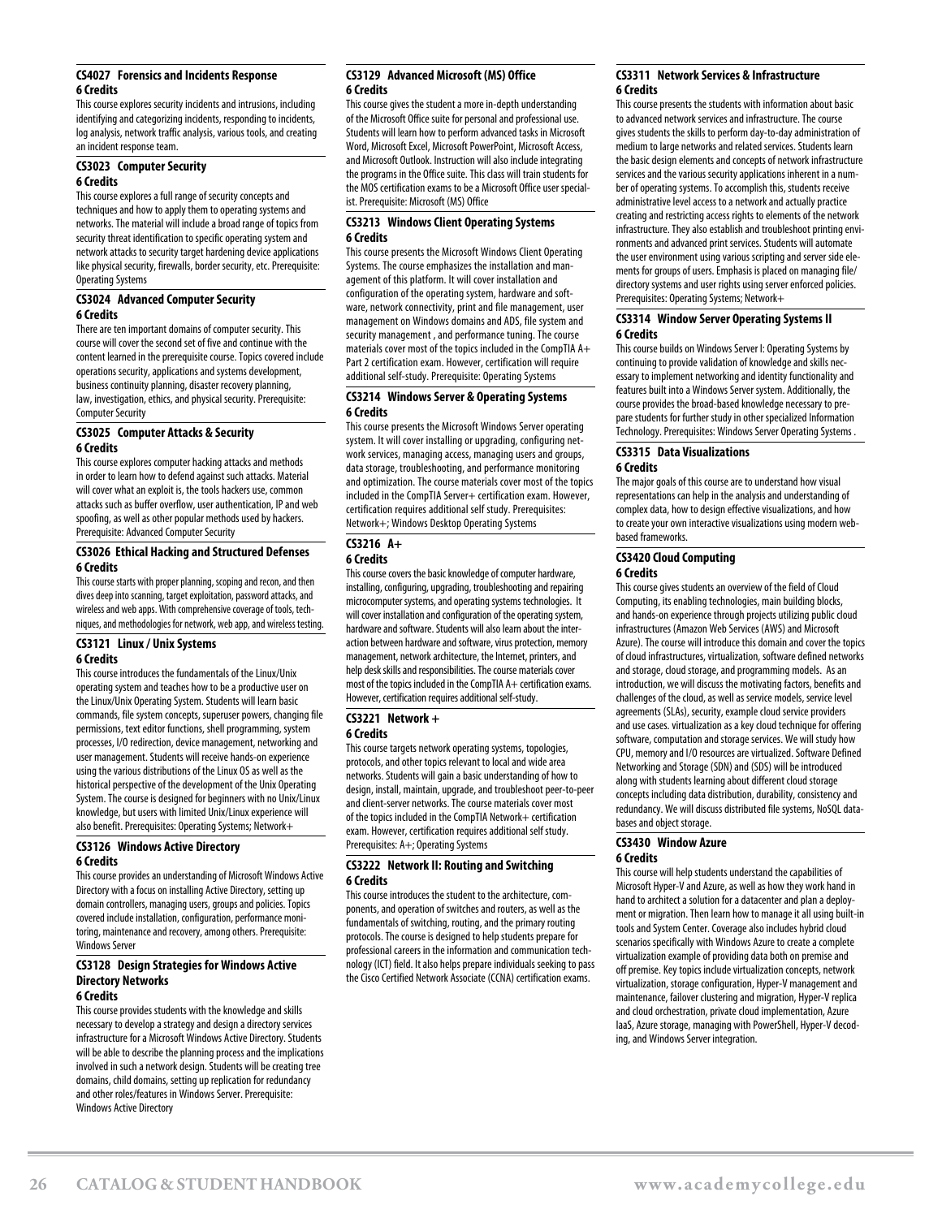### CS4027 Forensics and Incidents Response
**6 Credits**

This course explores security incidents and intrusions, including identifying and categorizing incidents, responding to incidents, log analysis, network traffic analysis, various tools, and creating an incident response team.

### CS3023 Computer Security
**6 Credits**

This course explores a full range of security concepts and techniques and how to apply them to operating systems and networks. The material will include a broad range of topics from security threat identification to specific operating system and network attacks to security target hardening device applications like physical security, firewalls, border security, etc. Prerequisite: Operating Systems

### CS3024 Advanced Computer Security
**6 Credits**

There are ten important domains of computer security. This course will cover the second set of five and continue with the content learned in the prerequisite course. Topics covered include operations security, applications and systems development, business continuity planning, disaster recovery planning, law, investigation, ethics, and physical security. Prerequisite: Computer Security

### CS3025 Computer Attacks & Security
**6 Credits**

This course explores computer hacking attacks and methods in order to learn how to defend against such attacks. Material will cover what an exploit is, the tools hackers use, common attacks such as buffer overflow, user authentication, IP and web spoofing, as well as other popular methods used by hackers. Prerequisite: Advanced Computer Security

### CS3026 Ethical Hacking and Structured Defenses
**6 Credits**

This course starts with proper planning, scoping and recon, and then dives deep into scanning, target exploitation, password attacks, and wireless and web apps. With comprehensive coverage of tools, techniques, and methodologies for network, web app, and wireless testing.

### CS3121 Linux / Unix Systems
**6 Credits**

This course introduces the fundamentals of the Linux/Unix operating system and teaches how to be a productive user on the Linux/Unix Operating System. Students will learn basic commands, file system concepts, superuser powers, changing file permissions, text editor functions, shell programming, system processes, I/O redirection, device management, networking and user management. Students will receive hands-on experience using the various distributions of the Linux OS as well as the historical perspective of the development of the Unix Operating System. The course is designed for beginners with no Unix/Linux knowledge, but users with limited Unix/Linux experience will also benefit. Prerequisites: Operating Systems; Network+

### CS3126 Windows Active Directory
**6 Credits**

This course provides an understanding of Microsoft Windows Active Directory with a focus on installing Active Directory, setting up domain controllers, managing users, groups and policies. Topics covered include installation, configuration, performance monitoring, maintenance and recovery, among others. Prerequisite: Windows Server

### CS3128 Design Strategies for Windows Active Directory Networks
**6 Credits**

This course provides students with the knowledge and skills necessary to develop a strategy and design a directory services infrastructure for a Microsoft Windows Active Directory. Students will be able to describe the planning process and the implications involved in such a network design. Students will be creating tree domains, child domains, setting up replication for redundancy and other roles/features in Windows Server. Prerequisite: Windows Active Directory

### CS3129 Advanced Microsoft (MS) Office
**6 Credits**

This course gives the student a more in-depth understanding of the Microsoft Office suite for personal and professional use. Students will learn how to perform advanced tasks in Microsoft Word, Microsoft Excel, Microsoft PowerPoint, Microsoft Access, and Microsoft Outlook. Instruction will also include integrating the programs in the Office suite. This class will train students for the MOS certification exams to be a Microsoft Office user specialist. Prerequisite: Microsoft (MS) Office

### CS3213 Windows Client Operating Systems
**6 Credits**

This course presents the Microsoft Windows Client Operating Systems. The course emphasizes the installation and management of this platform. It will cover installation and configuration of the operating system, hardware and software, network connectivity, print and file management, user management on Windows domains and ADS, file system and security management , and performance tuning. The course materials cover most of the topics included in the CompTIA A+ Part 2 certification exam. However, certification will require additional self-study. Prerequisite: Operating Systems

### CS3214 Windows Server & Operating Systems
**6 Credits**

This course presents the Microsoft Windows Server operating system. It will cover installing or upgrading, configuring network services, managing access, managing users and groups, data storage, troubleshooting, and performance monitoring and optimization. The course materials cover most of the topics included in the CompTIA Server+ certification exam. However, certification requires additional self study. Prerequisites: Network+; Windows Desktop Operating Systems

### CS3216 A+
**6 Credits**

This course covers the basic knowledge of computer hardware, installing, configuring, upgrading, troubleshooting and repairing microcomputer systems, and operating systems technologies. It will cover installation and configuration of the operating system, hardware and software. Students will also learn about the interaction between hardware and software, virus protection, memory management, network architecture, the Internet, printers, and help desk skills and responsibilities. The course materials cover most of the topics included in the CompTIA A+ certification exams. However, certification requires additional self-study.

### CS3221 Network +
**6 Credits**

This course targets network operating systems, topologies, protocols, and other topics relevant to local and wide area networks. Students will gain a basic understanding of how to design, install, maintain, upgrade, and troubleshoot peer-to-peer and client-server networks. The course materials cover most of the topics included in the CompTIA Network+ certification exam. However, certification requires additional self study. Prerequisites: A+; Operating Systems

### CS3222 Network II: Routing and Switching
**6 Credits**

This course introduces the student to the architecture, components, and operation of switches and routers, as well as the fundamentals of switching, routing, and the primary routing protocols. The course is designed to help students prepare for professional careers in the information and communication technology (ICT) field. It also helps prepare individuals seeking to pass the Cisco Certified Network Associate (CCNA) certification exams.

### CS3311 Network Services & Infrastructure
**6 Credits**

This course presents the students with information about basic to advanced network services and infrastructure. The course gives students the skills to perform day-to-day administration of medium to large networks and related services. Students learn the basic design elements and concepts of network infrastructure services and the various security applications inherent in a number of operating systems. To accomplish this, students receive administrative level access to a network and actually practice creating and restricting access rights to elements of the network infrastructure. They also establish and troubleshoot printing environments and advanced print services. Students will automate the user environment using various scripting and server side elements for groups of users. Emphasis is placed on managing file/directory systems and user rights using server enforced policies. Prerequisites: Operating Systems; Network+

### CS3314 Window Server Operating Systems II
**6 Credits**

This course builds on Windows Server I: Operating Systems by continuing to provide validation of knowledge and skills necessary to implement networking and identity functionality and features built into a Windows Server system. Additionally, the course provides the broad-based knowledge necessary to prepare students for further study in other specialized Information Technology. Prerequisites: Windows Server Operating Systems .

### CS3315 Data Visualizations
**6 Credits**

The major goals of this course are to understand how visual representations can help in the analysis and understanding of complex data, how to design effective visualizations, and how to create your own interactive visualizations using modern web-based frameworks.

### CS3420 Cloud Computing
**6 Credits**

This course gives students an overview of the field of Cloud Computing, its enabling technologies, main building blocks, and hands-on experience through projects utilizing public cloud infrastructures (Amazon Web Services (AWS) and Microsoft Azure). The course will introduce this domain and cover the topics of cloud infrastructures, virtualization, software defined networks and storage, cloud storage, and programming models. As an introduction, we will discuss the motivating factors, benefits and challenges of the cloud, as well as service models, service level agreements (SLAs), security, example cloud service providers and use cases. virtualization as a key cloud technique for offering software, computation and storage services. We will study how CPU, memory and I/O resources are virtualized. Software Defined Networking and Storage (SDN) and (SDS) will be introduced along with students learning about different cloud storage concepts including data distribution, durability, consistency and redundancy. We will discuss distributed file systems, NoSQL databases and object storage.

### CS3430 Window Azure
**6 Credits**

This course will help students understand the capabilities of Microsoft Hyper-V and Azure, as well as how they work hand in hand to architect a solution for a datacenter and plan a deployment or migration. Then learn how to manage it all using built-in tools and System Center. Coverage also includes hybrid cloud scenarios specifically with Windows Azure to create a complete virtualization example of providing data both on premise and off premise. Key topics include virtualization concepts, network virtualization, storage configuration, Hyper-V management and maintenance, failover clustering and migration, Hyper-V replica and cloud orchestration, private cloud implementation, Azure IaaS, Azure storage, managing with PowerShell, Hyper-V decoding, and Windows Server integration.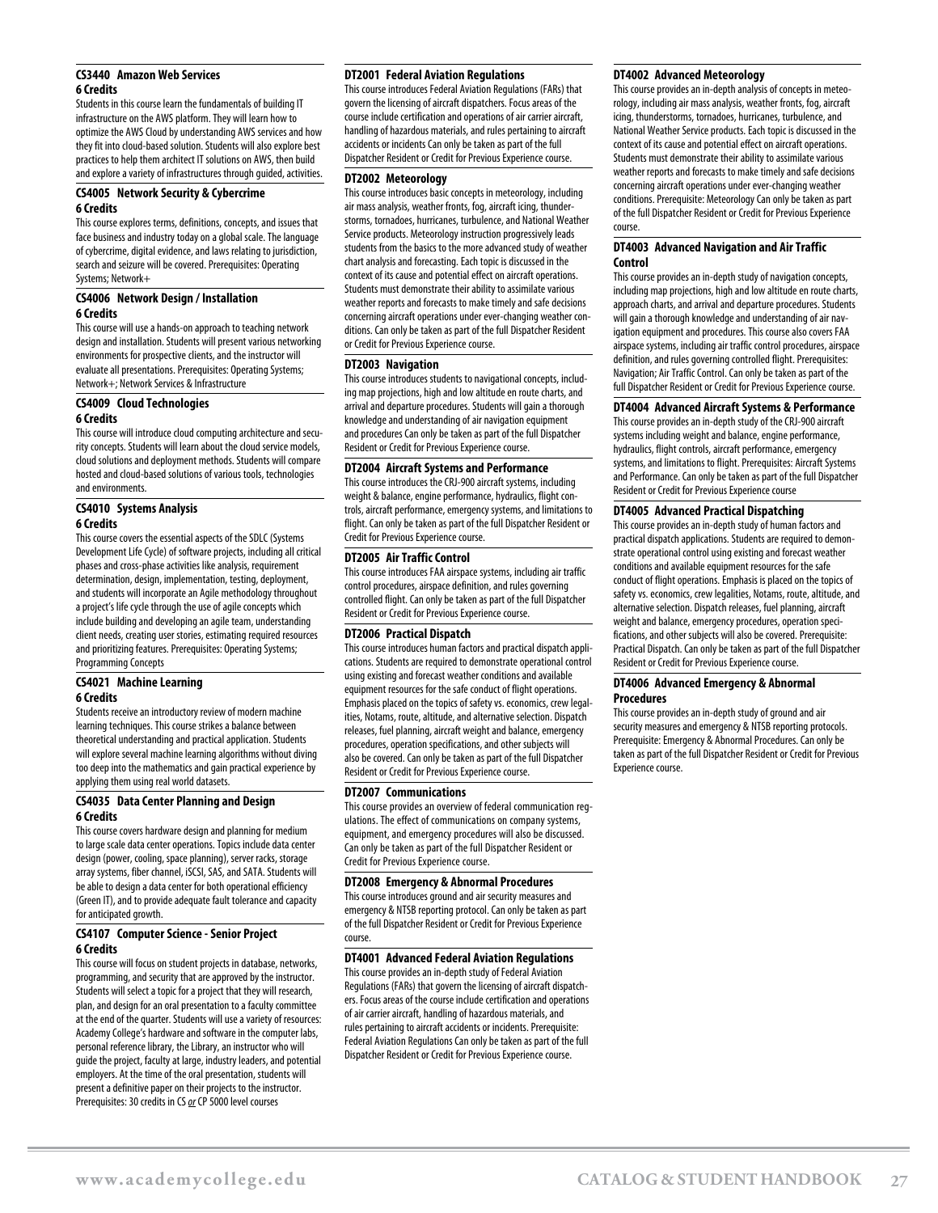### CS3440 Amazon Web Services
**6 Credits**

Students in this course learn the fundamentals of building IT infrastructure on the AWS platform. They will learn how to optimize the AWS Cloud by understanding AWS services and how they fit into cloud-based solution. Students will also explore best practices to help them architect IT solutions on AWS, then build and explore a variety of infrastructures through guided, activities.

### CS4005 Network Security & Cybercrime
**6 Credits**

This course explores terms, definitions, concepts, and issues that face business and industry today on a global scale. The language of cybercrime, digital evidence, and laws relating to jurisdiction, search and seizure will be covered. Prerequisites: Operating Systems; Network+

### CS4006 Network Design / Installation
**6 Credits**

This course will use a hands-on approach to teaching network design and installation. Students will present various networking environments for prospective clients, and the instructor will evaluate all presentations. Prerequisites: Operating Systems; Network+; Network Services & Infrastructure

### CS4009 Cloud Technologies
**6 Credits**

This course will introduce cloud computing architecture and security concepts. Students will learn about the cloud service models, cloud solutions and deployment methods. Students will compare hosted and cloud-based solutions of various tools, technologies and environments.

### CS4010 Systems Analysis
**6 Credits**

This course covers the essential aspects of the SDLC (Systems Development Life Cycle) of software projects, including all critical phases and cross-phase activities like analysis, requirement determination, design, implementation, testing, deployment, and students will incorporate an Agile methodology throughout a project's life cycle through the use of agile concepts which include building and developing an agile team, understanding client needs, creating user stories, estimating required resources and prioritizing features. Prerequisites: Operating Systems; Programming Concepts

### CS4021 Machine Learning
**6 Credits**

Students receive an introductory review of modern machine learning techniques. This course strikes a balance between theoretical understanding and practical application. Students will explore several machine learning algorithms without diving too deep into the mathematics and gain practical experience by applying them using real world datasets.

### CS4035 Data Center Planning and Design
**6 Credits**

This course covers hardware design and planning for medium to large scale data center operations. Topics include data center design (power, cooling, space planning), server racks, storage array systems, fiber channel, iSCSI, SAS, and SATA. Students will be able to design a data center for both operational efficiency (Green IT), and to provide adequate fault tolerance and capacity for anticipated growth.

### CS4107 Computer Science - Senior Project
**6 Credits**

This course will focus on student projects in database, networks, programming, and security that are approved by the instructor. Students will select a topic for a project that they will research, plan, and design for an oral presentation to a faculty committee at the end of the quarter. Students will use a variety of resources: Academy College's hardware and software in the computer labs, personal reference library, the Library, an instructor who will guide the project, faculty at large, industry leaders, and potential employers. At the time of the oral presentation, students will present a definitive paper on their projects to the instructor. Prerequisites: 30 credits in CS *or* CP 5000 level courses

### DT2001 Federal Aviation Regulations

This course introduces Federal Aviation Regulations (FARs) that govern the licensing of aircraft dispatchers. Focus areas of the course include certification and operations of air carrier aircraft, handling of hazardous materials, and rules pertaining to aircraft accidents or incidents Can only be taken as part of the full Dispatcher Resident or Credit for Previous Experience course.

### DT2002 Meteorology

This course introduces basic concepts in meteorology, including air mass analysis, weather fronts, fog, aircraft icing, thunderstorms, tornadoes, hurricanes, turbulence, and National Weather Service products. Meteorology instruction progressively leads students from the basics to the more advanced study of weather chart analysis and forecasting. Each topic is discussed in the context of its cause and potential effect on aircraft operations. Students must demonstrate their ability to assimilate various weather reports and forecasts to make timely and safe decisions concerning aircraft operations under ever-changing weather conditions. Can only be taken as part of the full Dispatcher Resident or Credit for Previous Experience course.

### DT2003 Navigation

This course introduces students to navigational concepts, including map projections, high and low altitude en route charts, and arrival and departure procedures. Students will gain a thorough knowledge and understanding of air navigation equipment and procedures Can only be taken as part of the full Dispatcher Resident or Credit for Previous Experience course.

### DT2004 Aircraft Systems and Performance

This course introduces the CRJ-900 aircraft systems, including weight & balance, engine performance, hydraulics, flight controls, aircraft performance, emergency systems, and limitations to flight. Can only be taken as part of the full Dispatcher Resident or Credit for Previous Experience course.

### DT2005 Air Traffic Control

This course introduces FAA airspace systems, including air traffic control procedures, airspace definition, and rules governing controlled flight. Can only be taken as part of the full Dispatcher Resident or Credit for Previous Experience course.

### DT2006 Practical Dispatch

This course introduces human factors and practical dispatch applications. Students are required to demonstrate operational control using existing and forecast weather conditions and available equipment resources for the safe conduct of flight operations. Emphasis placed on the topics of safety vs. economics, crew legalities, Notams, route, altitude, and alternative selection. Dispatch releases, fuel planning, aircraft weight and balance, emergency procedures, operation specifications, and other subjects will also be covered. Can only be taken as part of the full Dispatcher Resident or Credit for Previous Experience course.

### DT2007 Communications

This course provides an overview of federal communication regulations. The effect of communications on company systems, equipment, and emergency procedures will also be discussed. Can only be taken as part of the full Dispatcher Resident or Credit for Previous Experience course.

### DT2008 Emergency & Abnormal Procedures

This course introduces ground and air security measures and emergency & NTSB reporting protocol. Can only be taken as part of the full Dispatcher Resident or Credit for Previous Experience course.

### DT4001 Advanced Federal Aviation Regulations

This course provides an in-depth study of Federal Aviation Regulations (FARs) that govern the licensing of aircraft dispatchers. Focus areas of the course include certification and operations of air carrier aircraft, handling of hazardous materials, and rules pertaining to aircraft accidents or incidents. Prerequisite: Federal Aviation Regulations Can only be taken as part of the full Dispatcher Resident or Credit for Previous Experience course.

### DT4002 Advanced Meteorology

This course provides an in-depth analysis of concepts in meteorology, including air mass analysis, weather fronts, fog, aircraft icing, thunderstorms, tornadoes, hurricanes, turbulence, and National Weather Service products. Each topic is discussed in the context of its cause and potential effect on aircraft operations. Students must demonstrate their ability to assimilate various weather reports and forecasts to make timely and safe decisions concerning aircraft operations under ever-changing weather conditions. Prerequisite: Meteorology Can only be taken as part of the full Dispatcher Resident or Credit for Previous Experience course.

### DT4003 Advanced Navigation and Air Traffic Control

This course provides an in-depth study of navigation concepts, including map projections, high and low altitude en route charts, approach charts, and arrival and departure procedures. Students will gain a thorough knowledge and understanding of air navigation equipment and procedures. This course also covers FAA airspace systems, including air traffic control procedures, airspace definition, and rules governing controlled flight. Prerequisites: Navigation; Air Traffic Control. Can only be taken as part of the full Dispatcher Resident or Credit for Previous Experience course.

### DT4004 Advanced Aircraft Systems & Performance

This course provides an in-depth study of the CRJ-900 aircraft systems including weight and balance, engine performance, hydraulics, flight controls, aircraft performance, emergency systems, and limitations to flight. Prerequisites: Aircraft Systems and Performance. Can only be taken as part of the full Dispatcher Resident or Credit for Previous Experience course

### DT4005 Advanced Practical Dispatching

This course provides an in-depth study of human factors and practical dispatch applications. Students are required to demonstrate operational control using existing and forecast weather conditions and available equipment resources for the safe conduct of flight operations. Emphasis is placed on the topics of safety vs. economics, crew legalities, Notams, route, altitude, and alternative selection. Dispatch releases, fuel planning, aircraft weight and balance, emergency procedures, operation specifications, and other subjects will also be covered. Prerequisite: Practical Dispatch. Can only be taken as part of the full Dispatcher Resident or Credit for Previous Experience course.

### DT4006 Advanced Emergency & Abnormal Procedures

This course provides an in-depth study of ground and air security measures and emergency & NTSB reporting protocols. Prerequisite: Emergency & Abnormal Procedures. Can only be taken as part of the full Dispatcher Resident or Credit for Previous Experience course.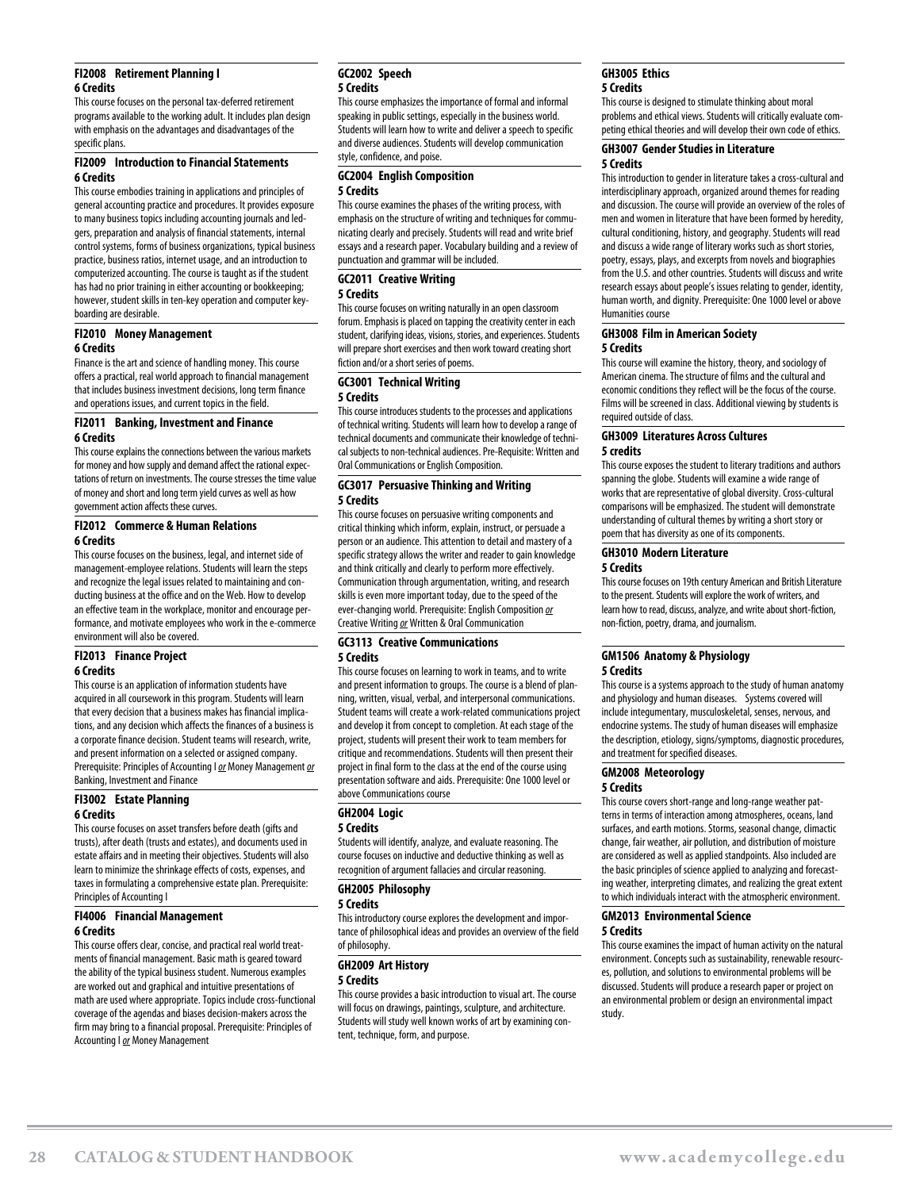### FI2008 Retirement Planning I
**6 Credits**

This course focuses on the personal tax-deferred retirement programs available to the working adult. It includes plan design with emphasis on the advantages and disadvantages of the specific plans.

### FI2009 Introduction to Financial Statements
**6 Credits**

This course embodies training in applications and principles of general accounting practice and procedures. It provides exposure to many business topics including accounting journals and ledgers, preparation and analysis of financial statements, internal control systems, forms of business organizations, typical business practice, business ratios, internet usage, and an introduction to computerized accounting. The course is taught as if the student has had no prior training in either accounting or bookkeeping; however, student skills in ten-key operation and computer keyboarding are desirable.

### FI2010 Money Management
**6 Credits**

Finance is the art and science of handling money. This course offers a practical, real world approach to financial management that includes business investment decisions, long term finance and operations issues, and current topics in the field.

### FI2011 Banking, Investment and Finance
**6 Credits**

This course explains the connections between the various markets for money and how supply and demand affect the rational expectations of return on investments. The course stresses the time value of money and short and long term yield curves as well as how government action affects these curves.

### FI2012 Commerce & Human Relations
**6 Credits**

This course focuses on the business, legal, and internet side of management-employee relations. Students will learn the steps and recognize the legal issues related to maintaining and conducting business at the office and on the Web. How to develop an effective team in the workplace, monitor and encourage performance, and motivate employees who work in the e-commerce environment will also be covered.

### FI2013 Finance Project
**6 Credits**

This course is an application of information students have acquired in all coursework in this program. Students will learn that every decision that a business makes has financial implications, and any decision which affects the finances of a business is a corporate finance decision. Student teams will research, write, and present information on a selected or assigned company. Prerequisite: Principles of Accounting I _or_ Money Management _or_ Banking, Investment and Finance

### FI3002 Estate Planning
**6 Credits**

This course focuses on asset transfers before death (gifts and trusts), after death (trusts and estates), and documents used in estate affairs and in meeting their objectives. Students will also learn to minimize the shrinkage effects of costs, expenses, and taxes in formulating a comprehensive estate plan. Prerequisite: Principles of Accounting I

### FI4006 Financial Management
**6 Credits**

This course offers clear, concise, and practical real world treatments of financial management. Basic math is geared toward the ability of the typical business student. Numerous examples are worked out and graphical and intuitive presentations of math are used where appropriate. Topics include cross-functional coverage of the agendas and biases decision-makers across the firm may bring to a financial proposal. Prerequisite: Principles of Accounting I _or_ Money Management

### GC2002 Speech
**5 Credits**

This course emphasizes the importance of formal and informal speaking in public settings, especially in the business world. Students will learn how to write and deliver a speech to specific and diverse audiences. Students will develop communication style, confidence, and poise.

### GC2004 English Composition
**5 Credits**

This course examines the phases of the writing process, with emphasis on the structure of writing and techniques for communicating clearly and precisely. Students will read and write brief essays and a research paper. Vocabulary building and a review of punctuation and grammar will be included.

### GC2011 Creative Writing
**5 Credits**

This course focuses on writing naturally in an open classroom forum. Emphasis is placed on tapping the creativity center in each student, clarifying ideas, visions, stories, and experiences. Students will prepare short exercises and then work toward creating short fiction and/or a short series of poems.

### GC3001 Technical Writing
**5 Credits**

This course introduces students to the processes and applications of technical writing. Students will learn how to develop a range of technical documents and communicate their knowledge of technical subjects to non-technical audiences. Pre-Requisite: Written and Oral Communications or English Composition.

### GC3017 Persuasive Thinking and Writing
**5 Credits**

This course focuses on persuasive writing components and critical thinking which inform, explain, instruct, or persuade a person or an audience. This attention to detail and mastery of a specific strategy allows the writer and reader to gain knowledge and think critically and clearly to perform more effectively. Communication through argumentation, writing, and research skills is even more important today, due to the speed of the ever-changing world. Prerequisite: English Composition _or_ Creative Writing _or_ Written & Oral Communication

### GC3113 Creative Communications
**5 Credits**

This course focuses on learning to work in teams, and to write and present information to groups. The course is a blend of planning, written, visual, verbal, and interpersonal communications. Student teams will create a work-related communications project and develop it from concept to completion. At each stage of the project, students will present their work to team members for critique and recommendations. Students will then present their project in final form to the class at the end of the course using presentation software and aids. Prerequisite: One 1000 level or above Communications course

### GH2004 Logic
**5 Credits**

Students will identify, analyze, and evaluate reasoning. The course focuses on inductive and deductive thinking as well as recognition of argument fallacies and circular reasoning.

### GH2005 Philosophy
**5 Credits**

This introductory course explores the development and importance of philosophical ideas and provides an overview of the field of philosophy.

### GH2009 Art History
**5 Credits**

This course provides a basic introduction to visual art. The course will focus on drawings, paintings, sculpture, and architecture. Students will study well known works of art by examining content, technique, form, and purpose.

### GH3005 Ethics
**5 Credits**

This course is designed to stimulate thinking about moral problems and ethical views. Students will critically evaluate competing ethical theories and will develop their own code of ethics.

### GH3007 Gender Studies in Literature
**5 Credits**

This introduction to gender in literature takes a cross-cultural and interdisciplinary approach, organized around themes for reading and discussion. The course will provide an overview of the roles of men and women in literature that have been formed by heredity, cultural conditioning, history, and geography. Students will read and discuss a wide range of literary works such as short stories, poetry, essays, plays, and excerpts from novels and biographies from the U.S. and other countries. Students will discuss and write research essays about people's issues relating to gender, identity, human worth, and dignity. Prerequisite: One 1000 level or above Humanities course

### GH3008 Film in American Society
**5 Credits**

This course will examine the history, theory, and sociology of American cinema. The structure of films and the cultural and economic conditions they reflect will be the focus of the course. Films will be screened in class. Additional viewing by students is required outside of class.

### GH3009 Literatures Across Cultures
**5 credits**

This course exposes the student to literary traditions and authors spanning the globe. Students will examine a wide range of works that are representative of global diversity. Cross-cultural comparisons will be emphasized. The student will demonstrate understanding of cultural themes by writing a short story or poem that has diversity as one of its components.

### GH3010 Modern Literature
**5 Credits**

This course focuses on 19th century American and British Literature to the present. Students will explore the work of writers, and learn how to read, discuss, analyze, and write about short-fiction, non-fiction, poetry, drama, and journalism.

### GM1506 Anatomy & Physiology
**5 Credits**

This course is a systems approach to the study of human anatomy and physiology and human diseases. Systems covered will include integumentary, musculoskeletal, senses, nervous, and endocrine systems. The study of human diseases will emphasize the description, etiology, signs/symptoms, diagnostic procedures, and treatment for specified diseases.

### GM2008 Meteorology
**5 Credits**

This course covers short-range and long-range weather patterns in terms of interaction among atmospheres, oceans, land surfaces, and earth motions. Storms, seasonal change, climactic change, fair weather, air pollution, and distribution of moisture are considered as well as applied standpoints. Also included are the basic principles of science applied to analyzing and forecasting weather, interpreting climates, and realizing the great extent to which individuals interact with the atmospheric environment.

### GM2013 Environmental Science
**5 Credits**

This course examines the impact of human activity on the natural environment. Concepts such as sustainability, renewable resources, pollution, and solutions to environmental problems will be discussed. Students will produce a research paper or project on an environmental problem or design an environmental impact study.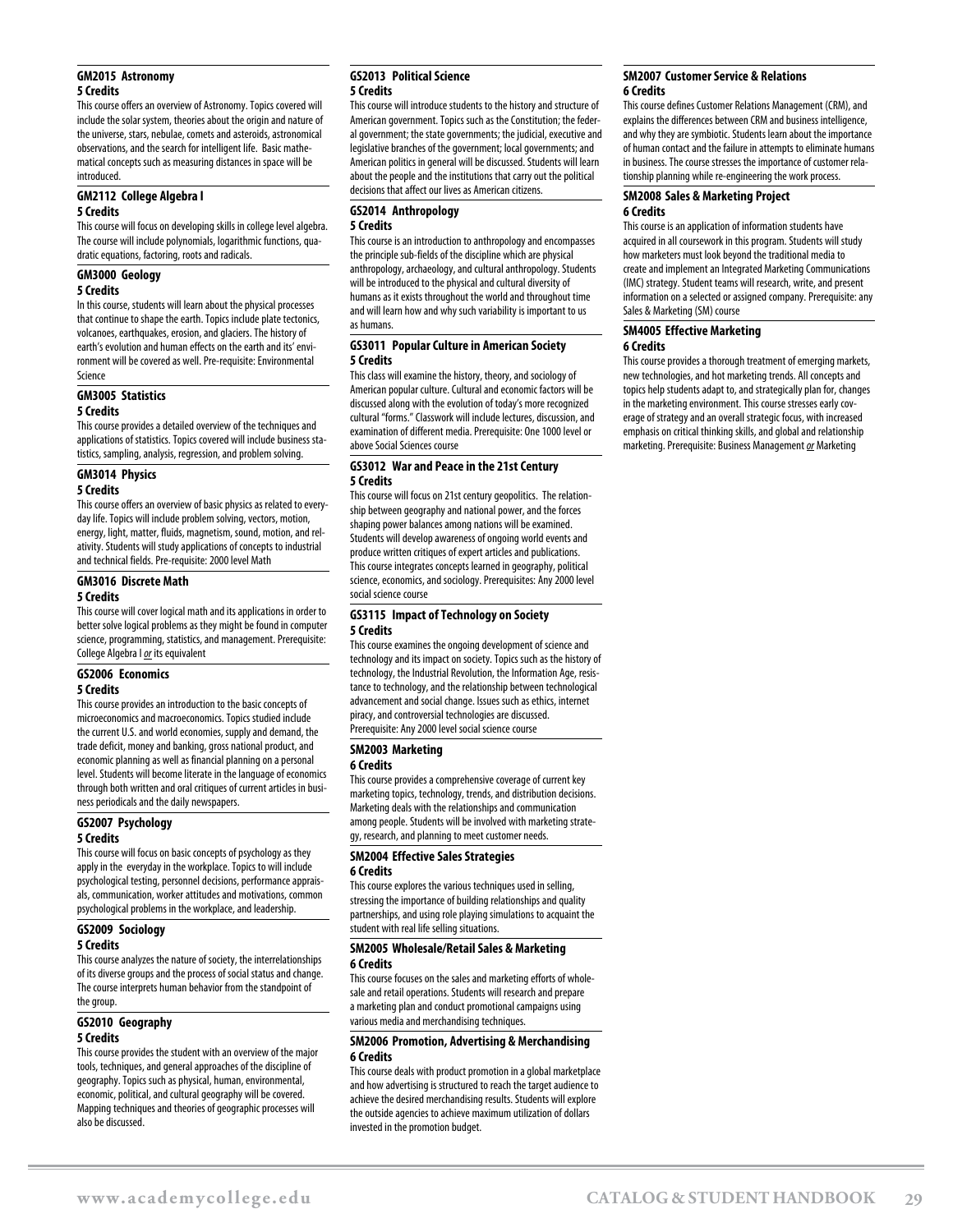### GM2015 Astronomy
**5 Credits**

This course offers an overview of Astronomy. Topics covered will include the solar system, theories about the origin and nature of the universe, stars, nebulae, comets and asteroids, astronomical observations, and the search for intelligent life. Basic mathematical concepts such as measuring distances in space will be introduced.

### GM2112 College Algebra I
**5 Credits**

This course will focus on developing skills in college level algebra. The course will include polynomials, logarithmic functions, quadratic equations, factoring, roots and radicals.

### GM3000 Geology
**5 Credits**

In this course, students will learn about the physical processes that continue to shape the earth. Topics include plate tectonics, volcanoes, earthquakes, erosion, and glaciers. The history of earth's evolution and human effects on the earth and its' environment will be covered as well. Pre-requisite: Environmental Science

### GM3005 Statistics
**5 Credits**

This course provides a detailed overview of the techniques and applications of statistics. Topics covered will include business statistics, sampling, analysis, regression, and problem solving.

### GM3014 Physics
**5 Credits**

This course offers an overview of basic physics as related to everyday life. Topics will include problem solving, vectors, motion, energy, light, matter, fluids, magnetism, sound, motion, and relativity. Students will study applications of concepts to industrial and technical fields. Pre-requisite: 2000 level Math

### GM3016 Discrete Math
**5 Credits**

This course will cover logical math and its applications in order to better solve logical problems as they might be found in computer science, programming, statistics, and management. Prerequisite: College Algebra I *or* its equivalent

### GS2006 Economics
**5 Credits**

This course provides an introduction to the basic concepts of microeconomics and macroeconomics. Topics studied include the current U.S. and world economies, supply and demand, the trade deficit, money and banking, gross national product, and economic planning as well as financial planning on a personal level. Students will become literate in the language of economics through both written and oral critiques of current articles in business periodicals and the daily newspapers.

### GS2007 Psychology
**5 Credits**

This course will focus on basic concepts of psychology as they apply in the everyday in the workplace. Topics to will include psychological testing, personnel decisions, performance appraisals, communication, worker attitudes and motivations, common psychological problems in the workplace, and leadership.

### GS2009 Sociology
**5 Credits**

This course analyzes the nature of society, the interrelationships of its diverse groups and the process of social status and change. The course interprets human behavior from the standpoint of the group.

### GS2010 Geography
**5 Credits**

This course provides the student with an overview of the major tools, techniques, and general approaches of the discipline of geography. Topics such as physical, human, environmental, economic, political, and cultural geography will be covered. Mapping techniques and theories of geographic processes will also be discussed.

### GS2013 Political Science
**5 Credits**

This course will introduce students to the history and structure of American government. Topics such as the Constitution; the federal government; the state governments; the judicial, executive and legislative branches of the government; local governments; and American politics in general will be discussed. Students will learn about the people and the institutions that carry out the political decisions that affect our lives as American citizens.

### GS2014 Anthropology
**5 Credits**

This course is an introduction to anthropology and encompasses the principle sub-fields of the discipline which are physical anthropology, archaeology, and cultural anthropology. Students will be introduced to the physical and cultural diversity of humans as it exists throughout the world and throughout time and will learn how and why such variability is important to us as humans.

### GS3011 Popular Culture in American Society
**5 Credits**

This class will examine the history, theory, and sociology of American popular culture. Cultural and economic factors will be discussed along with the evolution of today's more recognized cultural "forms." Classwork will include lectures, discussion, and examination of different media. Prerequisite: One 1000 level or above Social Sciences course

### GS3012 War and Peace in the 21st Century
**5 Credits**

This course will focus on 21st century geopolitics. The relationship between geography and national power, and the forces shaping power balances among nations will be examined. Students will develop awareness of ongoing world events and produce written critiques of expert articles and publications. This course integrates concepts learned in geography, political science, economics, and sociology. Prerequisites: Any 2000 level social science course

### GS3115 Impact of Technology on Society
**5 Credits**

This course examines the ongoing development of science and technology and its impact on society. Topics such as the history of technology, the Industrial Revolution, the Information Age, resistance to technology, and the relationship between technological advancement and social change. Issues such as ethics, internet piracy, and controversial technologies are discussed. Prerequisite: Any 2000 level social science course

### SM2003 Marketing
**6 Credits**

This course provides a comprehensive coverage of current key marketing topics, technology, trends, and distribution decisions. Marketing deals with the relationships and communication among people. Students will be involved with marketing strategy, research, and planning to meet customer needs.

### SM2004 Effective Sales Strategies
**6 Credits**

This course explores the various techniques used in selling, stressing the importance of building relationships and quality partnerships, and using role playing simulations to acquaint the student with real life selling situations.

### SM2005 Wholesale/Retail Sales & Marketing
**6 Credits**

This course focuses on the sales and marketing efforts of wholesale and retail operations. Students will research and prepare a marketing plan and conduct promotional campaigns using various media and merchandising techniques.

### SM2006 Promotion, Advertising & Merchandising
**6 Credits**

This course deals with product promotion in a global marketplace and how advertising is structured to reach the target audience to achieve the desired merchandising results. Students will explore the outside agencies to achieve maximum utilization of dollars invested in the promotion budget.

### SM2007 Customer Service & Relations
**6 Credits**

This course defines Customer Relations Management (CRM), and explains the differences between CRM and business intelligence, and why they are symbiotic. Students learn about the importance of human contact and the failure in attempts to eliminate humans in business. The course stresses the importance of customer relationship planning while re-engineering the work process.

### SM2008 Sales & Marketing Project
**6 Credits**

This course is an application of information students have acquired in all coursework in this program. Students will study how marketers must look beyond the traditional media to create and implement an Integrated Marketing Communications (IMC) strategy. Student teams will research, write, and present information on a selected or assigned company. Prerequisite: any Sales & Marketing (SM) course

### SM4005 Effective Marketing
**6 Credits**

This course provides a thorough treatment of emerging markets, new technologies, and hot marketing trends. All concepts and topics help students adapt to, and strategically plan for, changes in the marketing environment. This course stresses early coverage of strategy and an overall strategic focus, with increased emphasis on critical thinking skills, and global and relationship marketing. Prerequisite: Business Management *or* Marketing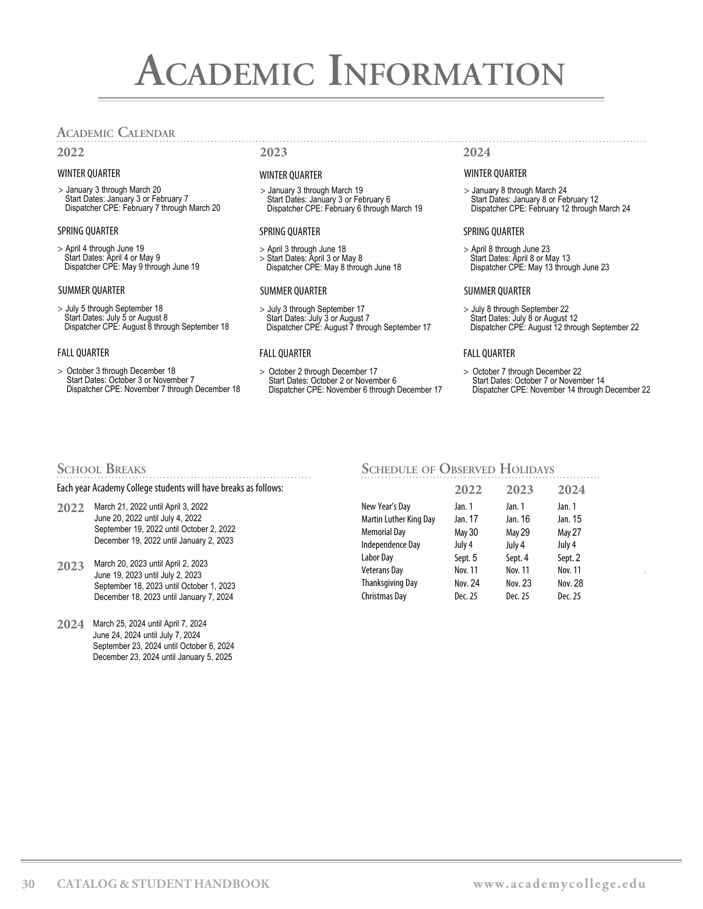# Academic Information

## Academic Calendar

### 2022

**WINTER QUARTER**

> January 3 through March 20
> Start Dates: January 3 or February 7
> Dispatcher CPE: February 7 through March 20

**SPRING QUARTER**

> April 4 through June 19
> Start Dates: April 4 or May 9
> Dispatcher CPE: May 9 through June 19

**SUMMER QUARTER**

> July 5 through September 18
> Start Dates: July 5 or August 8
> Dispatcher CPE: August 8 through September 18

**FALL QUARTER**

> October 3 through December 18
> Start Dates: October 3 or November 7
> Dispatcher CPE: November 7 through December 18

### 2023

**WINTER QUARTER**

> January 3 through March 19
> Start Dates: January 3 or February 6
> Dispatcher CPE: February 6 through March 19

**SPRING QUARTER**

> April 3 through June 18
> Start Dates: April 3 or May 8
> Dispatcher CPE: May 8 through June 18

**SUMMER QUARTER**

> July 3 through September 17
> Start Dates: July 3 or August 7
> Dispatcher CPE: August 7 through September 17

**FALL QUARTER**

> October 2 through December 17
> Start Dates: October 2 or November 6
> Dispatcher CPE: November 6 through December 17

### 2024

**WINTER QUARTER**

> January 8 through March 24
> Start Dates: January 8 or February 12
> Dispatcher CPE: February 12 through March 24

**SPRING QUARTER**

> April 8 through June 23
> Start Dates: April 8 or May 13
> Dispatcher CPE: May 13 through June 23

**SUMMER QUARTER**

> July 8 through September 22
> Start Dates: July 8 or August 12
> Dispatcher CPE: August 12 through September 22

**FALL QUARTER**

> October 7 through December 22
> Start Dates: October 7 or November 14
> Dispatcher CPE: November 14 through December 22

## School Breaks

Each year Academy College students will have breaks as follows:

**2022**
- March 21, 2022 until April 3, 2022
- June 20, 2022 until July 4, 2022
- September 19, 2022 until October 2, 2022
- December 19, 2022 until January 2, 2023

**2023**
- March 20, 2023 until April 2, 2023
- June 19, 2023 until July 2, 2023
- September 18, 2023 until October 1, 2023
- December 18, 2023 until January 7, 2024

**2024**
- March 25, 2024 until April 7, 2024
- June 24, 2024 until July 7, 2024
- September 23, 2024 until October 6, 2024
- December 23, 2024 until January 5, 2025

## Schedule of Observed Holidays

| | 2022 | 2023 | 2024 |
|---|---|---|---|
| New Year's Day | Jan. 1 | Jan. 1 | Jan. 1 |
| Martin Luther King Day | Jan. 17 | Jan. 16 | Jan. 15 |
| Memorial Day | May 30 | May 29 | May 27 |
| Independence Day | July 4 | July 4 | July 4 |
| Labor Day | Sept. 5 | Sept. 4 | Sept. 2 |
| Veterans Day | Nov. 11 | Nov. 11 | Nov. 11 |
| Thanksgiving Day | Nov. 24 | Nov. 23 | Nov. 28 |
| Christmas Day | Dec. 25 | Dec. 25 | Dec. 25 |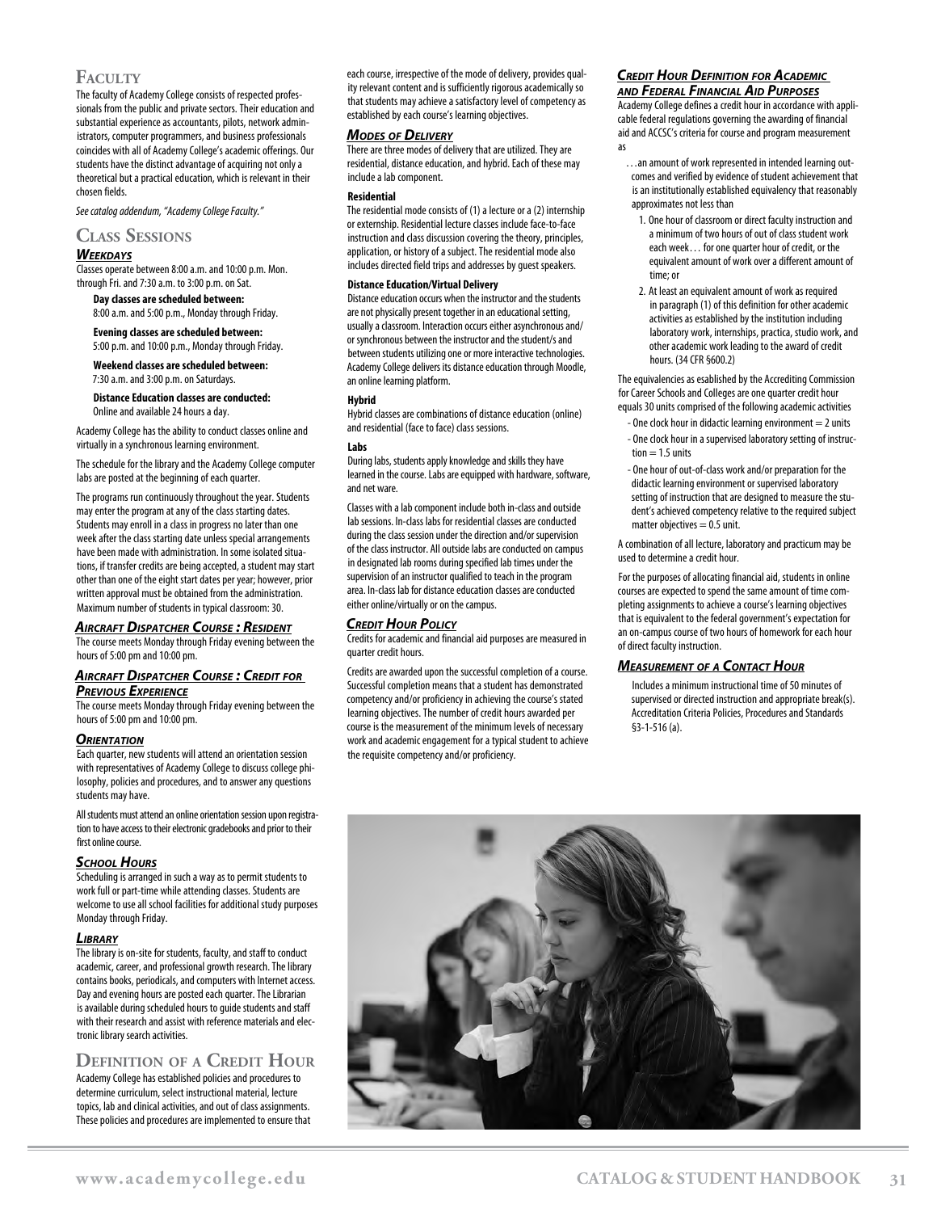## Faculty

The faculty of Academy College consists of respected professionals from the public and private sectors. Their education and substantial experience as accountants, pilots, network administrators, computer programmers, and business professionals coincides with all of Academy College's academic offerings. Our students have the distinct advantage of acquiring not only a theoretical but a practical education, which is relevant in their chosen fields.

*See catalog addendum, "Academy College Faculty."*

## Class Sessions

### *Weekdays*

Classes operate between 8:00 a.m. and 10:00 p.m. Mon. through Fri. and 7:30 a.m. to 3:00 p.m. on Sat.

**Day classes are scheduled between:**
8:00 a.m. and 5:00 p.m., Monday through Friday.

**Evening classes are scheduled between:**
5:00 p.m. and 10:00 p.m., Monday through Friday.

**Weekend classes are scheduled between:**
7:30 a.m. and 3:00 p.m. on Saturdays.

**Distance Education classes are conducted:**
Online and available 24 hours a day.

Academy College has the ability to conduct classes online and virtually in a synchronous learning environment.

The schedule for the library and the Academy College computer labs are posted at the beginning of each quarter.

The programs run continuously throughout the year. Students may enter the program at any of the class starting dates. Students may enroll in a class in progress no later than one week after the class starting date unless special arrangements have been made with administration. In some isolated situations, if transfer credits are being accepted, a student may start other than one of the eight start dates per year; however, prior written approval must be obtained from the administration. Maximum number of students in typical classroom: 30.

### *Aircraft Dispatcher Course : Resident*

The course meets Monday through Friday evening between the hours of 5:00 pm and 10:00 pm.

### *Aircraft Dispatcher Course : Credit for Previous Experience*

The course meets Monday through Friday evening between the hours of 5:00 pm and 10:00 pm.

### *Orientation*

Each quarter, new students will attend an orientation session with representatives of Academy College to discuss college philosophy, policies and procedures, and to answer any questions students may have.

All students must attend an online orientation session upon registration to have access to their electronic gradebooks and prior to their first online course.

### *School Hours*

Scheduling is arranged in such a way as to permit students to work full or part-time while attending classes. Students are welcome to use all school facilities for additional study purposes Monday through Friday.

### *Library*

The library is on-site for students, faculty, and staff to conduct academic, career, and professional growth research. The library contains books, periodicals, and computers with Internet access. Day and evening hours are posted each quarter. The Librarian is available during scheduled hours to guide students and staff with their research and assist with reference materials and electronic library search activities.

## Definition of a Credit Hour

Academy College has established policies and procedures to determine curriculum, select instructional material, lecture topics, lab and clinical activities, and out of class assignments. These policies and procedures are implemented to ensure that each course, irrespective of the mode of delivery, provides quality relevant content and is sufficiently rigorous academically so that students may achieve a satisfactory level of competency as established by each course's learning objectives.

### *Modes of Delivery*

There are three modes of delivery that are utilized. They are residential, distance education, and hybrid. Each of these may include a lab component.

#### Residential

The residential mode consists of (1) a lecture or a (2) internship or externship. Residential lecture classes include face-to-face instruction and class discussion covering the theory, principles, application, or history of a subject. The residential mode also includes directed field trips and addresses by guest speakers.

#### Distance Education/Virtual Delivery

Distance education occurs when the instructor and the students are not physically present together in an educational setting, usually a classroom. Interaction occurs either asynchronous and/or synchronous between the instructor and the student/s and between students utilizing one or more interactive technologies. Academy College delivers its distance education through Moodle, an online learning platform.

#### Hybrid

Hybrid classes are combinations of distance education (online) and residential (face to face) class sessions.

#### Labs

During labs, students apply knowledge and skills they have learned in the course. Labs are equipped with hardware, software, and net ware.

Classes with a lab component include both in-class and outside lab sessions. In-class labs for residential classes are conducted during the class session under the direction and/or supervision of the class instructor. All outside labs are conducted on campus in designated lab rooms during specified lab times under the supervision of an instructor qualified to teach in the program area. In-class lab for distance education classes are conducted either online/virtually or on the campus.

### *Credit Hour Policy*

Credits for academic and financial aid purposes are measured in quarter credit hours.

Credits are awarded upon the successful completion of a course. Successful completion means that a student has demonstrated competency and/or proficiency in achieving the course's stated learning objectives. The number of credit hours awarded per course is the measurement of the minimum levels of necessary work and academic engagement for a typical student to achieve the requisite competency and/or proficiency.

### *Credit Hour Definition for Academic and Federal Financial Aid Purposes*

Academy College defines a credit hour in accordance with applicable federal regulations governing the awarding of financial aid and ACCSC's criteria for course and program measurement as

> …an amount of work represented in intended learning outcomes and verified by evidence of student achievement that is an institutionally established equivalency that reasonably approximates not less than
>
> 1. One hour of classroom or direct faculty instruction and a minimum of two hours of out of class student work each week… for one quarter hour of credit, or the equivalent amount of work over a different amount of time; or
> 2. At least an equivalent amount of work as required in paragraph (1) of this definition for other academic activities as established by the institution including laboratory work, internships, practica, studio work, and other academic work leading to the award of credit hours. (34 CFR §600.2)

The equivalencies as esablished by the Accrediting Commission for Career Schools and Colleges are one quarter credit hour equals 30 units comprised of the following academic activities

- One clock hour in didactic learning environment = 2 units
- One clock hour in a supervised laboratory setting of instruction = 1.5 units
- One hour of out-of-class work and/or preparation for the didactic learning environment or supervised laboratory setting of instruction that are designed to measure the student's achieved competency relative to the required subject matter objectives = 0.5 unit.

A combination of all lecture, laboratory and practicum may be used to determine a credit hour.

For the purposes of allocating financial aid, students in online courses are expected to spend the same amount of time completing assignments to achieve a course's learning objectives that is equivalent to the federal government's expectation for an on-campus course of two hours of homework for each hour of direct faculty instruction.

### *Measurement of a Contact Hour*

Includes a minimum instructional time of 50 minutes of supervised or directed instruction and appropriate break(s). Accreditation Criteria Policies, Procedures and Standards §3-1-516 (a).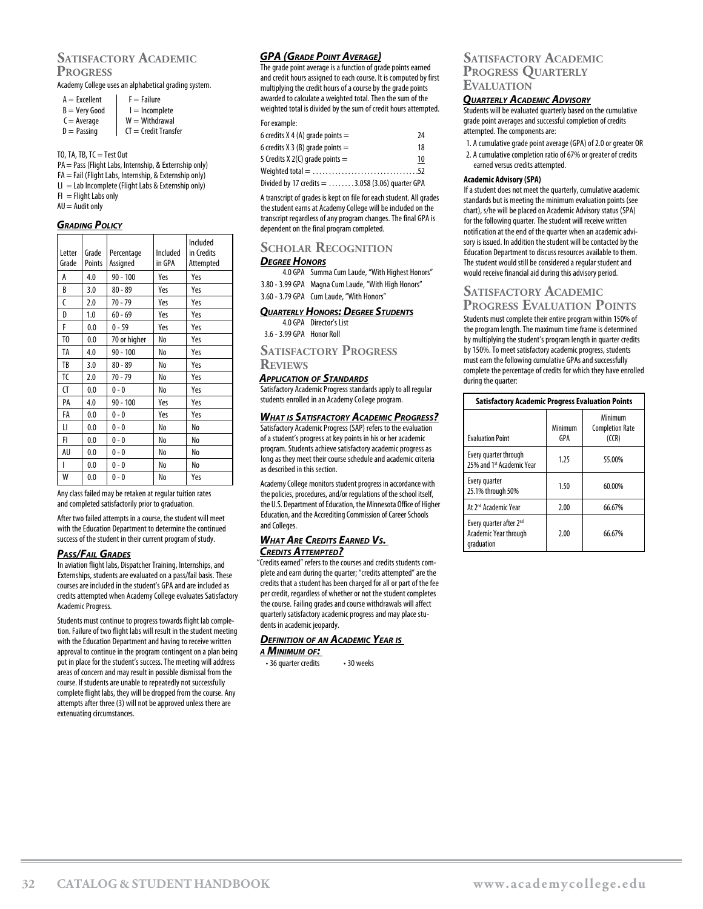## Satisfactory Academic Progress

Academy College uses an alphabetical grading system.

| | |
|---|---|
| A = Excellent | F = Failure |
| B = Very Good | I = Incomplete |
| C = Average | W = Withdrawal |
| D = Passing | CT = Credit Transfer |

TO, TA, TB, TC = Test Out
PA = Pass (Flight Labs, Internship, & Externship only)
FA = Fail (Flight Labs, Internship, & Externship only)
LI = Lab Incomplete (Flight Labs & Externship only)
FI = Flight Labs only
AU = Audit only

### *Grading Policy*

| Letter Grade | Grade Points | Percentage Assigned | Included in GPA | Included in Credits Attempted |
|---|---|---|---|---|
| A | 4.0 | 90 - 100 | Yes | Yes |
| B | 3.0 | 80 - 89 | Yes | Yes |
| C | 2.0 | 70 - 79 | Yes | Yes |
| D | 1.0 | 60 - 69 | Yes | Yes |
| F | 0.0 | 0 - 59 | Yes | Yes |
| TO | 0.0 | 70 or higher | No | Yes |
| TA | 4.0 | 90 - 100 | No | Yes |
| TB | 3.0 | 80 - 89 | No | Yes |
| TC | 2.0 | 70 - 79 | No | Yes |
| CT | 0.0 | 0 - 0 | No | Yes |
| PA | 4.0 | 90 - 100 | Yes | Yes |
| FA | 0.0 | 0 - 0 | Yes | Yes |
| LI | 0.0 | 0 - 0 | No | Yes |
| FI | 0.0 | 0 - 0 | No | No |
| AU | 0.0 | 0 - 0 | No | No |
| I | 0.0 | 0 - 0 | No | No |
| W | 0.0 | 0 - 0 | No | Yes |

Any class failed may be retaken at regular tuition rates and completed satisfactorily prior to graduation.

After two failed attempts in a course, the student will meet with the Education Department to determine the continued success of the student in their current program of study.

### *Pass/Fail Grades*

In aviation flight labs, Dispatcher Training, Internships, and Externships, students are evaluated on a pass/fail basis. These courses are included in the student's GPA and are included as credits attempted when Academy College evaluates Satisfactory Academic Progress.

Students must continue to progress towards flight lab completion. Failure of two flight labs will result in the student meeting with the Education Department and having to receive written approval to continue in the program contingent on a plan being put in place for the student's success. The meeting will address areas of concern and may result in possible dismissal from the course. If students are unable to repeatedly not successfully complete flight labs, they will be dropped from the course. Any attempts after three (3) will not be approved unless there are extenuating circumstances.

### *GPA (Grade Point Average)*

The grade point average is a function of grade points earned and credit hours assigned to each course. It is computed by first multiplying the credit hours of a course by the grade points awarded to calculate a weighted total. Then the sum of the weighted total is divided by the sum of credit hours attempted.

For example:

| | |
|---|---|
| 6 credits X 4 (A) grade points = | 24 |
| 6 credits X 3 (B) grade points = | 18 |
| 5 Credits X 2(C) grade points = | 10 |
| Weighted total = | 52 |
| Divided by 17 credits = | 3.058 (3.06) quarter GPA |

A transcript of grades is kept on file for each student. All grades the student earns at Academy College will be included on the transcript regardless of any program changes. The final GPA is dependent on the final program completed.

## Scholar Recognition

### *Degree Honors*

4.0 GPA Summa Cum Laude, "With Highest Honors"
3.80 - 3.99 GPA Magna Cum Laude, "With High Honors"
3.60 - 3.79 GPA Cum Laude, "With Honors"

### *Quarterly Honors: Degree Students*

4.0 GPA Director's List
3.6 - 3.99 GPA Honor Roll

## Satisfactory Progress Reviews

### *Application of Standards*

Satisfactory Academic Progress standards apply to all regular students enrolled in an Academy College program.

### *What is Satisfactory Academic Progress?*

Satisfactory Academic Progress (SAP) refers to the evaluation of a student's progress at key points in his or her academic program. Students achieve satisfactory academic progress as long as they meet their course schedule and academic criteria as described in this section.

Academy College monitors student progress in accordance with the policies, procedures, and/or regulations of the school itself, the U.S. Department of Education, the Minnesota Office of Higher Education, and the Accrediting Commission of Career Schools and Colleges.

### *What Are Credits Earned Vs. Credits Attempted?*

"Credits earned" refers to the courses and credits students complete and earn during the quarter; "credits attempted" are the credits that a student has been charged for all or part of the fee per credit, regardless of whether or not the student completes the course. Failing grades and course withdrawals will affect quarterly satisfactory academic progress and may place students in academic jeopardy.

### *Definition of an Academic Year is a Minimum of:*

- 36 quarter credits
- 30 weeks

## Satisfactory Academic Progress Quarterly Evaluation

### *Quarterly Academic Advisory*

Students will be evaluated quarterly based on the cumulative grade point averages and successful completion of credits attempted. The components are:

1. A cumulative grade point average (GPA) of 2.0 or greater OR
2. A cumulative completion ratio of 67% or greater of credits earned versus credits attempted.

**Academic Advisory (SPA)**

If a student does not meet the quarterly, cumulative academic standards but is meeting the minimum evaluation points (see chart), s/he will be placed on Academic Advisory status (SPA) for the following quarter. The student will receive written notification at the end of the quarter when an academic advisory is issued. In addition the student will be contacted by the Education Department to discuss resources available to them. The student would still be considered a regular student and would receive financial aid during this advisory period.

## Satisfactory Academic Progress Evaluation Points

Students must complete their entire program within 150% of the program length. The maximum time frame is determined by multiplying the student's program length in quarter credits by 150%. To meet satisfactory academic progress, students must earn the following cumulative GPAs and successfully complete the percentage of credits for which they have enrolled during the quarter:

| Satisfactory Academic Progress Evaluation Points | | |
|---|---|---|
| Evaluation Point | Minimum GPA | Minimum Completion Rate (CCR) |
| Every quarter through 25% and 1st Academic Year | 1.25 | 55.00% |
| Every quarter 25.1% through 50% | 1.50 | 60.00% |
| At 2nd Academic Year | 2.00 | 66.67% |
| Every quarter after 2nd Academic Year through graduation | 2.00 | 66.67% |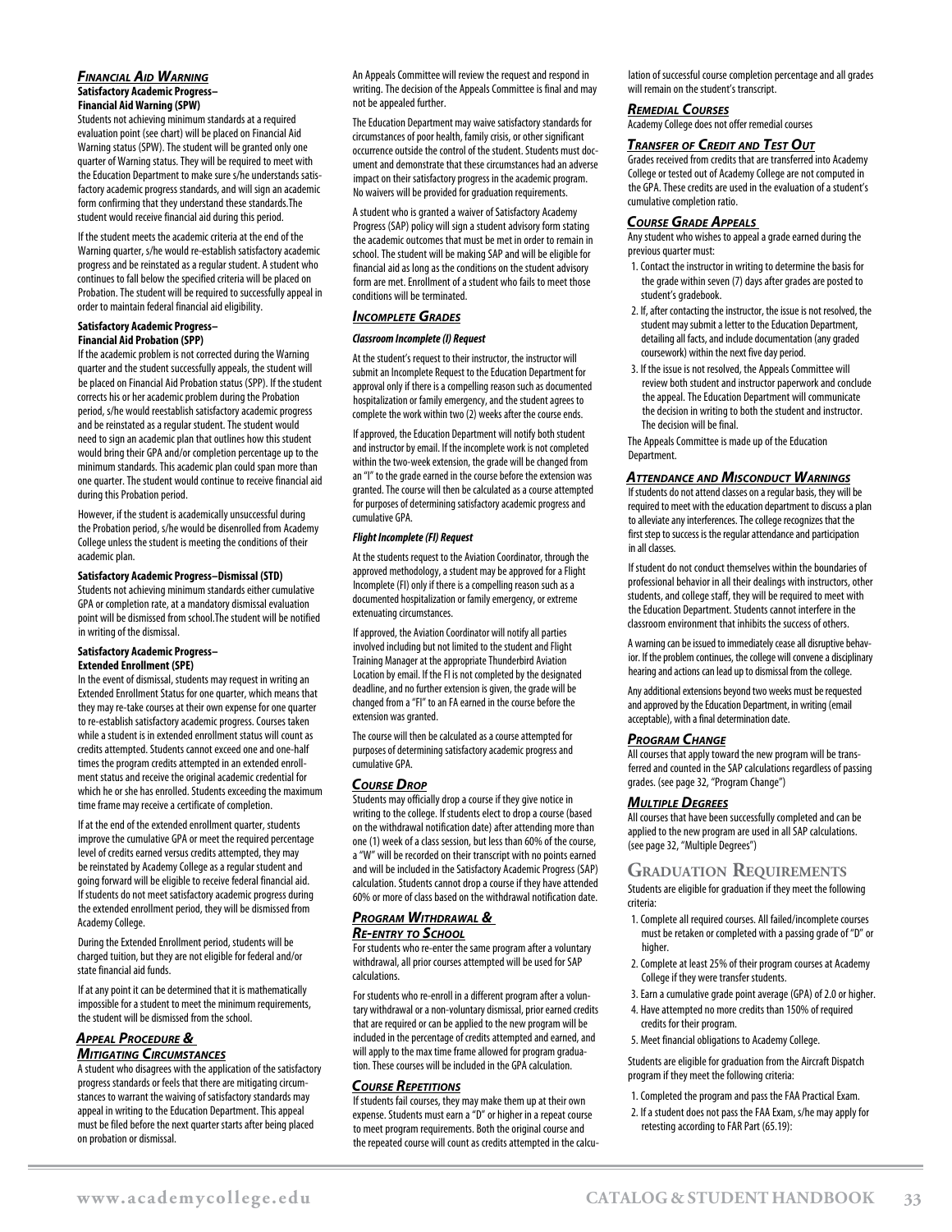### *Financial Aid Warning*

**Satisfactory Academic Progress– Financial Aid Warning (SPW)**

Students not achieving minimum standards at a required evaluation point (see chart) will be placed on Financial Aid Warning status (SPW). The student will be granted only one quarter of Warning status. They will be required to meet with the Education Department to make sure s/he understands satisfactory academic progress standards, and will sign an academic form confirming that they understand these standards.The student would receive financial aid during this period.

If the student meets the academic criteria at the end of the Warning quarter, s/he would re-establish satisfactory academic progress and be reinstated as a regular student. A student who continues to fall below the specified criteria will be placed on Probation. The student will be required to successfully appeal in order to maintain federal financial aid eligibility.

**Satisfactory Academic Progress– Financial Aid Probation (SPP)**

If the academic problem is not corrected during the Warning quarter and the student successfully appeals, the student will be placed on Financial Aid Probation status (SPP). If the student corrects his or her academic problem during the Probation period, s/he would reestablish satisfactory academic progress and be reinstated as a regular student. The student would need to sign an academic plan that outlines how this student would bring their GPA and/or completion percentage up to the minimum standards. This academic plan could span more than one quarter. The student would continue to receive financial aid during this Probation period.

However, if the student is academically unsuccessful during the Probation period, s/he would be disenrolled from Academy College unless the student is meeting the conditions of their academic plan.

**Satisfactory Academic Progress–Dismissal (STD)**

Students not achieving minimum standards either cumulative GPA or completion rate, at a mandatory dismissal evaluation point will be dismissed from school.The student will be notified in writing of the dismissal.

**Satisfactory Academic Progress– Extended Enrollment (SPE)**

In the event of dismissal, students may request in writing an Extended Enrollment Status for one quarter, which means that they may re-take courses at their own expense for one quarter to re-establish satisfactory academic progress. Courses taken while a student is in extended enrollment status will count as credits attempted. Students cannot exceed one and one-half times the program credits attempted in an extended enrollment status and receive the original academic credential for which he or she has enrolled. Students exceeding the maximum time frame may receive a certificate of completion.

If at the end of the extended enrollment quarter, students improve the cumulative GPA or meet the required percentage level of credits earned versus credits attempted, they may be reinstated by Academy College as a regular student and going forward will be eligible to receive federal financial aid. If students do not meet satisfactory academic progress during the extended enrollment period, they will be dismissed from Academy College.

During the Extended Enrollment period, students will be charged tuition, but they are not eligible for federal and/or state financial aid funds.

If at any point it can be determined that it is mathematically impossible for a student to meet the minimum requirements, the student will be dismissed from the school.

### *Appeal Procedure & Mitigating Circumstances*

A student who disagrees with the application of the satisfactory progress standards or feels that there are mitigating circumstances to warrant the waiving of satisfactory standards may appeal in writing to the Education Department. This appeal must be filed before the next quarter starts after being placed on probation or dismissal.

An Appeals Committee will review the request and respond in writing. The decision of the Appeals Committee is final and may not be appealed further.

The Education Department may waive satisfactory standards for circumstances of poor health, family crisis, or other significant occurrence outside the control of the student. Students must document and demonstrate that these circumstances had an adverse impact on their satisfactory progress in the academic program. No waivers will be provided for graduation requirements.

A student who is granted a waiver of Satisfactory Academy Progress (SAP) policy will sign a student advisory form stating the academic outcomes that must be met in order to remain in school. The student will be making SAP and will be eligible for financial aid as long as the conditions on the student advisory form are met. Enrollment of a student who fails to meet those conditions will be terminated.

### *Incomplete Grades*

***Classroom Incomplete (I) Request***

At the student's request to their instructor, the instructor will submit an Incomplete Request to the Education Department for approval only if there is a compelling reason such as documented hospitalization or family emergency, and the student agrees to complete the work within two (2) weeks after the course ends.

If approved, the Education Department will notify both student and instructor by email. If the incomplete work is not completed within the two-week extension, the grade will be changed from an "I" to the grade earned in the course before the extension was granted. The course will then be calculated as a course attempted for purposes of determining satisfactory academic progress and cumulative GPA.

***Flight Incomplete (FI) Request***

At the students request to the Aviation Coordinator, through the approved methodology, a student may be approved for a Flight Incomplete (FI) only if there is a compelling reason such as a documented hospitalization or family emergency, or extreme extenuating circumstances.

If approved, the Aviation Coordinator will notify all parties involved including but not limited to the student and Flight Training Manager at the appropriate Thunderbird Aviation Location by email. If the FI is not completed by the designated deadline, and no further extension is given, the grade will be changed from a "FI" to an FA earned in the course before the extension was granted.

The course will then be calculated as a course attempted for purposes of determining satisfactory academic progress and cumulative GPA.

### *Course Drop*

Students may officially drop a course if they give notice in writing to the college. If students elect to drop a course (based on the withdrawal notification date) after attending more than one (1) week of a class session, but less than 60% of the course, a "W" will be recorded on their transcript with no points earned and will be included in the Satisfactory Academic Progress (SAP) calculation. Students cannot drop a course if they have attended 60% or more of class based on the withdrawal notification date.

### *Program Withdrawal & Re-entry to School*

For students who re-enter the same program after a voluntary withdrawal, all prior courses attempted will be used for SAP calculations.

For students who re-enroll in a different program after a voluntary withdrawal or a non-voluntary dismissal, prior earned credits that are required or can be applied to the new program will be included in the percentage of credits attempted and earned, and will apply to the max time frame allowed for program graduation. These courses will be included in the GPA calculation.

### *Course Repetitions*

If students fail courses, they may make them up at their own expense. Students must earn a "D" or higher in a repeat course to meet program requirements. Both the original course and the repeated course will count as credits attempted in the calculation of successful course completion percentage and all grades will remain on the student's transcript.

### *Remedial Courses*

Academy College does not offer remedial courses

### *Transfer of Credit and Test Out*

Grades received from credits that are transferred into Academy College or tested out of Academy College are not computed in the GPA. These credits are used in the evaluation of a student's cumulative completion ratio.

### *Course Grade Appeals*

Any student who wishes to appeal a grade earned during the previous quarter must:

1. Contact the instructor in writing to determine the basis for the grade within seven (7) days after grades are posted to student's gradebook.
2. If, after contacting the instructor, the issue is not resolved, the student may submit a letter to the Education Department, detailing all facts, and include documentation (any graded coursework) within the next five day period.
3. If the issue is not resolved, the Appeals Committee will review both student and instructor paperwork and conclude the appeal. The Education Department will communicate the decision in writing to both the student and instructor. The decision will be final.

The Appeals Committee is made up of the Education Department.

### *Attendance and Misconduct Warnings*

If students do not attend classes on a regular basis, they will be required to meet with the education department to discuss a plan to alleviate any interferences. The college recognizes that the first step to success is the regular attendance and participation in all classes.

If student do not conduct themselves within the boundaries of professional behavior in all their dealings with instructors, other students, and college staff, they will be required to meet with the Education Department. Students cannot interfere in the classroom environment that inhibits the success of others.

A warning can be issued to immediately cease all disruptive behavior. If the problem continues, the college will convene a disciplinary hearing and actions can lead up to dismissal from the college.

Any additional extensions beyond two weeks must be requested and approved by the Education Department, in writing (email acceptable), with a final determination date.

### *Program Change*

All courses that apply toward the new program will be transferred and counted in the SAP calculations regardless of passing grades. (see page 32, "Program Change")

### *Multiple Degrees*

All courses that have been successfully completed and can be applied to the new program are used in all SAP calculations. (see page 32, "Multiple Degrees")

## Graduation Requirements

Students are eligible for graduation if they meet the following criteria:

1. Complete all required courses. All failed/incomplete courses must be retaken or completed with a passing grade of "D" or higher.
2. Complete at least 25% of their program courses at Academy College if they were transfer students.
3. Earn a cumulative grade point average (GPA) of 2.0 or higher.
4. Have attempted no more credits than 150% of required credits for their program.
5. Meet financial obligations to Academy College.

Students are eligible for graduation from the Aircraft Dispatch program if they meet the following criteria:

1. Completed the program and pass the FAA Practical Exam.
2. If a student does not pass the FAA Exam, s/he may apply for retesting according to FAR Part (65.19):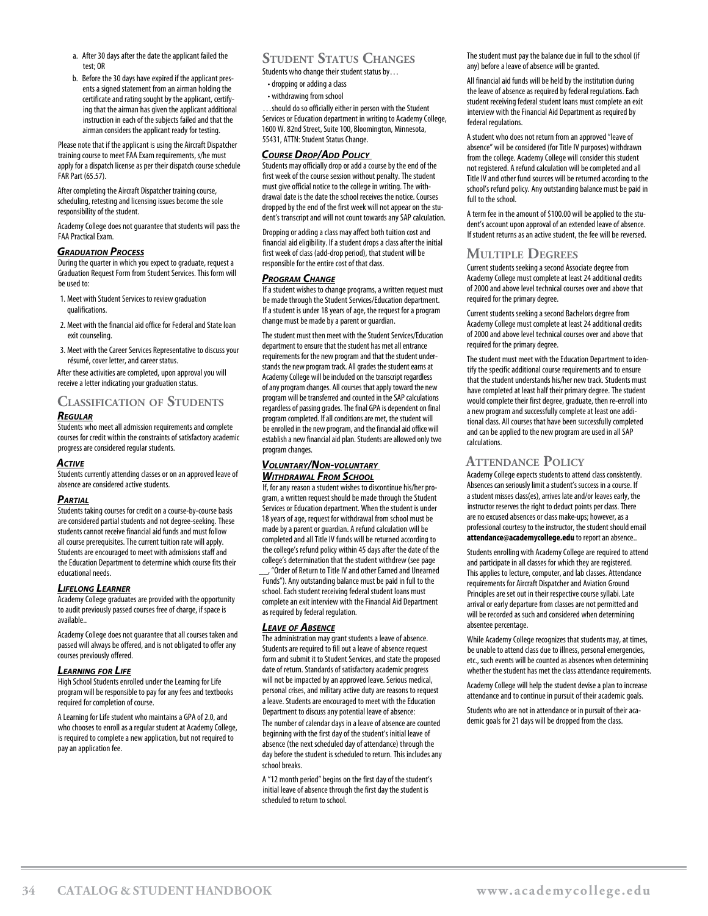a. After 30 days after the date the applicant failed the test; OR

b. Before the 30 days have expired if the applicant presents a signed statement from an airman holding the certificate and rating sought by the applicant, certifying that the airman has given the applicant additional instruction in each of the subjects failed and that the airman considers the applicant ready for testing.

Please note that if the applicant is using the Aircraft Dispatcher training course to meet FAA Exam requirements, s/he must apply for a dispatch license as per their dispatch course schedule FAR Part (65.57).

After completing the Aircraft Dispatcher training course, scheduling, retesting and licensing issues become the sole responsibility of the student.

Academy College does not guarantee that students will pass the FAA Practical Exam.

### *Graduation Process*

During the quarter in which you expect to graduate, request a Graduation Request Form from Student Services. This form will be used to:

1. Meet with Student Services to review graduation qualifications.
2. Meet with the financial aid office for Federal and State loan exit counseling.
3. Meet with the Career Services Representative to discuss your résumé, cover letter, and career status.

After these activities are completed, upon approval you will receive a letter indicating your graduation status.

## Classification of Students

### *Regular*

Students who meet all admission requirements and complete courses for credit within the constraints of satisfactory academic progress are considered regular students.

### *Active*

Students currently attending classes or on an approved leave of absence are considered active students.

### *Partial*

Students taking courses for credit on a course-by-course basis are considered partial students and not degree-seeking. These students cannot receive financial aid funds and must follow all course prerequisites. The current tuition rate will apply. Students are encouraged to meet with admissions staff and the Education Department to determine which course fits their educational needs.

### *Lifelong Learner*

Academy College graduates are provided with the opportunity to audit previously passed courses free of charge, if space is available..

Academy College does not guarantee that all courses taken and passed will always be offered, and is not obligated to offer any courses previously offered.

### *Learning for Life*

High School Students enrolled under the Learning for Life program will be responsible to pay for any fees and textbooks required for completion of course.

A Learning for Life student who maintains a GPA of 2.0, and who chooses to enroll as a regular student at Academy College, is required to complete a new application, but not required to pay an application fee.

## Student Status Changes

Students who change their student status by…

- dropping or adding a class
- withdrawing from school

…should do so officially either in person with the Student Services or Education department in writing to Academy College, 1600 W. 82nd Street, Suite 100, Bloomington, Minnesota, 55431, ATTN: Student Status Change.

### *Course Drop/Add Policy*

Students may officially drop or add a course by the end of the first week of the course session without penalty. The student must give official notice to the college in writing. The withdrawal date is the date the school receives the notice. Courses dropped by the end of the first week will not appear on the student's transcript and will not count towards any SAP calculation.

Dropping or adding a class may affect both tuition cost and financial aid eligibility. If a student drops a class after the initial first week of class (add-drop period), that student will be responsible for the entire cost of that class.

### *Program Change*

If a student wishes to change programs, a written request must be made through the Student Services/Education department. If a student is under 18 years of age, the request for a program change must be made by a parent or guardian.

The student must then meet with the Student Services/Education department to ensure that the student has met all entrance requirements for the new program and that the student understands the new program track. All grades the student earns at Academy College will be included on the transcript regardless of any program changes. All courses that apply toward the new program will be transferred and counted in the SAP calculations regardless of passing grades. The final GPA is dependent on final program completed. If all conditions are met, the student will be enrolled in the new program, and the financial aid office will establish a new financial aid plan. Students are allowed only two program changes.

### *Voluntary/Non-voluntary Withdrawal From School*

If, for any reason a student wishes to discontinue his/her program, a written request should be made through the Student Services or Education department. When the student is under 18 years of age, request for withdrawal from school must be made by a parent or guardian. A refund calculation will be completed and all Title IV funds will be returned according to the college's refund policy within 45 days after the date of the college's determination that the student withdrew (see page ___, "Order of Return to Title IV and other Earned and Unearned Funds"). Any outstanding balance must be paid in full to the school. Each student receiving federal student loans must complete an exit interview with the Financial Aid Department as required by federal regulation.

### *Leave of Absence*

The administration may grant students a leave of absence. Students are required to fill out a leave of absence request form and submit it to Student Services, and state the proposed date of return. Standards of satisfactory academic progress will not be impacted by an approved leave. Serious medical, personal crises, and military active duty are reasons to request a leave. Students are encouraged to meet with the Education Department to discuss any potential leave of absence:

The number of calendar days in a leave of absence are counted beginning with the first day of the student's initial leave of absence (the next scheduled day of attendance) through the day before the student is scheduled to return. This includes any school breaks.

A "12 month period" begins on the first day of the student's initial leave of absence through the first day the student is scheduled to return to school.

The student must pay the balance due in full to the school (if any) before a leave of absence will be granted.

All financial aid funds will be held by the institution during the leave of absence as required by federal regulations. Each student receiving federal student loans must complete an exit interview with the Financial Aid Department as required by federal regulations.

A student who does not return from an approved "leave of absence" will be considered (for Title IV purposes) withdrawn from the college. Academy College will consider this student not registered. A refund calculation will be completed and all Title IV and other fund sources will be returned according to the school's refund policy. Any outstanding balance must be paid in full to the school.

A term fee in the amount of $100.00 will be applied to the student's account upon approval of an extended leave of absence. If student returns as an active student, the fee will be reversed.

## Multiple Degrees

Current students seeking a second Associate degree from Academy College must complete at least 24 additional credits of 2000 and above level technical courses over and above that required for the primary degree.

Current students seeking a second Bachelors degree from Academy College must complete at least 24 additional credits of 2000 and above level technical courses over and above that required for the primary degree.

The student must meet with the Education Department to identify the specific additional course requirements and to ensure that the student understands his/her new track. Students must have completed at least half their primary degree. The student would complete their first degree, graduate, then re-enroll into a new program and successfully complete at least one additional class. All courses that have been successfully completed and can be applied to the new program are used in all SAP calculations.

## Attendance Policy

Academy College expects students to attend class consistently. Absences can seriously limit a student's success in a course. If a student misses class(es), arrives late and/or leaves early, the instructor reserves the right to deduct points per class. There are no excused absences or class make-ups; however, as a professional courtesy to the instructor, the student should email **attendance@academycollege.edu** to report an absence..

Students enrolling with Academy College are required to attend and participate in all classes for which they are registered. This applies to lecture, computer, and lab classes. Attendance requirements for Aircraft Dispatcher and Aviation Ground Principles are set out in their respective course syllabi. Late arrival or early departure from classes are not permitted and will be recorded as such and considered when determining absentee percentage.

While Academy College recognizes that students may, at times, be unable to attend class due to illness, personal emergencies, etc., such events will be counted as absences when determining whether the student has met the class attendance requirements.

Academy College will help the student devise a plan to increase attendance and to continue in pursuit of their academic goals.

Students who are not in attendance or in pursuit of their academic goals for 21 days will be dropped from the class.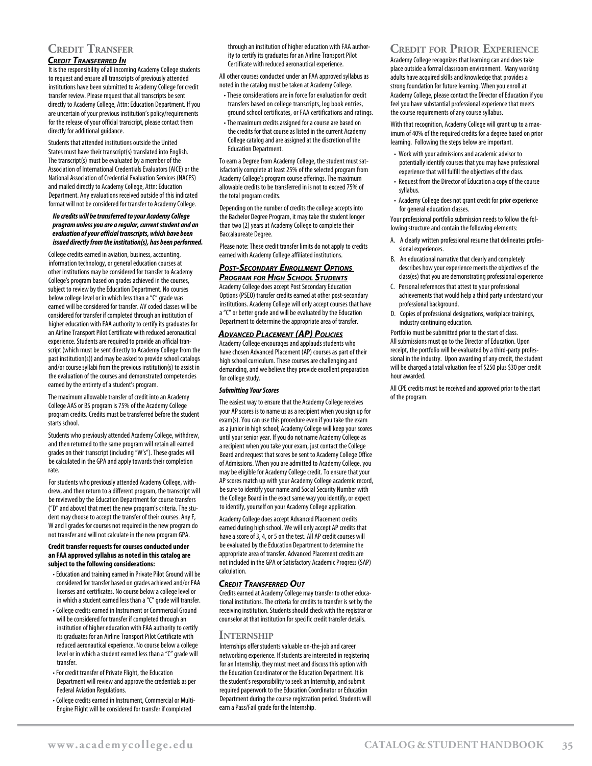## Credit Transfer

### *Credit Transferred In*

It is the responsibility of all incoming Academy College students to request and ensure all transcripts of previously attended institutions have been submitted to Academy College for credit transfer review. Please request that all transcripts be sent directly to Academy College, Attn: Education Department. If you are uncertain of your previous institution's policy/requirements for the release of your official transcript, please contact them directly for additional guidance.

Students that attended institutions outside the United States must have their transcript(s) translated into English. The transcript(s) must be evaluated by a member of the Association of International Credentials Evaluators (AICE) or the National Association of Credential Evaluation Services (NACES) and mailed directly to Academy College, Attn: Education Department. Any evaluations received outside of this indicated format will not be considered for transfer to Academy College.

***No credits will be transferred to your Academy College program unless you are a regular, current student and an evaluation of your official transcripts, which have been issued directly from the institution(s), has been performed.***

College credits earned in aviation, business, accounting, information technology, or general education courses at other institutions may be considered for transfer to Academy College's program based on grades achieved in the courses, subject to review by the Education Department. No courses below college level or in which less than a "C" grade was earned will be considered for transfer. AV coded classes will be considered for transfer if completed through an institution of higher education with FAA authority to certify its graduates for an Airline Transport Pilot Certificate with reduced aeronautical experience. Students are required to provide an official transcript (which must be sent directly to Academy College from the past institution(s)) and may be asked to provide school catalogs and/or course syllabi from the previous institution(s) to assist in the evaluation of the courses and demonstrated competencies earned by the entirety of a student's program.

The maximum allowable transfer of credit into an Academy College AAS or BS program is 75% of the Academy College program credits. Credits must be transferred before the student starts school.

Students who previously attended Academy College, withdrew, and then returned to the same program will retain all earned grades on their transcript (including "W's"). These grades will be calculated in the GPA and apply towards their completion rate.

For students who previously attended Academy College, withdrew, and then return to a different program, the transcript will be reviewed by the Education Department for course transfers ("D" and above) that meet the new program's criteria. The student may choose to accept the transfer of their courses. Any F, W and I grades for courses not required in the new program do not transfer and will not calculate in the new program GPA.

**Credit transfer requests for courses conducted under an FAA approved syllabus as noted in this catalog are subject to the following considerations:**

- Education and training earned in Private Pilot Ground will be considered for transfer based on grades achieved and/or FAA licenses and certificates. No course below a college level or in which a student earned less than a "C" grade will transfer.
- College credits earned in Instrument or Commercial Ground will be considered for transfer if completed through an institution of higher education with FAA authority to certify its graduates for an Airline Transport Pilot Certificate with reduced aeronautical experience. No course below a college level or in which a student earned less than a "C" grade will transfer.
- For credit transfer of Private Flight, the Education Department will review and approve the credentials as per Federal Aviation Regulations.
- College credits earned in Instrument, Commercial or Multi-Engine Flight will be considered for transfer if completed through an institution of higher education with FAA authority to certify its graduates for an Airline Transport Pilot Certificate with reduced aeronautical experience.

All other courses conducted under an FAA approved syllabus as noted in the catalog must be taken at Academy College.

- These considerations are in force for evaluation for credit transfers based on college transcripts, log book entries, ground school certificates, or FAA certifications and ratings.
- The maximum credits assigned for a course are based on the credits for that course as listed in the current Academy College catalog and are assigned at the discretion of the Education Department.

To earn a Degree from Academy College, the student must satisfactorily complete at least 25% of the selected program from Academy College's program course offerings. The maximum allowable credits to be transferred in is not to exceed 75% of the total program credits.

Depending on the number of credits the college accepts into the Bachelor Degree Program, it may take the student longer than two (2) years at Academy College to complete their Baccalaureate Degree.

Please note: These credit transfer limits do not apply to credits earned with Academy College affiliated institutions.

### *Post-Secondary Enrollment Options Program for High School Students*

Academy College does accept Post Secondary Education Options (PSEO) transfer credits earned at other post-secondary institutions. Academy College will only accept courses that have a "C" or better grade and will be evaluated by the Education Department to determine the appropriate area of transfer.

### *Advanced Placement (AP) Policies*

Academy College encourages and applauds students who have chosen Advanced Placement (AP) courses as part of their high school curriculum. These courses are challenging and demanding, and we believe they provide excellent preparation for college study.

***Submitting Your Scores***

The easiest way to ensure that the Academy College receives your AP scores is to name us as a recipient when you sign up for exam(s). You can use this procedure even if you take the exam as a junior in high school; Academy College will keep your scores until your senior year. If you do not name Academy College as a recipient when you take your exam, just contact the College Board and request that scores be sent to Academy College Office of Admissions. When you are admitted to Academy College, you may be eligible for Academy College credit. To ensure that your AP scores match up with your Academy College academic record, be sure to identify your name and Social Security Number with the College Board in the exact same way you identify, or expect to identify, yourself on your Academy College application.

Academy College does accept Advanced Placement credits earned during high school. We will only accept AP credits that have a score of 3, 4, or 5 on the test. All AP credit courses will be evaluated by the Education Department to determine the appropriate area of transfer. Advanced Placement credits are not included in the GPA or Satisfactory Academic Progress (SAP) calculation.

### *Credit Transferred Out*

Credits earned at Academy College may transfer to other educational institutions. The criteria for credits to transfer is set by the receiving institution. Students should check with the registrar or counselor at that institution for specific credit transfer details.

## Internship

Internships offer students valuable on-the-job and career networking experience. If students are interested in registering for an Internship, they must meet and discuss this option with the Education Coordinator or the Education Department. It is the student's responsibility to seek an Internship, and submit required paperwork to the Education Coordinator or Education Department during the course registration period. Students will earn a Pass/Fail grade for the Internship.

## Credit for Prior Experience

Academy College recognizes that learning can and does take place outside a formal classroom environment. Many working adults have acquired skills and knowledge that provides a strong foundation for future learning. When you enroll at Academy College, please contact the Director of Education if you feel you have substantial professional experience that meets the course requirements of any course syllabus.

With that recognition, Academy College will grant up to a maximum of 40% of the required credits for a degree based on prior learning. Following the steps below are important.

- Work with your admissions and academic advisor to potentially identify courses that you may have professional experience that will fulfill the objectives of the class.
- Request from the Director of Education a copy of the course syllabus.
- Academy College does not grant credit for prior experience for general education classes.

Your professional portfolio submission needs to follow the following structure and contain the following elements:

A. A clearly written professional resume that delineates professional experiences.
B. An educational narrative that clearly and completely describes how your experience meets the objectives of the class(es) that you are demonstrating professional experience
C. Personal references that attest to your professional achievements that would help a third party understand your professional background.
D. Copies of professional designations, workplace trainings, industry continuing education.

Portfolio must be submitted prior to the start of class. All submissions must go to the Director of Education. Upon receipt, the portfolio will be evaluated by a third-party professional in the industry. Upon awarding of any credit, the student will be charged a total valuation fee of $250 plus $30 per credit hour awarded.

All CPE credits must be received and approved prior to the start of the program.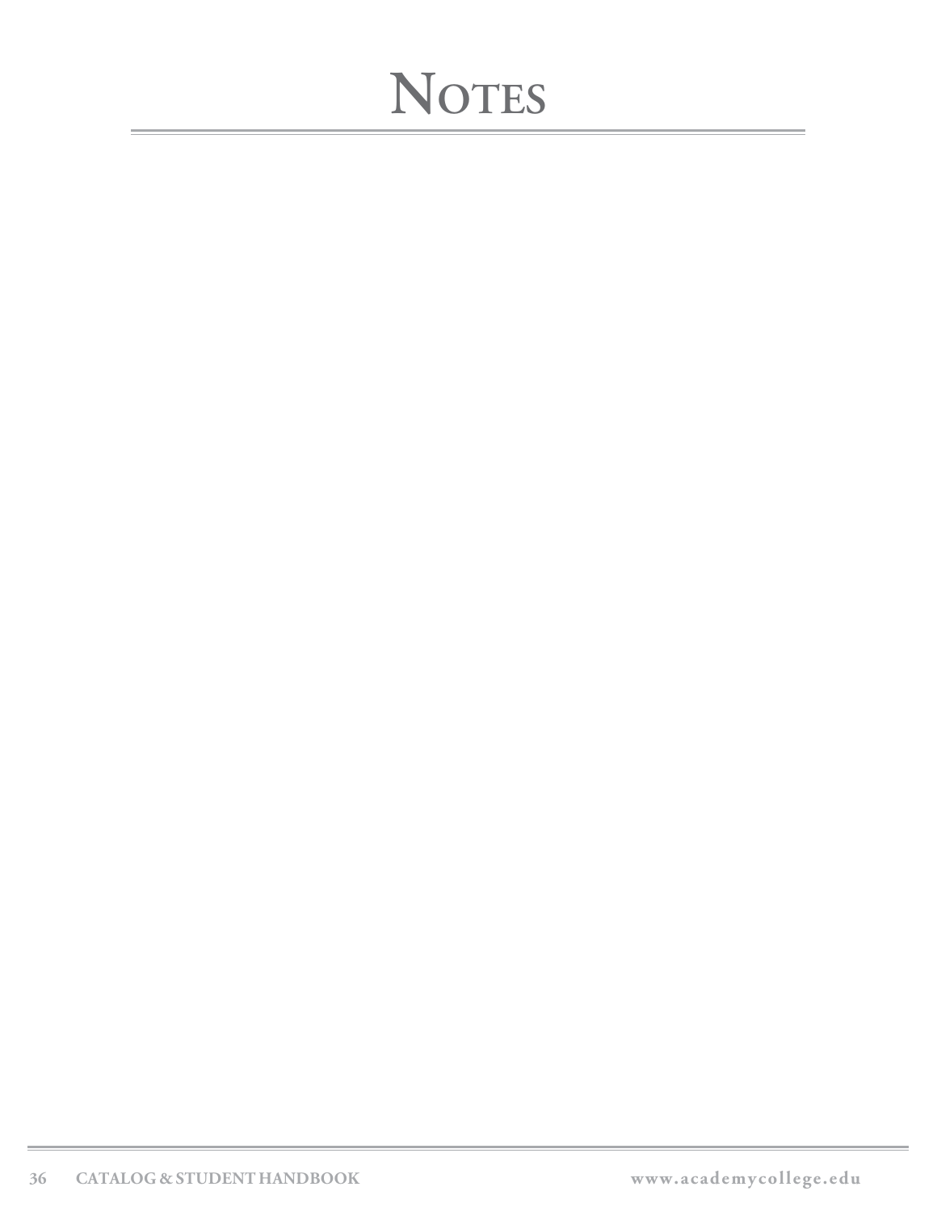# Notes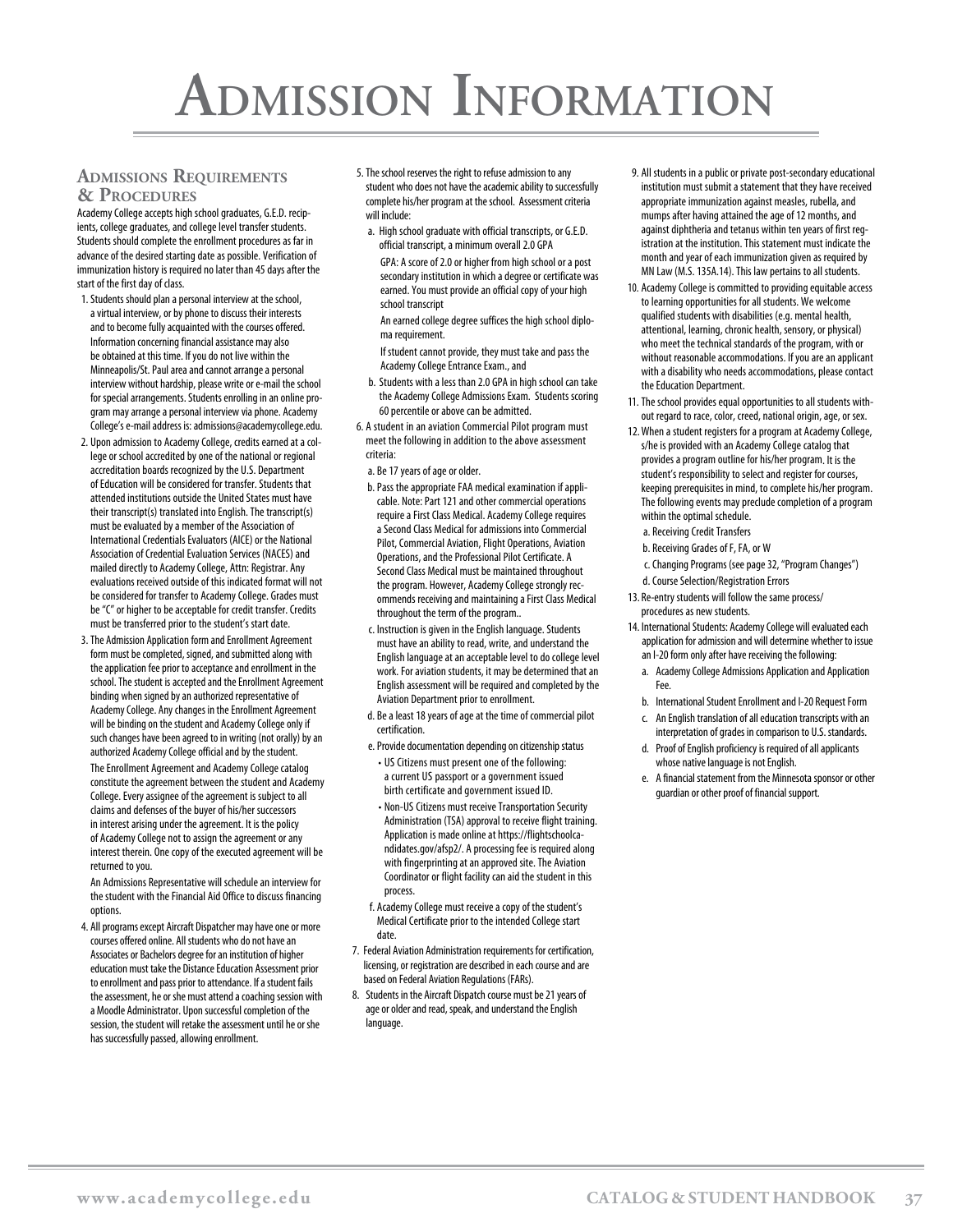# Admission Information

## Admissions Requirements & Procedures

Academy College accepts high school graduates, G.E.D. recipients, college graduates, and college level transfer students. Students should complete the enrollment procedures as far in advance of the desired starting date as possible. Verification of immunization history is required no later than 45 days after the start of the first day of class.

1. Students should plan a personal interview at the school, a virtual interview, or by phone to discuss their interests and to become fully acquainted with the courses offered. Information concerning financial assistance may also be obtained at this time. If you do not live within the Minneapolis/St. Paul area and cannot arrange a personal interview without hardship, please write or e-mail the school for special arrangements. Students enrolling in an online program may arrange a personal interview via phone. Academy College's e-mail address is: admissions@academycollege.edu.
2. Upon admission to Academy College, credits earned at a college or school accredited by one of the national or regional accreditation boards recognized by the U.S. Department of Education will be considered for transfer. Students that attended institutions outside the United States must have their transcript(s) translated into English. The transcript(s) must be evaluated by a member of the Association of International Credentials Evaluators (AICE) or the National Association of Credential Evaluation Services (NACES) and mailed directly to Academy College, Attn: Registrar. Any evaluations received outside of this indicated format will not be considered for transfer to Academy College. Grades must be "C" or higher to be acceptable for credit transfer. Credits must be transferred prior to the student's start date.
3. The Admission Application form and Enrollment Agreement form must be completed, signed, and submitted along with the application fee prior to acceptance and enrollment in the school. The student is accepted and the Enrollment Agreement binding when signed by an authorized representative of Academy College. Any changes in the Enrollment Agreement will be binding on the student and Academy College only if such changes have been agreed to in writing (not orally) by an authorized Academy College official and by the student.

   The Enrollment Agreement and Academy College catalog constitute the agreement between the student and Academy College. Every assignee of the agreement is subject to all claims and defenses of the buyer of his/her successors in interest arising under the agreement. It is the policy of Academy College not to assign the agreement or any interest therein. One copy of the executed agreement will be returned to you.

   An Admissions Representative will schedule an interview for the student with the Financial Aid Office to discuss financing options.
4. All programs except Aircraft Dispatcher may have one or more courses offered online. All students who do not have an Associates or Bachelors degree for an institution of higher education must take the Distance Education Assessment prior to enrollment and pass prior to attendance. If a student fails the assessment, he or she must attend a coaching session with a Moodle Administrator. Upon successful completion of the session, the student will retake the assessment until he or she has successfully passed, allowing enrollment.
5. The school reserves the right to refuse admission to any student who does not have the academic ability to successfully complete his/her program at the school. Assessment criteria will include:
   a. High school graduate with official transcripts, or G.E.D. official transcript, a minimum overall 2.0 GPA

      GPA: A score of 2.0 or higher from high school or a post secondary institution in which a degree or certificate was earned. You must provide an official copy of your high school transcript

      An earned college degree suffices the high school diploma requirement.

      If student cannot provide, they must take and pass the Academy College Entrance Exam., and

   b. Students with a less than 2.0 GPA in high school can take the Academy College Admissions Exam. Students scoring 60 percentile or above can be admitted.
6. A student in an aviation Commercial Pilot program must meet the following in addition to the above assessment criteria:
   a. Be 17 years of age or older.

   b. Pass the appropriate FAA medical examination if applicable. Note: Part 121 and other commercial operations require a First Class Medical. Academy College requires a Second Class Medical for admissions into Commercial Pilot, Commercial Aviation, Flight Operations, Aviation Operations, and the Professional Pilot Certificate. A Second Class Medical must be maintained throughout the program. However, Academy College strongly recommends receiving and maintaining a First Class Medical throughout the term of the program..

   c. Instruction is given in the English language. Students must have an ability to read, write, and understand the English language at an acceptable level to do college level work. For aviation students, it may be determined that an English assessment will be required and completed by the Aviation Department prior to enrollment.

   d. Be a least 18 years of age at the time of commercial pilot certification.

   e. Provide documentation depending on citizenship status
      - US Citizens must present one of the following: a current US passport or a government issued birth certificate and government issued ID.
      - Non-US Citizens must receive Transportation Security Administration (TSA) approval to receive flight training. Application is made online at https://flightschoolcandidates.gov/afsp2/. A processing fee is required along with fingerprinting at an approved site. The Aviation Coordinator or flight facility can aid the student in this process.

   f. Academy College must receive a copy of the student's Medical Certificate prior to the intended College start date.
7. Federal Aviation Administration requirements for certification, licensing, or registration are described in each course and are based on Federal Aviation Regulations (FARs).
8. Students in the Aircraft Dispatch course must be 21 years of age or older and read, speak, and understand the English language.
9. All students in a public or private post-secondary educational institution must submit a statement that they have received appropriate immunization against measles, rubella, and mumps after having attained the age of 12 months, and against diphtheria and tetanus within ten years of first registration at the institution. This statement must indicate the month and year of each immunization given as required by MN Law (M.S. 135A.14). This law pertains to all students.
10. Academy College is committed to providing equitable access to learning opportunities for all students. We welcome qualified students with disabilities (e.g. mental health, attentional, learning, chronic health, sensory, or physical) who meet the technical standards of the program, with or without reasonable accommodations. If you are an applicant with a disability who needs accommodations, please contact the Education Department.
11. The school provides equal opportunities to all students without regard to race, color, creed, national origin, age, or sex.
12. When a student registers for a program at Academy College, s/he is provided with an Academy College catalog that provides a program outline for his/her program. It is the student's responsibility to select and register for courses, keeping prerequisites in mind, to complete his/her program. The following events may preclude completion of a program within the optimal schedule.
    a. Receiving Credit Transfers

    b. Receiving Grades of F, FA, or W

    c. Changing Programs (see page 32, "Program Changes")

    d. Course Selection/Registration Errors
13. Re-entry students will follow the same process/ procedures as new students.
14. International Students: Academy College will evaluated each application for admission and will determine whether to issue an I-20 form only after have receiving the following:
    a. Academy College Admissions Application and Application Fee.

    b. International Student Enrollment and I-20 Request Form

    c. An English translation of all education transcripts with an interpretation of grades in comparison to U.S. standards.

    d. Proof of English proficiency is required of all applicants whose native language is not English.

    e. A financial statement from the Minnesota sponsor or other guardian or other proof of financial support.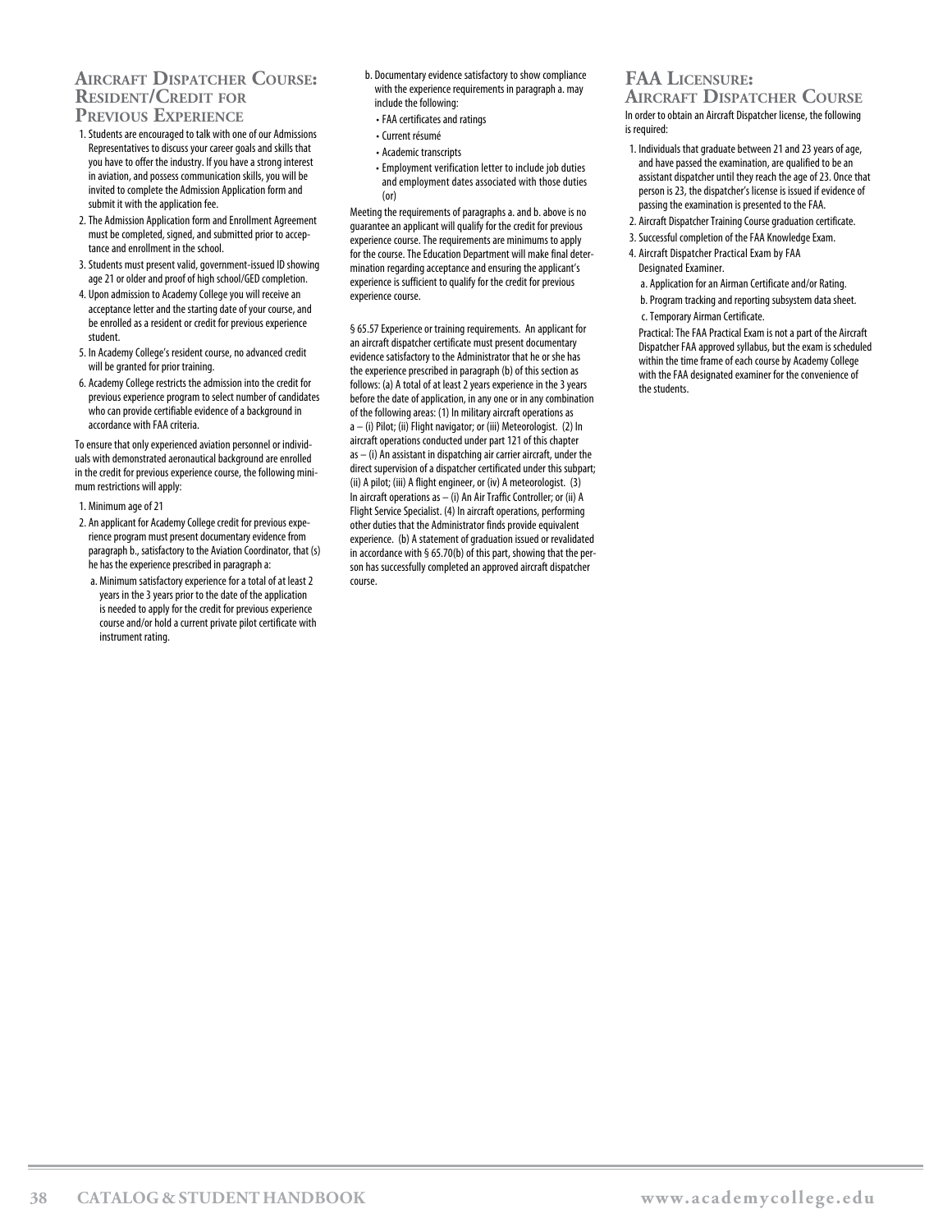## Aircraft Dispatcher Course: Resident/Credit for Previous Experience

1. Students are encouraged to talk with one of our Admissions Representatives to discuss your career goals and skills that you have to offer the industry. If you have a strong interest in aviation, and possess communication skills, you will be invited to complete the Admission Application form and submit it with the application fee.
2. The Admission Application form and Enrollment Agreement must be completed, signed, and submitted prior to acceptance and enrollment in the school.
3. Students must present valid, government-issued ID showing age 21 or older and proof of high school/GED completion.
4. Upon admission to Academy College you will receive an acceptance letter and the starting date of your course, and be enrolled as a resident or credit for previous experience student.
5. In Academy College's resident course, no advanced credit will be granted for prior training.
6. Academy College restricts the admission into the credit for previous experience program to select number of candidates who can provide certifiable evidence of a background in accordance with FAA criteria.

To ensure that only experienced aviation personnel or individuals with demonstrated aeronautical background are enrolled in the credit for previous experience course, the following minimum restrictions will apply:

1. Minimum age of 21
2. An applicant for Academy College credit for previous experience program must present documentary evidence from paragraph b., satisfactory to the Aviation Coordinator, that (s) he has the experience prescribed in paragraph a:
   a. Minimum satisfactory experience for a total of at least 2 years in the 3 years prior to the date of the application is needed to apply for the credit for previous experience course and/or hold a current private pilot certificate with instrument rating.
   b. Documentary evidence satisfactory to show compliance with the experience requirements in paragraph a. may include the following:
      - FAA certificates and ratings
      - Current résumé
      - Academic transcripts
      - Employment verification letter to include job duties and employment dates associated with those duties (or)

Meeting the requirements of paragraphs a. and b. above is no guarantee an applicant will qualify for the credit for previous experience course. The requirements are minimums to apply for the course. The Education Department will make final determination regarding acceptance and ensuring the applicant's experience is sufficient to qualify for the credit for previous experience course.

§ 65.57 Experience or training requirements. An applicant for an aircraft dispatcher certificate must present documentary evidence satisfactory to the Administrator that he or she has the experience prescribed in paragraph (b) of this section as follows: (a) A total of at least 2 years experience in the 3 years before the date of application, in any one or in any combination of the following areas: (1) In military aircraft operations as a – (i) Pilot; (ii) Flight navigator; or (iii) Meteorologist. (2) In aircraft operations conducted under part 121 of this chapter as – (i) An assistant in dispatching air carrier aircraft, under the direct supervision of a dispatcher certificated under this subpart; (ii) A pilot; (iii) A flight engineer, or (iv) A meteorologist. (3) In aircraft operations as – (i) An Air Traffic Controller; or (ii) A Flight Service Specialist. (4) In aircraft operations, performing other duties that the Administrator finds provide equivalent experience. (b) A statement of graduation issued or revalidated in accordance with § 65.70(b) of this part, showing that the person has successfully completed an approved aircraft dispatcher course.

## FAA Licensure: Aircraft Dispatcher Course

In order to obtain an Aircraft Dispatcher license, the following is required:

1. Individuals that graduate between 21 and 23 years of age, and have passed the examination, are qualified to be an assistant dispatcher until they reach the age of 23. Once that person is 23, the dispatcher's license is issued if evidence of passing the examination is presented to the FAA.
2. Aircraft Dispatcher Training Course graduation certificate.
3. Successful completion of the FAA Knowledge Exam.
4. Aircraft Dispatcher Practical Exam by FAA Designated Examiner.
   a. Application for an Airman Certificate and/or Rating.
   b. Program tracking and reporting subsystem data sheet.
   c. Temporary Airman Certificate.

   Practical: The FAA Practical Exam is not a part of the Aircraft Dispatcher FAA approved syllabus, but the exam is scheduled within the time frame of each course by Academy College with the FAA designated examiner for the convenience of the students.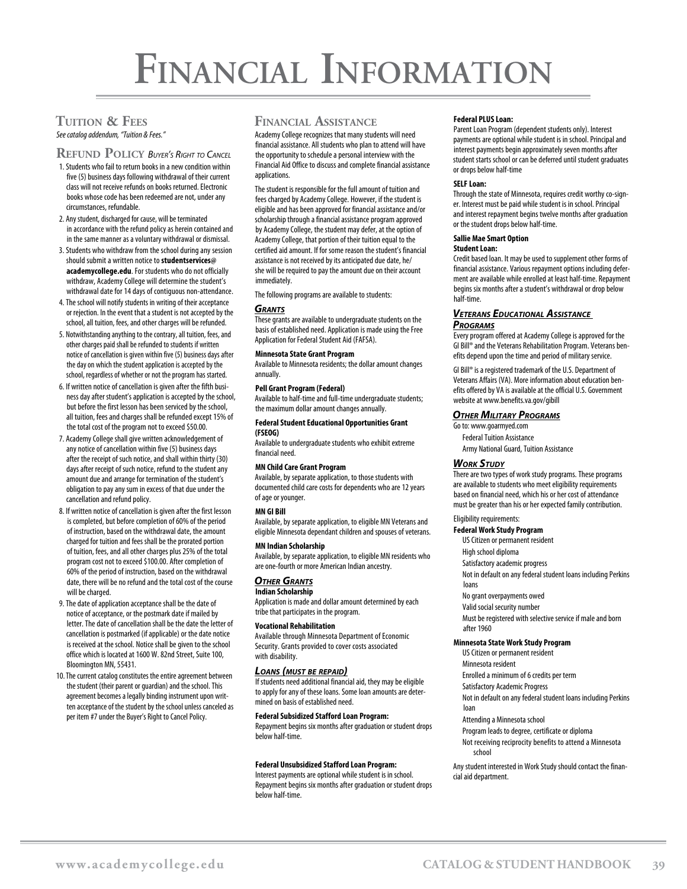# Financial Information

## Tuition & Fees

*See catalog addendum, "Tuition & Fees."*

## Refund Policy *Buyer's Right to Cancel*

1. Students who fail to return books in a new condition within five (5) business days following withdrawal of their current class will not receive refunds on books returned. Electronic books whose code has been redeemed are not, under any circumstances, refundable.
2. Any student, discharged for cause, will be terminated in accordance with the refund policy as herein contained and in the same manner as a voluntary withdrawal or dismissal.
3. Students who withdraw from the school during any session should submit a written notice to **studentservices@academycollege.edu**. For students who do not officially withdraw, Academy College will determine the student's withdrawal date for 14 days of contiguous non-attendance.
4. The school will notify students in writing of their acceptance or rejection. In the event that a student is not accepted by the school, all tuition, fees, and other charges will be refunded.
5. Notwithstanding anything to the contrary, all tuition, fees, and other charges paid shall be refunded to students if written notice of cancellation is given within five (5) business days after the day on which the student application is accepted by the school, regardless of whether or not the program has started.
6. If written notice of cancellation is given after the fifth business day after student's application is accepted by the school, but before the first lesson has been serviced by the school, all tuition, fees and charges shall be refunded except 15% of the total cost of the program not to exceed $50.00.
7. Academy College shall give written acknowledgement of any notice of cancellation within five (5) business days after the receipt of such notice, and shall within thirty (30) days after receipt of such notice, refund to the student any amount due and arrange for termination of the student's obligation to pay any sum in excess of that due under the cancellation and refund policy.
8. If written notice of cancellation is given after the first lesson is completed, but before completion of 60% of the period of instruction, based on the withdrawal date, the amount charged for tuition and fees shall be the prorated portion of tuition, fees, and all other charges plus 25% of the total program cost not to exceed $100.00. After completion of 60% of the period of instruction, based on the withdrawal date, there will be no refund and the total cost of the course will be charged.
9. The date of application acceptance shall be the date of notice of acceptance, or the postmark date if mailed by letter. The date of cancellation shall be the date the letter of cancellation is postmarked (if applicable) or the date notice is received at the school. Notice shall be given to the school office which is located at 1600 W. 82nd Street, Suite 100, Bloomington MN, 55431.
10. The current catalog constitutes the entire agreement between the student (their parent or guardian) and the school. This agreement becomes a legally binding instrument upon written acceptance of the student by the school unless canceled as per item #7 under the Buyer's Right to Cancel Policy.

## Financial Assistance

Academy College recognizes that many students will need financial assistance. All students who plan to attend will have the opportunity to schedule a personal interview with the Financial Aid Office to discuss and complete financial assistance applications.

The student is responsible for the full amount of tuition and fees charged by Academy College. However, if the student is eligible and has been approved for financial assistance and/or scholarship through a financial assistance program approved by Academy College, the student may defer, at the option of Academy College, that portion of their tuition equal to the certified aid amount. If for some reason the student's financial assistance is not received by its anticipated due date, he/she will be required to pay the amount due on their account immediately.

The following programs are available to students:

### *Grants*

These grants are available to undergraduate students on the basis of established need. Application is made using the Free Application for Federal Student Aid (FAFSA).

**Minnesota State Grant Program**
Available to Minnesota residents; the dollar amount changes annually.

**Pell Grant Program (Federal)**
Available to half-time and full-time undergraduate students; the maximum dollar amount changes annually.

**Federal Student Educational Opportunities Grant (FSEOG)**
Available to undergraduate students who exhibit extreme financial need.

**MN Child Care Grant Program**
Available, by separate application, to those students with documented child care costs for dependents who are 12 years of age or younger.

**MN GI Bill**
Available, by separate application, to eligible MN Veterans and eligible Minnesota dependant children and spouses of veterans.

**MN Indian Scholarship**
Available, by separate application, to eligible MN residents who are one-fourth or more American Indian ancestry.

### *Other Grants*

**Indian Scholarship**
Application is made and dollar amount determined by each tribe that participates in the program.

**Vocational Rehabilitation**
Available through Minnesota Department of Economic Security. Grants provided to cover costs associated with disability.

### *Loans (must be repaid)*

If students need additional financial aid, they may be eligible to apply for any of these loans. Some loan amounts are determined on basis of established need.

**Federal Subsidized Stafford Loan Program:**
Repayment begins six months after graduation or student drops below half-time.

**Federal Unsubsidized Stafford Loan Program:**
Interest payments are optional while student is in school. Repayment begins six months after graduation or student drops below half-time.

**Federal PLUS Loan:**
Parent Loan Program (dependent students only). Interest payments are optional while student is in school. Principal and interest payments begin approximately seven months after student starts school or can be deferred until student graduates or drops below half-time

**SELF Loan:**
Through the state of Minnesota, requires credit worthy co-signer. Interest must be paid while student is in school. Principal and interest repayment begins twelve months after graduation or the student drops below half-time.

**Sallie Mae Smart Option Student Loan:**
Credit based loan. It may be used to supplement other forms of financial assistance. Various repayment options including deferment are available while enrolled at least half-time. Repayment begins six months after a student's withdrawal or drop below half-time.

### *Veterans Educational Assistance Programs*

Every program offered at Academy College is approved for the GI Bill® and the Veterans Rehabilitation Program. Veterans benefits depend upon the time and period of military service.

GI Bill® is a registered trademark of the U.S. Department of Veterans Affairs (VA). More information about education benefits offered by VA is available at the official U.S. Government website at www.benefits.va.gov/gibill

### *Other Military Programs*

Go to: www.goarmyed.com

- Federal Tuition Assistance
- Army National Guard, Tuition Assistance

### *Work Study*

There are two types of work study programs. These programs are available to students who meet eligibility requirements based on financial need, which his or her cost of attendance must be greater than his or her expected family contribution.

Eligibility requirements:

**Federal Work Study Program**

- US Citizen or permanent resident
- High school diploma
- Satisfactory academic progress
- Not in default on any federal student loans including Perkins loans
- No grant overpayments owed
- Valid social security number
- Must be registered with selective service if male and born after 1960

**Minnesota State Work Study Program**

- US Citizen or permanent resident
- Minnesota resident
- Enrolled a minimum of 6 credits per term
- Satisfactory Academic Progress
- Not in default on any federal student loans including Perkins loan
- Attending a Minnesota school
- Program leads to degree, certificate or diploma
- Not receiving reciprocity benefits to attend a Minnesota school

Any student interested in Work Study should contact the financial aid department.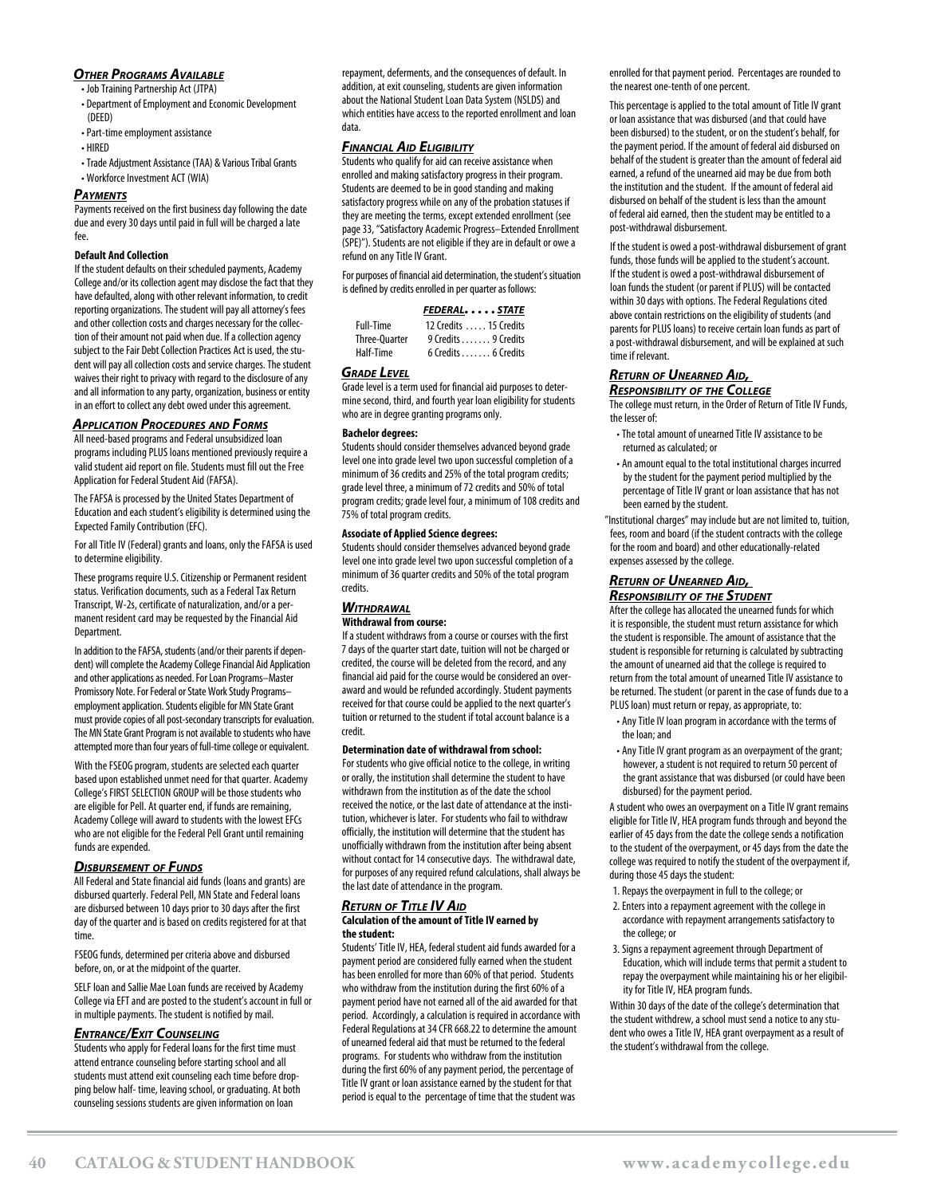### *Other Programs Available*

- Job Training Partnership Act (JTPA)
- Department of Employment and Economic Development (DEED)
- Part-time employment assistance
- HIRED
- Trade Adjustment Assistance (TAA) & Various Tribal Grants
- Workforce Investment ACT (WIA)

### *Payments*

Payments received on the first business day following the date due and every 30 days until paid in full will be charged a late fee.

**Default And Collection**

If the student defaults on their scheduled payments, Academy College and/or its collection agent may disclose the fact that they have defaulted, along with other relevant information, to credit reporting organizations. The student will pay all attorney's fees and other collection costs and charges necessary for the collection of their amount not paid when due. If a collection agency subject to the Fair Debt Collection Practices Act is used, the student will pay all collection costs and service charges. The student waives their right to privacy with regard to the disclosure of any and all information to any party, organization, business or entity in an effort to collect any debt owed under this agreement.

### *Application Procedures and Forms*

All need-based programs and Federal unsubsidized loan programs including PLUS loans mentioned previously require a valid student aid report on file. Students must fill out the Free Application for Federal Student Aid (FAFSA).

The FAFSA is processed by the United States Department of Education and each student's eligibility is determined using the Expected Family Contribution (EFC).

For all Title IV (Federal) grants and loans, only the FAFSA is used to determine eligibility.

These programs require U.S. Citizenship or Permanent resident status. Verification documents, such as a Federal Tax Return Transcript, W-2s, certificate of naturalization, and/or a permanent resident card may be requested by the Financial Aid Department.

In addition to the FAFSA, students (and/or their parents if dependent) will complete the Academy College Financial Aid Application and other applications as needed. For Loan Programs–Master Promissory Note. For Federal or State Work Study Programs–employment application. Students eligible for MN State Grant must provide copies of all post-secondary transcripts for evaluation. The MN State Grant Program is not available to students who have attempted more than four years of full-time college or equivalent.

With the FSEOG program, students are selected each quarter based upon established unmet need for that quarter. Academy College's FIRST SELECTION GROUP will be those students who are eligible for Pell. At quarter end, if funds are remaining, Academy College will award to students with the lowest EFCs who are not eligible for the Federal Pell Grant until remaining funds are expended.

### *Disbursement of Funds*

All Federal and State financial aid funds (loans and grants) are disbursed quarterly. Federal Pell, MN State and Federal loans are disbursed between 10 days prior to 30 days after the first day of the quarter and is based on credits registered for at that time.

FSEOG funds, determined per criteria above and disbursed before, on, or at the midpoint of the quarter.

SELF loan and Sallie Mae Loan funds are received by Academy College via EFT and are posted to the student's account in full or in multiple payments. The student is notified by mail.

### *Entrance/Exit Counseling*

Students who apply for Federal loans for the first time must attend entrance counseling before starting school and all students must attend exit counseling each time before dropping below half- time, leaving school, or graduating. At both counseling sessions students are given information on loan repayment, deferments, and the consequences of default. In addition, at exit counseling, students are given information about the National Student Loan Data System (NSLDS) and which entities have access to the reported enrollment and loan data.

### *Financial Aid Eligibility*

Students who qualify for aid can receive assistance when enrolled and making satisfactory progress in their program. Students are deemed to be in good standing and making satisfactory progress while on any of the probation statuses if they are meeting the terms, except extended enrollment (see page 33, "Satisfactory Academic Progress–Extended Enrollment (SPE)"). Students are not eligible if they are in default or owe a refund on any Title IV Grant.

For purposes of financial aid determination, the student's situation is defined by credits enrolled in per quarter as follows:

| | *Federal* | *State* |
|---|---|---|
| Full-Time | 12 Credits | 15 Credits |
| Three-Quarter | 9 Credits | 9 Credits |
| Half-Time | 6 Credits | 6 Credits |

### *Grade Level*

Grade level is a term used for financial aid purposes to determine second, third, and fourth year loan eligibility for students who are in degree granting programs only.

**Bachelor degrees:**

Students should consider themselves advanced beyond grade level one into grade level two upon successful completion of a minimum of 36 credits and 25% of the total program credits; grade level three, a minimum of 72 credits and 50% of total program credits; grade level four, a minimum of 108 credits and 75% of total program credits.

**Associate of Applied Science degrees:**

Students should consider themselves advanced beyond grade level one into grade level two upon successful completion of a minimum of 36 quarter credits and 50% of the total program credits.

### *Withdrawal*

**Withdrawal from course:**

If a student withdraws from a course or courses with the first 7 days of the quarter start date, tuition will not be charged or credited, the course will be deleted from the record, and any financial aid paid for the course would be considered an overaward and would be refunded accordingly. Student payments received for that course could be applied to the next quarter's tuition or returned to the student if total account balance is a credit.

**Determination date of withdrawal from school:**

For students who give official notice to the college, in writing or orally, the institution shall determine the student to have withdrawn from the institution as of the date the school received the notice, or the last date of attendance at the institution, whichever is later. For students who fail to withdraw officially, the institution will determine that the student has unofficially withdrawn from the institution after being absent without contact for 14 consecutive days. The withdrawal date, for purposes of any required refund calculations, shall always be the last date of attendance in the program.

### *Return of Title IV Aid*

**Calculation of the amount of Title IV earned by the student:**

Students' Title IV, HEA, federal student aid funds awarded for a payment period are considered fully earned when the student has been enrolled for more than 60% of that period. Students who withdraw from the institution during the first 60% of a payment period have not earned all of the aid awarded for that period. Accordingly, a calculation is required in accordance with Federal Regulations at 34 CFR 668.22 to determine the amount of unearned federal aid that must be returned to the federal programs. For students who withdraw from the institution during the first 60% of any payment period, the percentage of Title IV grant or loan assistance earned by the student for that period is equal to the percentage of time that the student was enrolled for that payment period. Percentages are rounded to the nearest one-tenth of one percent.

This percentage is applied to the total amount of Title IV grant or loan assistance that was disbursed (and that could have been disbursed) to the student, or on the student's behalf, for the payment period. If the amount of federal aid disbursed on behalf of the student is greater than the amount of federal aid earned, a refund of the unearned aid may be due from both the institution and the student. If the amount of federal aid disbursed on behalf of the student is less than the amount of federal aid earned, then the student may be entitled to a post-withdrawal disbursement.

If the student is owed a post-withdrawal disbursement of grant funds, those funds will be applied to the student's account. If the student is owed a post-withdrawal disbursement of loan funds the student (or parent if PLUS) will be contacted within 30 days with options. The Federal Regulations cited above contain restrictions on the eligibility of students (and parents for PLUS loans) to receive certain loan funds as part of a post-withdrawal disbursement, and will be explained at such time if relevant.

### *Return of Unearned Aid, Responsibility of the College*

The college must return, in the Order of Return of Title IV Funds, the lesser of:

- The total amount of unearned Title IV assistance to be returned as calculated; or
- An amount equal to the total institutional charges incurred by the student for the payment period multiplied by the percentage of Title IV grant or loan assistance that has not been earned by the student.

"Institutional charges" may include but are not limited to, tuition, fees, room and board (if the student contracts with the college for the room and board) and other educationally-related expenses assessed by the college.

### *Return of Unearned Aid, Responsibility of the Student*

After the college has allocated the unearned funds for which it is responsible, the student must return assistance for which the student is responsible. The amount of assistance that the student is responsible for returning is calculated by subtracting the amount of unearned aid that the college is required to return from the total amount of unearned Title IV assistance to be returned. The student (or parent in the case of funds due to a PLUS loan) must return or repay, as appropriate, to:

- Any Title IV loan program in accordance with the terms of the loan; and
- Any Title IV grant program as an overpayment of the grant; however, a student is not required to return 50 percent of the grant assistance that was disbursed (or could have been disbursed) for the payment period.

A student who owes an overpayment on a Title IV grant remains eligible for Title IV, HEA program funds through and beyond the earlier of 45 days from the date the college sends a notification to the student of the overpayment, or 45 days from the date the college was required to notify the student of the overpayment if, during those 45 days the student:

1. Repays the overpayment in full to the college; or
2. Enters into a repayment agreement with the college in accordance with repayment arrangements satisfactory to the college; or
3. Signs a repayment agreement through Department of Education, which will include terms that permit a student to repay the overpayment while maintaining his or her eligibility for Title IV, HEA program funds.

Within 30 days of the date of the college's determination that the student withdrew, a school must send a notice to any student who owes a Title IV, HEA grant overpayment as a result of the student's withdrawal from the college.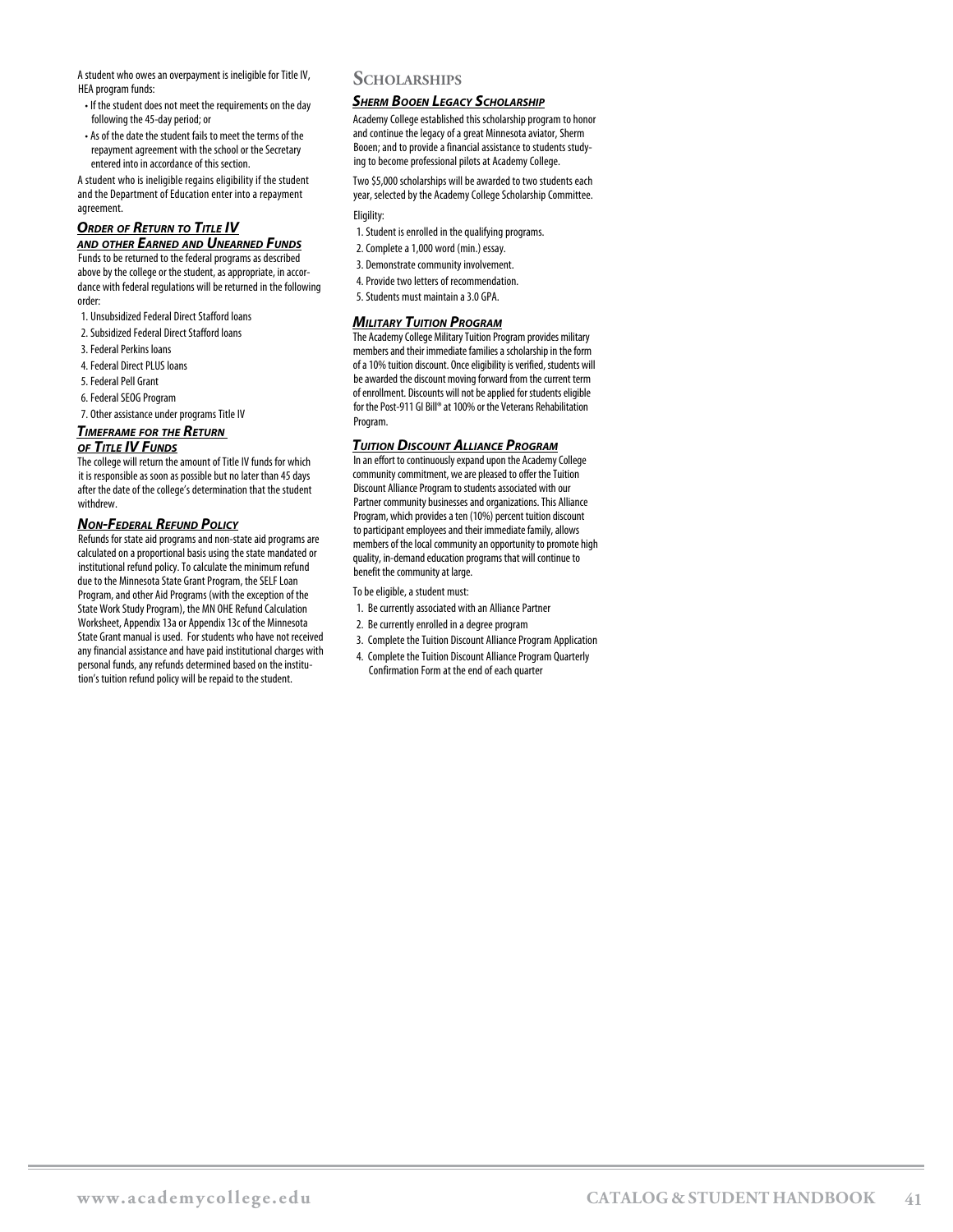A student who owes an overpayment is ineligible for Title IV, HEA program funds:

- If the student does not meet the requirements on the day following the 45-day period; or
- As of the date the student fails to meet the terms of the repayment agreement with the school or the Secretary entered into in accordance of this section.

A student who is ineligible regains eligibility if the student and the Department of Education enter into a repayment agreement.

#### *Order of Return to Title IV and other Earned and Unearned Funds*

Funds to be returned to the federal programs as described above by the college or the student, as appropriate, in accordance with federal regulations will be returned in the following order:

1. Unsubsidized Federal Direct Stafford loans
2. Subsidized Federal Direct Stafford loans
3. Federal Perkins loans
4. Federal Direct PLUS loans
5. Federal Pell Grant
6. Federal SEOG Program
7. Other assistance under programs Title IV

#### *Timeframe for the Return of Title IV Funds*

The college will return the amount of Title IV funds for which it is responsible as soon as possible but no later than 45 days after the date of the college's determination that the student withdrew.

#### *Non-Federal Refund Policy*

Refunds for state aid programs and non-state aid programs are calculated on a proportional basis using the state mandated or institutional refund policy. To calculate the minimum refund due to the Minnesota State Grant Program, the SELF Loan Program, and other Aid Programs (with the exception of the State Work Study Program), the MN OHE Refund Calculation Worksheet, Appendix 13a or Appendix 13c of the Minnesota State Grant manual is used. For students who have not received any financial assistance and have paid institutional charges with personal funds, any refunds determined based on the institution's tuition refund policy will be repaid to the student.

### Scholarships

#### *Sherm Booen Legacy Scholarship*

Academy College established this scholarship program to honor and continue the legacy of a great Minnesota aviator, Sherm Booen; and to provide a financial assistance to students studying to become professional pilots at Academy College.

Two $5,000 scholarships will be awarded to two students each year, selected by the Academy College Scholarship Committee.

Eligility:

1. Student is enrolled in the qualifying programs.
2. Complete a 1,000 word (min.) essay.
3. Demonstrate community involvement.
4. Provide two letters of recommendation.
5. Students must maintain a 3.0 GPA.

#### *Military Tuition Program*

The Academy College Military Tuition Program provides military members and their immediate families a scholarship in the form of a 10% tuition discount. Once eligibility is verified, students will be awarded the discount moving forward from the current term of enrollment. Discounts will not be applied for students eligible for the Post-911 GI Bill® at 100% or the Veterans Rehabilitation Program.

#### *Tuition Discount Alliance Program*

In an effort to continuously expand upon the Academy College community commitment, we are pleased to offer the Tuition Discount Alliance Program to students associated with our Partner community businesses and organizations. This Alliance Program, which provides a ten (10%) percent tuition discount to participant employees and their immediate family, allows members of the local community an opportunity to promote high quality, in-demand education programs that will continue to benefit the community at large.

To be eligible, a student must:

1. Be currently associated with an Alliance Partner
2. Be currently enrolled in a degree program
3. Complete the Tuition Discount Alliance Program Application
4. Complete the Tuition Discount Alliance Program Quarterly Confirmation Form at the end of each quarter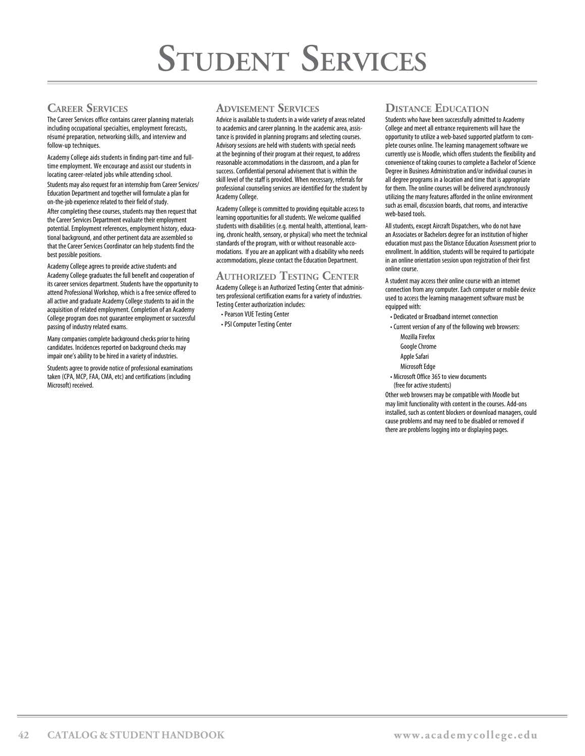# Student Services

## Career Services

The Career Services office contains career planning materials including occupational specialties, employment forecasts, résumé preparation, networking skills, and interview and follow-up techniques.

Academy College aids students in finding part-time and full-time employment. We encourage and assist our students in locating career-related jobs while attending school.

Students may also request for an internship from Career Services/Education Department and together will formulate a plan for on-the-job experience related to their field of study.

After completing these courses, students may then request that the Career Services Department evaluate their employment potential. Employment references, employment history, educational background, and other pertinent data are assembled so that the Career Services Coordinator can help students find the best possible positions.

Academy College agrees to provide active students and Academy College graduates the full benefit and cooperation of its career services department. Students have the opportunity to attend Professional Workshop, which is a free service offered to all active and graduate Academy College students to aid in the acquisition of related employment. Completion of an Academy College program does not guarantee employment or successful passing of industry related exams.

Many companies complete background checks prior to hiring candidates. Incidences reported on background checks may impair one's ability to be hired in a variety of industries.

Students agree to provide notice of professional examinations taken (CPA, MCP, FAA, CMA, etc) and certifications (including Microsoft) received.

## Advisement Services

Advice is available to students in a wide variety of areas related to academics and career planning. In the academic area, assistance is provided in planning programs and selecting courses. Advisory sessions are held with students with special needs at the beginning of their program at their request, to address reasonable accommodations in the classroom, and a plan for success. Confidential personal advisement that is within the skill level of the staff is provided. When necessary, referrals for professional counseling services are identified for the student by Academy College.

Academy College is committed to providing equitable access to learning opportunities for all students. We welcome qualified students with disabilities (e.g. mental health, attentional, learning, chronic health, sensory, or physical) who meet the technical standards of the program, with or without reasonable accomodations. If you are an applicant with a disability who needs accommodations, please contact the Education Department.

## Authorized Testing Center

Academy College is an Authorized Testing Center that administers professional certification exams for a variety of industries. Testing Center authorization includes:

- Pearson VUE Testing Center
- PSI Computer Testing Center

## Distance Education

Students who have been successfully admitted to Academy College and meet all entrance requirements will have the opportunity to utilize a web-based supported platform to complete courses online. The learning management software we currently use is Moodle, which offers students the flexibility and convenience of taking courses to complete a Bachelor of Science Degree in Business Administration and/or individual courses in all degree programs in a location and time that is appropriate for them. The online courses will be delivered asynchronously utilizing the many features afforded in the online environment such as email, discussion boards, chat rooms, and interactive web-based tools.

All students, except Aircraft Dispatchers, who do not have an Associates or Bachelors degree for an institution of higher education must pass the Distance Education Assessment prior to enrollment. In addition, students will be required to participate in an online orientation session upon registration of their first online course.

A student may access their online course with an internet connection from any computer. Each computer or mobile device used to access the learning management software must be equipped with:

- Dedicated or Broadband internet connection
- Current version of any of the following web browsers:
  - Mozilla Firefox
  - Google Chrome
  - Apple Safari
  - Microsoft Edge
- Microsoft Office 365 to view documents (free for active students)

Other web browsers may be compatible with Moodle but may limit functionality with content in the courses. Add-ons installed, such as content blockers or download managers, could cause problems and may need to be disabled or removed if there are problems logging into or displaying pages.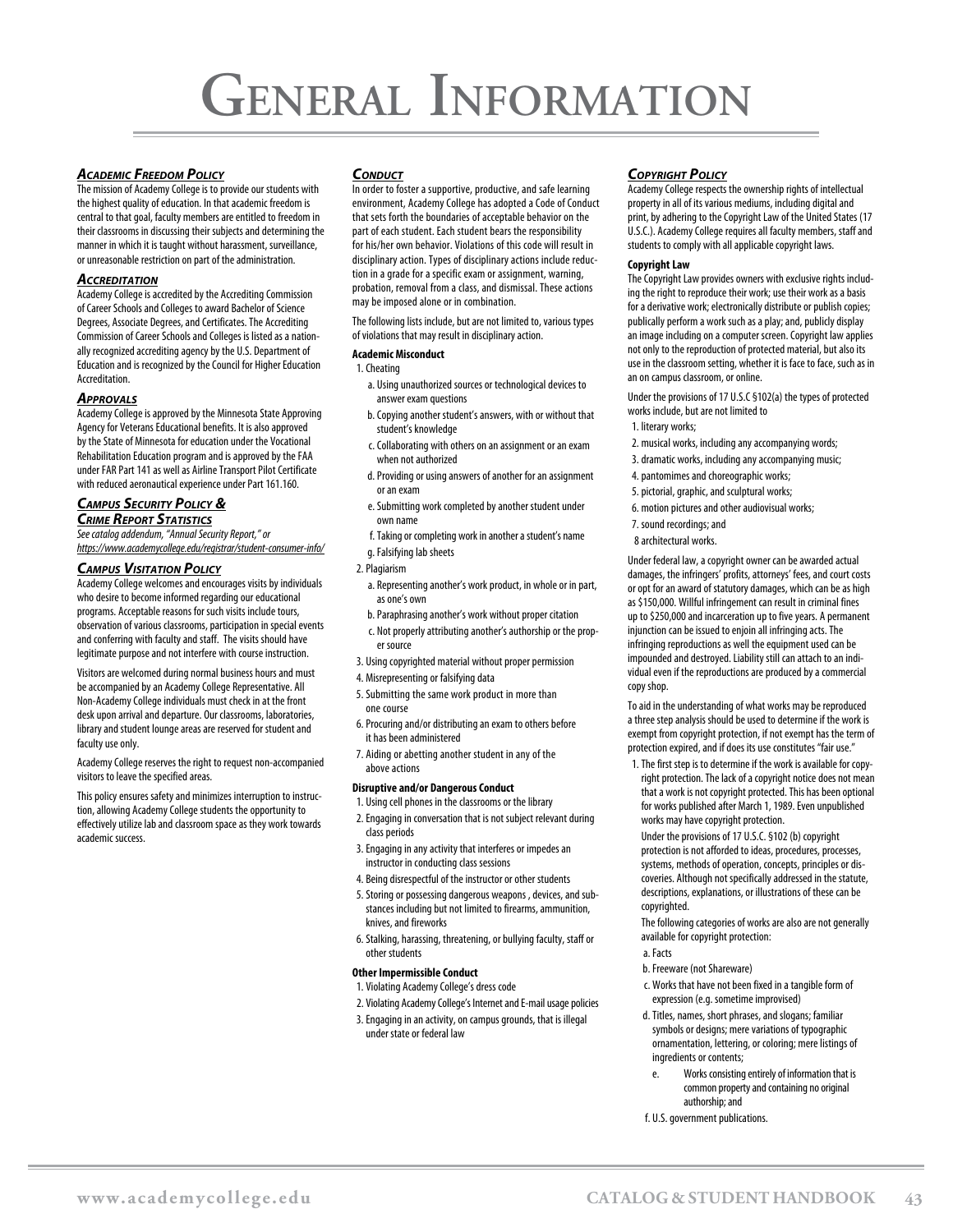# General Information

### *Academic Freedom Policy*

The mission of Academy College is to provide our students with the highest quality of education. In that academic freedom is central to that goal, faculty members are entitled to freedom in their classrooms in discussing their subjects and determining the manner in which it is taught without harassment, surveillance, or unreasonable restriction on part of the administration.

### *Accreditation*

Academy College is accredited by the Accrediting Commission of Career Schools and Colleges to award Bachelor of Science Degrees, Associate Degrees, and Certificates. The Accrediting Commission of Career Schools and Colleges is listed as a nationally recognized accrediting agency by the U.S. Department of Education and is recognized by the Council for Higher Education Accreditation.

### *Approvals*

Academy College is approved by the Minnesota State Approving Agency for Veterans Educational benefits. It is also approved by the State of Minnesota for education under the Vocational Rehabilitation Education program and is approved by the FAA under FAR Part 141 as well as Airline Transport Pilot Certificate with reduced aeronautical experience under Part 161.160.

### *Campus Security Policy & Crime Report Statistics*

*See catalog addendum, "Annual Security Report," or https://www.academycollege.edu/registrar/student-consumer-info/*

### *Campus Visitation Policy*

Academy College welcomes and encourages visits by individuals who desire to become informed regarding our educational programs. Acceptable reasons for such visits include tours, observation of various classrooms, participation in special events and conferring with faculty and staff. The visits should have legitimate purpose and not interfere with course instruction.

Visitors are welcomed during normal business hours and must be accompanied by an Academy College Representative. All Non-Academy College individuals must check in at the front desk upon arrival and departure. Our classrooms, laboratories, library and student lounge areas are reserved for student and faculty use only.

Academy College reserves the right to request non-accompanied visitors to leave the specified areas.

This policy ensures safety and minimizes interruption to instruction, allowing Academy College students the opportunity to effectively utilize lab and classroom space as they work towards academic success.

### *Conduct*

In order to foster a supportive, productive, and safe learning environment, Academy College has adopted a Code of Conduct that sets forth the boundaries of acceptable behavior on the part of each student. Each student bears the responsibility for his/her own behavior. Violations of this code will result in disciplinary action. Types of disciplinary actions include reduction in a grade for a specific exam or assignment, warning, probation, removal from a class, and dismissal. These actions may be imposed alone or in combination.

The following lists include, but are not limited to, various types of violations that may result in disciplinary action.

**Academic Misconduct**

1. Cheating
   a. Using unauthorized sources or technological devices to answer exam questions
   b. Copying another student's answers, with or without that student's knowledge
   c. Collaborating with others on an assignment or an exam when not authorized
   d. Providing or using answers of another for an assignment or an exam
   e. Submitting work completed by another student under own name
   f. Taking or completing work in another a student's name
   g. Falsifying lab sheets
2. Plagiarism
   a. Representing another's work product, in whole or in part, as one's own
   b. Paraphrasing another's work without proper citation
   c. Not properly attributing another's authorship or the proper source
3. Using copyrighted material without proper permission
4. Misrepresenting or falsifying data
5. Submitting the same work product in more than one course
6. Procuring and/or distributing an exam to others before it has been administered
7. Aiding or abetting another student in any of the above actions

**Disruptive and/or Dangerous Conduct**

1. Using cell phones in the classrooms or the library
2. Engaging in conversation that is not subject relevant during class periods
3. Engaging in any activity that interferes or impedes an instructor in conducting class sessions
4. Being disrespectful of the instructor or other students
5. Storing or possessing dangerous weapons , devices, and substances including but not limited to firearms, ammunition, knives, and fireworks
6. Stalking, harassing, threatening, or bullying faculty, staff or other students

**Other Impermissible Conduct**

1. Violating Academy College's dress code
2. Violating Academy College's Internet and E-mail usage policies
3. Engaging in an activity, on campus grounds, that is illegal under state or federal law

### *Copyright Policy*

Academy College respects the ownership rights of intellectual property in all of its various mediums, including digital and print, by adhering to the Copyright Law of the United States (17 U.S.C.). Academy College requires all faculty members, staff and students to comply with all applicable copyright laws.

**Copyright Law**

The Copyright Law provides owners with exclusive rights including the right to reproduce their work; use their work as a basis for a derivative work; electronically distribute or publish copies; publically perform a work such as a play; and, publicly display an image including on a computer screen. Copyright law applies not only to the reproduction of protected material, but also its use in the classroom setting, whether it is face to face, such as in an on campus classroom, or online.

Under the provisions of 17 U.S.C §102(a) the types of protected works include, but are not limited to

1. literary works;
2. musical works, including any accompanying words;
3. dramatic works, including any accompanying music;
4. pantomimes and choreographic works;
5. pictorial, graphic, and sculptural works;
6. motion pictures and other audiovisual works;
7. sound recordings; and
8. architectural works.

Under federal law, a copyright owner can be awarded actual damages, the infringers' profits, attorneys' fees, and court costs or opt for an award of statutory damages, which can be as high as $150,000. Willful infringement can result in criminal fines up to $250,000 and incarceration up to five years. A permanent injunction can be issued to enjoin all infringing acts. The infringing reproductions as well the equipment used can be impounded and destroyed. Liability still can attach to an individual even if the reproductions are produced by a commercial copy shop.

To aid in the understanding of what works may be reproduced a three step analysis should be used to determine if the work is exempt from copyright protection, if not exempt has the term of protection expired, and if does its use constitutes "fair use."

1. The first step is to determine if the work is available for copyright protection. The lack of a copyright notice does not mean that a work is not copyright protected. This has been optional for works published after March 1, 1989. Even unpublished works may have copyright protection.

   Under the provisions of 17 U.S.C. §102 (b) copyright protection is not afforded to ideas, procedures, processes, systems, methods of operation, concepts, principles or discoveries. Although not specifically addressed in the statute, descriptions, explanations, or illustrations of these can be copyrighted.

   The following categories of works are also are not generally available for copyright protection:

   a. Facts
   b. Freeware (not Shareware)
   c. Works that have not been fixed in a tangible form of expression (e.g. sometime improvised)
   d. Titles, names, short phrases, and slogans; familiar symbols or designs; mere variations of typographic ornamentation, lettering, or coloring; mere listings of ingredients or contents;
   e. Works consisting entirely of information that is common property and containing no original authorship; and
   f. U.S. government publications.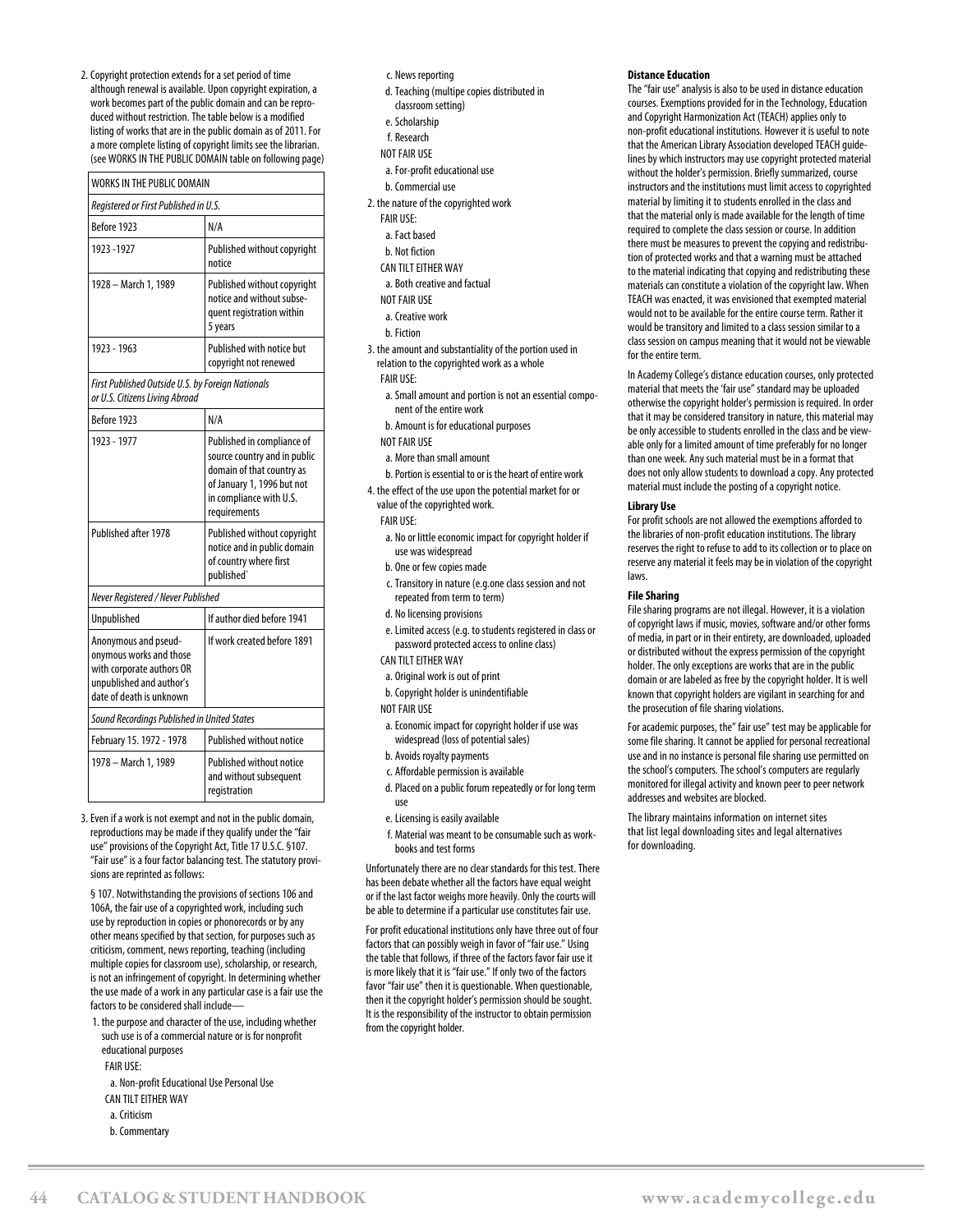2. Copyright protection extends for a set period of time although renewal is available. Upon copyright expiration, a work becomes part of the public domain and can be reproduced without restriction. The table below is a modified listing of works that are in the public domain as of 2011. For a more complete listing of copyright limits see the librarian. (see WORKS IN THE PUBLIC DOMAIN table on following page)

| WORKS IN THE PUBLIC DOMAIN | |
|---|---|
| *Registered or First Published in U.S.* | |
| Before 1923 | N/A |
| 1923 -1927 | Published without copyright notice |
| 1928 – March 1, 1989 | Published without copyright notice and without subsequent registration within 5 years |
| 1923 - 1963 | Published with notice but copyright not renewed |
| *First Published Outside U.S. by Foreign Nationals or U.S. Citizens Living Abroad* | |
| Before 1923 | N/A |
| 1923 - 1977 | Published in compliance of source country and in public domain of that country as of January 1, 1996 but not in compliance with U.S. requirements |
| Published after 1978 | Published without copyright notice and in public domain of country where first published` |
| *Never Registered / Never Published* | |
| Unpublished | If author died before 1941 |
| Anonymous and pseudonymous works and those with corporate authors OR unpublished and author's date of death is unknown | If work created before 1891 |
| *Sound Recordings Published in United States* | |
| February 15. 1972 - 1978 | Published without notice |
| 1978 – March 1, 1989 | Published without notice and without subsequent registration |

3. Even if a work is not exempt and not in the public domain, reproductions may be made if they qualify under the "fair use" provisions of the Copyright Act, Title 17 U.S.C. §107. "Fair use" is a four factor balancing test. The statutory provisions are reprinted as follows:

   § 107. Notwithstanding the provisions of sections 106 and 106A, the fair use of a copyrighted work, including such use by reproduction in copies or phonorecords or by any other means specified by that section, for purposes such as criticism, comment, news reporting, teaching (including multiple copies for classroom use), scholarship, or research, is not an infringement of copyright. In determining whether the use made of a work in any particular case is a fair use the factors to be considered shall include—

   1. the purpose and character of the use, including whether such use is of a commercial nature or is for nonprofit educational purposes

      FAIR USE:
      - a. Non-profit Educational Use Personal Use

      CAN TILT EITHER WAY
      - a. Criticism
      - b. Commentary
      - c. News reporting
      - d. Teaching (multipe copies distributed in classroom setting)
      - e. Scholarship
      - f. Research

      NOT FAIR USE
      - a. For-profit educational use
      - b. Commercial use

   2. the nature of the copyrighted work

      FAIR USE:
      - a. Fact based
      - b. Not fiction

      CAN TILT EITHER WAY
      - a. Both creative and factual

      NOT FAIR USE
      - a. Creative work
      - b. Fiction

   3. the amount and substantiality of the portion used in relation to the copyrighted work as a whole

      FAIR USE:
      - a. Small amount and portion is not an essential component of the entire work
      - b. Amount is for educational purposes

      NOT FAIR USE
      - a. More than small amount
      - b. Portion is essential to or is the heart of entire work

   4. the effect of the use upon the potential market for or value of the copyrighted work.

      FAIR USE:
      - a. No or little economic impact for copyright holder if use was widespread
      - b. One or few copies made
      - c. Transitory in nature (e.g.one class session and not repeated from term to term)
      - d. No licensing provisions
      - e. Limited access (e.g. to students registered in class or password protected access to online class)

      CAN TILT EITHER WAY
      - a. Original work is out of print
      - b. Copyright holder is unindentifiable

      NOT FAIR USE
      - a. Economic impact for copyright holder if use was widespread (loss of potential sales)
      - b. Avoids royalty payments
      - c. Affordable permission is available
      - d. Placed on a public forum repeatedly or for long term use
      - e. Licensing is easily available
      - f. Material was meant to be consumable such as workbooks and test forms

Unfortunately there are no clear standards for this test. There has been debate whether all the factors have equal weight or if the last factor weighs more heavily. Only the courts will be able to determine if a particular use constitutes fair use.

For profit educational institutions only have three out of four factors that can possibly weigh in favor of "fair use." Using the table that follows, if three of the factors favor fair use it is more likely that it is "fair use." If only two of the factors favor "fair use" then it is questionable. When questionable, then it the copyright holder's permission should be sought. It is the responsibility of the instructor to obtain permission from the copyright holder.

**Distance Education**

The "fair use" analysis is also to be used in distance education courses. Exemptions provided for in the Technology, Education and Copyright Harmonization Act (TEACH) applies only to non-profit educational institutions. However it is useful to note that the American Library Association developed TEACH guidelines by which instructors may use copyright protected material without the holder's permission. Briefly summarized, course instructors and the institutions must limit access to copyrighted material by limiting it to students enrolled in the class and that the material only is made available for the length of time required to complete the class session or course. In addition there must be measures to prevent the copying and redistribution of protected works and that a warning must be attached to the material indicating that copying and redistributing these materials can constitute a violation of the copyright law. When TEACH was enacted, it was envisioned that exempted material would not to be available for the entire course term. Rather it would be transitory and limited to a class session similar to a class session on campus meaning that it would not be viewable for the entire term.

In Academy College's distance education courses, only protected material that meets the 'fair use" standard may be uploaded otherwise the copyright holder's permission is required. In order that it may be considered transitory in nature, this material may be only accessible to students enrolled in the class and be viewable only for a limited amount of time preferably for no longer than one week. Any such material must be in a format that does not only allow students to download a copy. Any protected material must include the posting of a copyright notice.

**Library Use**

For profit schools are not allowed the exemptions afforded to the libraries of non-profit education institutions. The library reserves the right to refuse to add to its collection or to place on reserve any material it feels may be in violation of the copyright laws.

**File Sharing**

File sharing programs are not illegal. However, it is a violation of copyright laws if music, movies, software and/or other forms of media, in part or in their entirety, are downloaded, uploaded or distributed without the express permission of the copyright holder. The only exceptions are works that are in the public domain or are labeled as free by the copyright holder. It is well known that copyright holders are vigilant in searching for and the prosecution of file sharing violations.

For academic purposes, the" fair use" test may be applicable for some file sharing. It cannot be applied for personal recreational use and in no instance is personal file sharing use permitted on the school's computers. The school's computers are regularly monitored for illegal activity and known peer to peer network addresses and websites are blocked.

The library maintains information on internet sites that list legal downloading sites and legal alternatives for downloading.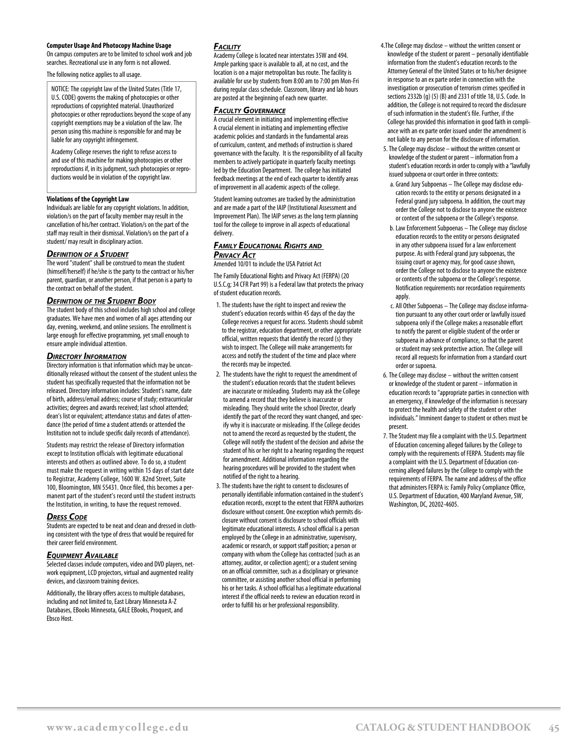**Computer Usage And Photocopy Machine Usage**

On campus computers are to be limited to school work and job searches. Recreational use in any form is not allowed.

The following notice applies to all usage.

> NOTICE: The copyright law of the United States (Title 17, U.S. CODE) governs the making of photocopies or other reproductions of copyrighted material. Unauthorized photocopies or other reproductions beyond the scope of any copyright exemptions may be a violation of the law. The person using this machine is responsible for and may be liable for any copyright infringement.
>
> Academy College reserves the right to refuse access to and use of this machine for making photocopies or other reproductions if, in its judgment, such photocopies or reproductions would be in violation of the copyright law.

**Violations of the Copyright Law**

Individuals are liable for any copyright violations. In addition, violation/s on the part of faculty member may result in the cancellation of his/her contract. Violation/s on the part of the staff may result in their dismissal. Violation/s on the part of a student/ may result in disciplinary action.

### *Definition of a Student*

The word "student" shall be construed to mean the student (himself/herself) if he/she is the party to the contract or his/her parent, guardian, or another person, if that person is a party to the contract on behalf of the student.

### *Definition of the Student Body*

The student body of this school includes high school and college graduates. We have men and women of all ages attending our day, evening, weekend, and online sessions. The enrollment is large enough for effective programming, yet small enough to ensure ample individual attention.

### *Directory Information*

Directory information is that information which may be unconditionally released without the consent of the student unless the student has specifically requested that the information not be released. Directory information includes: Student's name, date of birth, address/email address; course of study; extracurricular activities; degrees and awards received; last school attended; dean's list or equivalent; attendance status and dates of attendance (the period of time a student attends or attended the Institution not to include specific daily records of attendance).

Students may restrict the release of Directory information except to Institution officials with legitimate educational interests and others as outlined above. To do so, a student must make the request in writing within 15 days of start date to Registrar, Academy College, 1600 W. 82nd Street, Suite 100, Bloomington, MN 55431. Once filed, this becomes a permanent part of the student's record until the student instructs the Institution, in writing, to have the request removed.

### *Dress Code*

Students are expected to be neat and clean and dressed in clothing consistent with the type of dress that would be required for their career field environment.

### *Equipment Available*

Selected classes include computers, video and DVD players, network equipment, LCD projectors, virtual and augmented reality devices, and classroom training devices.

Additionally, the library offers access to multiple databases, including and not limited to, East Library Minnesota A-Z Databases, EBooks Minnesota, GALE EBooks, Proquest, and Ebsco Host.

### *Facility*

Academy College is located near interstates 35W and 494. Ample parking space is available to all, at no cost, and the location is on a major metropolitan bus route. The facility is available for use by students from 8:00 am to 7:00 pm Mon-Fri during regular class schedule. Classroom, library and lab hours are posted at the beginning of each new quarter.

### *Faculty Governance*

A crucial element in initiating and implementing effective A crucial element in initiating and implementing effective academic policies and standards in the fundamental areas of curriculum, content, and methods of instruction is shared governance with the faculty. It is the responsibility of all faculty members to actively participate in quarterly faculty meetings led by the Education Department. The college has initiated feedback meetings at the end of each quarter to identify areas of improvement in all academic aspects of the college.

Student learning outcomes are tracked by the administration and are made a part of the IAIP (Institutional Assessment and Improvement Plan). The IAIP serves as the long term planning tool for the college to improve in all aspects of educational delivery.

### *Family Educational Rights and Privacy Act*

Amended 10/01 to include the USA Patriot Act

The Family Educational Rights and Privacy Act (FERPA) (20 U.S.C.g; 34 CFR Part 99) is a Federal law that protects the privacy of student education records.

1. The students have the right to inspect and review the student's education records within 45 days of the day the College receives a request for access. Students should submit to the registrar, education department, or other appropriate official, written requests that identify the record (s) they wish to inspect. The College will make arrangements for access and notify the student of the time and place where the records may be inspected.
2. The students have the right to request the amendment of the student's education records that the student believes are inaccurate or misleading. Students may ask the College to amend a record that they believe is inaccurate or misleading. They should write the school Director, clearly identify the part of the record they want changed, and specify why it is inaccurate or misleading. If the College decides not to amend the record as requested by the student, the College will notify the student of the decision and advise the student of his or her right to a hearing regarding the request for amendment. Additional information regarding the hearing procedures will be provided to the student when notified of the right to a hearing.
3. The students have the right to consent to disclosures of personally identifiable information contained in the student's education records, except to the extent that FERPA authorizes disclosure without consent. One exception which permits disclosure without consent is disclosure to school officials with legitimate educational interests. A school official is a person employed by the College in an administrative, supervisory, academic or research, or support staff position; a person or company with whom the College has contracted (such as an attorney, auditor, or collection agent); or a student serving on an official committee, such as a disciplinary or grievance committee, or assisting another school official in performing his or her tasks. A school official has a legitimate educational interest if the official needs to review an education record in order to fulfill his or her professional responsibility.
4. The College may disclose – without the written consent or knowledge of the student or parent – personally identifiable information from the student's education records to the Attorney General of the United States or to his/her designee in response to an ex parte order in connection with the investigation or prosecution of terrorism crimes specified in sections 2332b (g) (5) (B) and 2331 of title 18, U.S. Code. In addition, the College is not required to record the disclosure of such information in the student's file. Further, if the College has provided this information in good faith in compliance with an ex parte order issued under the amendment is not liable to any person for the disclosure of information.
5. The College may disclose – without the written consent or knowledge of the student or parent – information from a student's education records in order to comply with a "lawfully issued subpoena or court order in three contexts:
   a. Grand Jury Subpoenas – The College may disclose education records to the entity or persons designated in a Federal grand jury subpoena. In addition, the court may order the College not to disclose to anyone the existence or context of the subpoena or the College's response.
   b. Law Enforcement Subpoenas – The College may disclose education records to the entity or persons designated in any other subpoena issued for a law enforcement purpose. As with Federal grand jury subpoenas, the issuing court or agency may, for good cause shown, order the College not to disclose to anyone the existence or contents of the subpoena or the College's response. Notification requirements nor recordation requirements apply.
   c. All Other Subpoenas – The College may disclose information pursuant to any other court order or lawfully issued subpoena only if the College makes a reasonable effort to notify the parent or eligible student of the order or subpoena in advance of compliance, so that the parent or student may seek protective action. The College will record all requests for information from a standard court order or supoena.
6. The College may disclose – without the written consent or knowledge of the student or parent – information in education records to "appropriate parties in connection with an emergency, if knowledge of the information is necessary to protect the health and safety of the student or other individuals." Imminent danger to student or others must be present.
7. The Student may file a complaint with the U.S. Department of Education concerning alleged failures by the College to comply with the requirements of FERPA. Students may file a complaint with the U.S. Department of Education concerning alleged failures by the College to comply with the requirements of FERPA. The name and address of the office that administers FERPA is: Family Policy Compliance Office, U.S. Department of Education, 400 Maryland Avenue, SW, Washington, DC, 20202-4605.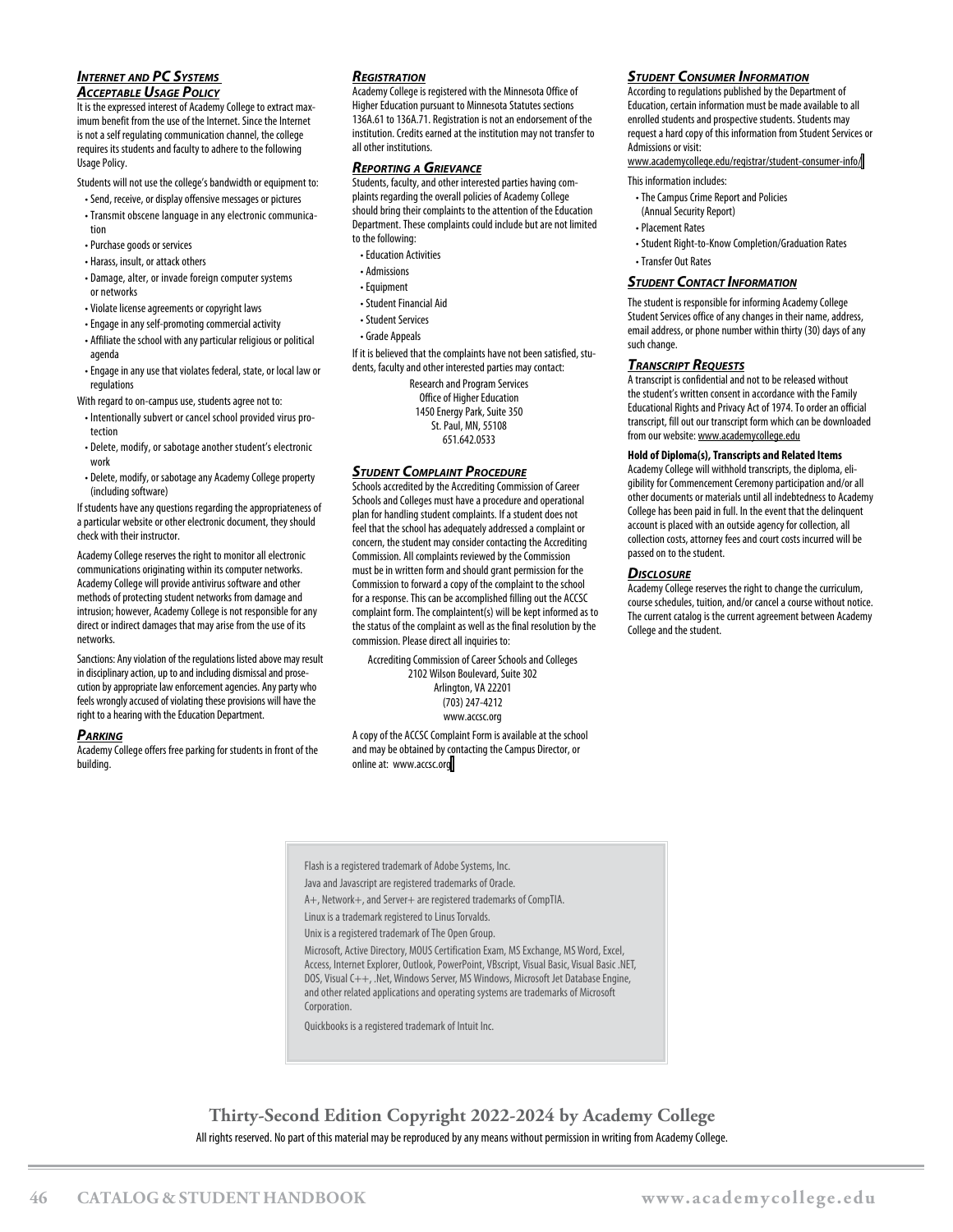### *Internet and PC Systems Acceptable Usage Policy*

It is the expressed interest of Academy College to extract maximum benefit from the use of the Internet. Since the Internet is not a self regulating communication channel, the college requires its students and faculty to adhere to the following Usage Policy.

Students will not use the college's bandwidth or equipment to:

- Send, receive, or display offensive messages or pictures
- Transmit obscene language in any electronic communication
- Purchase goods or services
- Harass, insult, or attack others
- Damage, alter, or invade foreign computer systems or networks
- Violate license agreements or copyright laws
- Engage in any self-promoting commercial activity
- Affiliate the school with any particular religious or political agenda
- Engage in any use that violates federal, state, or local law or regulations

With regard to on-campus use, students agree not to:

- Intentionally subvert or cancel school provided virus protection
- Delete, modify, or sabotage another student's electronic work
- Delete, modify, or sabotage any Academy College property (including software)

If students have any questions regarding the appropriateness of a particular website or other electronic document, they should check with their instructor.

Academy College reserves the right to monitor all electronic communications originating within its computer networks. Academy College will provide antivirus software and other methods of protecting student networks from damage and intrusion; however, Academy College is not responsible for any direct or indirect damages that may arise from the use of its networks.

Sanctions: Any violation of the regulations listed above may result in disciplinary action, up to and including dismissal and prosecution by appropriate law enforcement agencies. Any party who feels wrongly accused of violating these provisions will have the right to a hearing with the Education Department.

### *Parking*

Academy College offers free parking for students in front of the building.

### *Registration*

Academy College is registered with the Minnesota Office of Higher Education pursuant to Minnesota Statutes sections 136A.61 to 136A.71. Registration is not an endorsement of the institution. Credits earned at the institution may not transfer to all other institutions.

### *Reporting a Grievance*

Students, faculty, and other interested parties having complaints regarding the overall policies of Academy College should bring their complaints to the attention of the Education Department. These complaints could include but are not limited to the following:

- Education Activities
- Admissions
- Equipment
- Student Financial Aid
- Student Services
- Grade Appeals

If it is believed that the complaints have not been satisfied, students, faculty and other interested parties may contact:

Research and Program Services
Office of Higher Education
1450 Energy Park, Suite 350
St. Paul, MN, 55108
651.642.0533

### *Student Complaint Procedure*

Schools accredited by the Accrediting Commission of Career Schools and Colleges must have a procedure and operational plan for handling student complaints. If a student does not feel that the school has adequately addressed a complaint or concern, the student may consider contacting the Accrediting Commission. All complaints reviewed by the Commission must be in written form and should grant permission for the Commission to forward a copy of the complaint to the school for a response. This can be accomplished filling out the ACCSC complaint form. The complaintent(s) will be kept informed as to the status of the complaint as well as the final resolution by the commission. Please direct all inquiries to:

Accrediting Commission of Career Schools and Colleges
2102 Wilson Boulevard, Suite 302
Arlington, VA 22201
(703) 247-4212
www.accsc.org

A copy of the ACCSC Complaint Form is available at the school and may be obtained by contacting the Campus Director, or online at: www.accsc.org

### *Student Consumer Information*

According to regulations published by the Department of Education, certain information must be made available to all enrolled students and prospective students. Students may request a hard copy of this information from Student Services or Admissions or visit:
www.academycollege.edu/registrar/student-consumer-info/

This information includes:

- The Campus Crime Report and Policies (Annual Security Report)
- Placement Rates
- Student Right-to-Know Completion/Graduation Rates
- Transfer Out Rates

### *Student Contact Information*

The student is responsible for informing Academy College Student Services office of any changes in their name, address, email address, or phone number within thirty (30) days of any such change.

### *Transcript Requests*

A transcript is confidential and not to be released without the student's written consent in accordance with the Family Educational Rights and Privacy Act of 1974. To order an official transcript, fill out our transcript form which can be downloaded from our website: www.academycollege.edu

**Hold of Diploma(s), Transcripts and Related Items**

Academy College will withhold transcripts, the diploma, eligibility for Commencement Ceremony participation and/or all other documents or materials until all indebtedness to Academy College has been paid in full. In the event that the delinquent account is placed with an outside agency for collection, all collection costs, attorney fees and court costs incurred will be passed on to the student.

### *Disclosure*

Academy College reserves the right to change the curriculum, course schedules, tuition, and/or cancel a course without notice. The current catalog is the current agreement between Academy College and the student.

---

Flash is a registered trademark of Adobe Systems, Inc.

Java and Javascript are registered trademarks of Oracle.

A+, Network+, and Server+ are registered trademarks of CompTIA.

Linux is a trademark registered to Linus Torvalds.

Unix is a registered trademark of The Open Group.

Microsoft, Active Directory, MOUS Certification Exam, MS Exchange, MS Word, Excel, Access, Internet Explorer, Outlook, PowerPoint, VBscript, Visual Basic, Visual Basic .NET, DOS, Visual C++, .Net, Windows Server, MS Windows, Microsoft Jet Database Engine, and other related applications and operating systems are trademarks of Microsoft Corporation.

Quickbooks is a registered trademark of Intuit Inc.

---

**Thirty-Second Edition Copyright 2022-2024 by Academy College**

All rights reserved. No part of this material may be reproduced by any means without permission in writing from Academy College.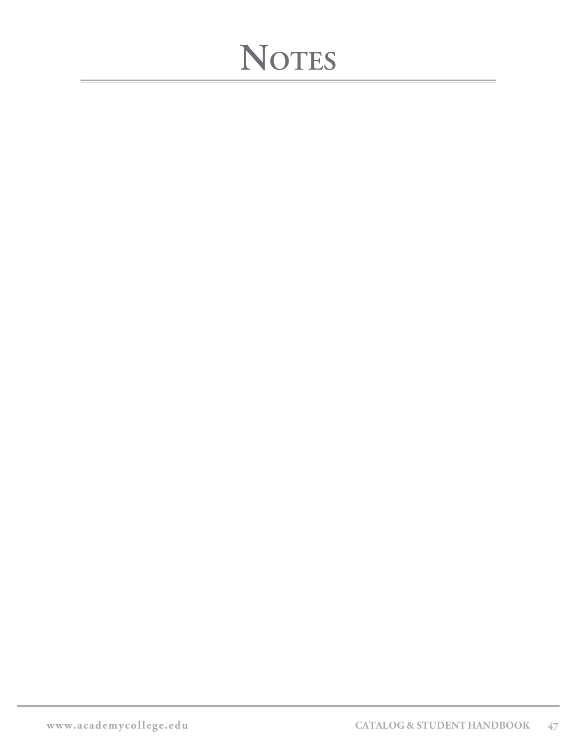# Notes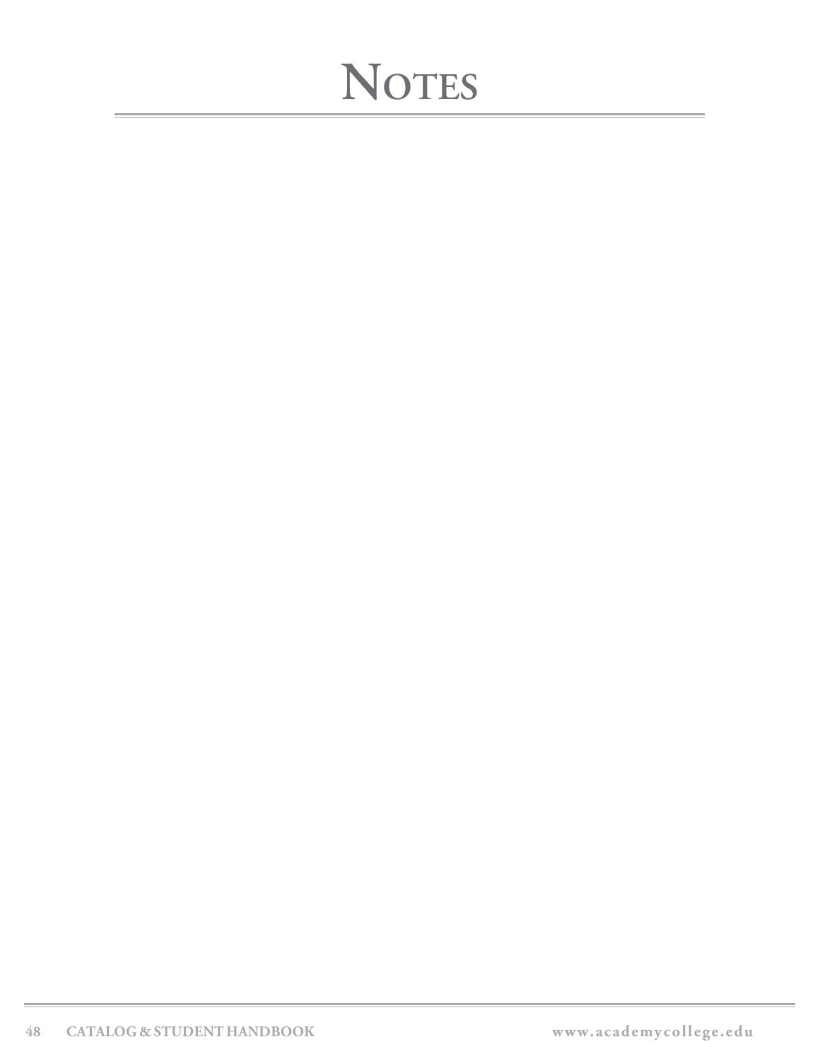# Notes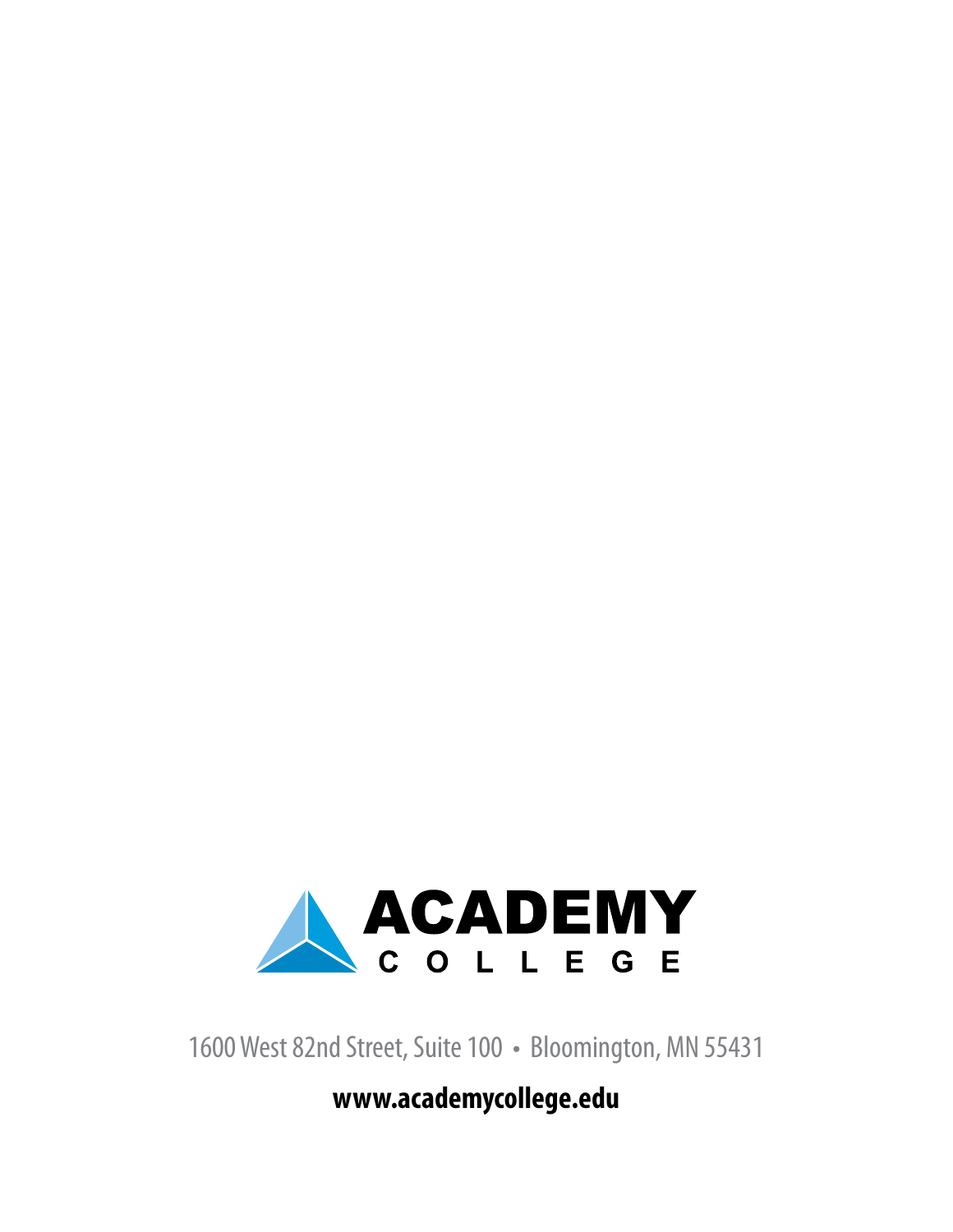ACADEMY
COLLEGE

1600 West 82nd Street, Suite 100 • Bloomington, MN 55431

**www.academycollege.edu**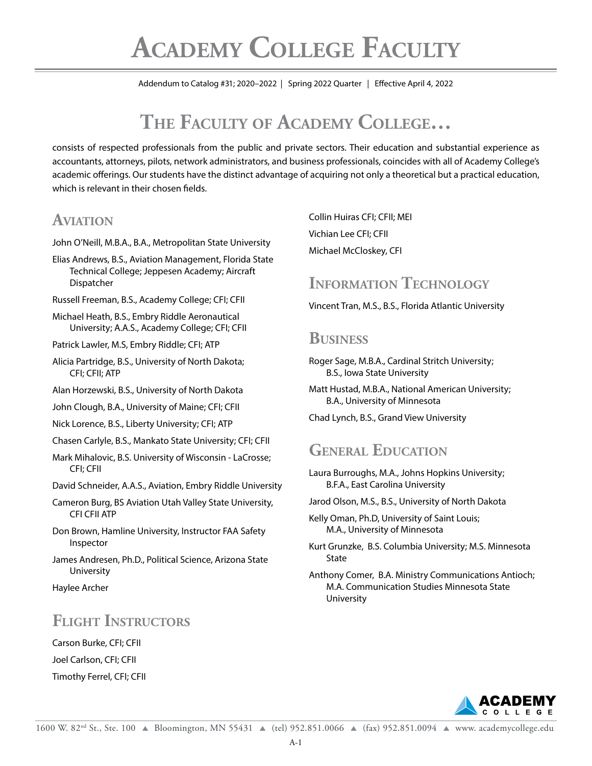# Academy College Faculty

Addendum to Catalog #31; 2020–2022 | Spring 2022 Quarter | Effective April 4, 2022

## The Faculty of Academy College…

consists of respected professionals from the public and private sectors. Their education and substantial experience as accountants, attorneys, pilots, network administrators, and business professionals, coincides with all of Academy College's academic offerings. Our students have the distinct advantage of acquiring not only a theoretical but a practical education, which is relevant in their chosen fields.

### Aviation

John O'Neill, M.B.A., B.A., Metropolitan State University

Elias Andrews, B.S., Aviation Management, Florida State Technical College; Jeppesen Academy; Aircraft Dispatcher

Russell Freeman, B.S., Academy College; CFI; CFII

Michael Heath, B.S., Embry Riddle Aeronautical University; A.A.S., Academy College; CFI; CFII

Patrick Lawler, M.S, Embry Riddle; CFI; ATP

Alicia Partridge, B.S., University of North Dakota; CFI; CFII; ATP

Alan Horzewski, B.S., University of North Dakota

John Clough, B.A., University of Maine; CFI; CFII

Nick Lorence, B.S., Liberty University; CFI; ATP

Chasen Carlyle, B.S., Mankato State University; CFI; CFII

Mark Mihalovic, B.S. University of Wisconsin - LaCrosse; CFI; CFII

David Schneider, A.A.S., Aviation, Embry Riddle University

Cameron Burg, BS Aviation Utah Valley State University, CFI CFII ATP

Don Brown, Hamline University, Instructor FAA Safety Inspector

James Andresen, Ph.D., Political Science, Arizona State University

Haylee Archer

### Flight Instructors

Carson Burke, CFI; CFII

Joel Carlson, CFI; CFII

Timothy Ferrel, CFI; CFII

Collin Huiras CFI; CFII; MEI

Vichian Lee CFI; CFII

Michael McCloskey, CFI

### Information Technology

Vincent Tran, M.S., B.S., Florida Atlantic University

### Business

Roger Sage, M.B.A., Cardinal Stritch University; B.S., Iowa State University

Matt Hustad, M.B.A., National American University; B.A., University of Minnesota

Chad Lynch, B.S., Grand View University

### General Education

Laura Burroughs, M.A., Johns Hopkins University; B.F.A., East Carolina University

Jarod Olson, M.S., B.S., University of North Dakota

Kelly Oman, Ph.D, University of Saint Louis; M.A., University of Minnesota

Kurt Grunzke, B.S. Columbia University; M.S. Minnesota State

Anthony Comer, B.A. Ministry Communications Antioch; M.A. Communication Studies Minnesota State University

1600 W. 82nd St., Ste. 100 ▲ Bloomington, MN 55431 ▲ (tel) 952.851.0066 ▲ (fax) 952.851.0094 ▲ www. academycollege.edu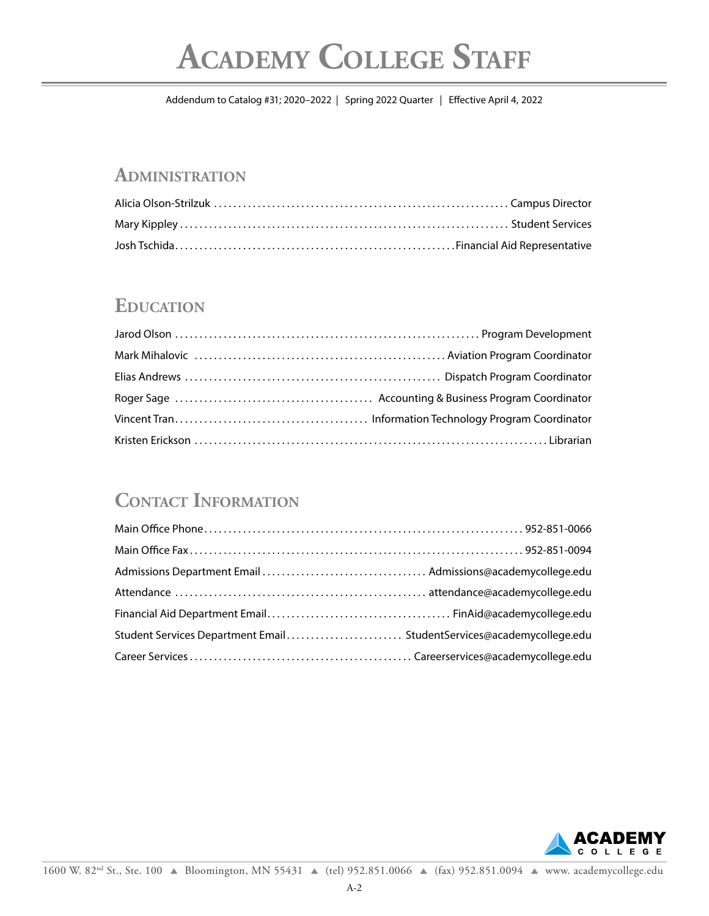# Academy College Staff

Addendum to Catalog #31; 2020–2022 | Spring 2022 Quarter | Effective April 4, 2022

## Administration

Alicia Olson-Strilzuk ........ Campus Director
Mary Kippley ........ Student Services
Josh Tschida ........ Financial Aid Representative

## Education

Jarod Olson ........ Program Development
Mark Mihalovic ........ Aviation Program Coordinator
Elias Andrews ........ Dispatch Program Coordinator
Roger Sage ........ Accounting & Business Program Coordinator
Vincent Tran ........ Information Technology Program Coordinator
Kristen Erickson ........ Librarian

## Contact Information

Main Office Phone ........ 952-851-0066
Main Office Fax ........ 952-851-0094
Admissions Department Email ........ Admissions@academycollege.edu
Attendance ........ attendance@academycollege.edu
Financial Aid Department Email ........ FinAid@academycollege.edu
Student Services Department Email ........ StudentServices@academycollege.edu
Career Services ........ Careerservices@academycollege.edu

ACADEMY COLLEGE

1600 W. 82nd St., Ste. 100 ▲ Bloomington, MN 55431 ▲ (tel) 952.851.0066 ▲ (fax) 952.851.0094 ▲ www. academycollege.edu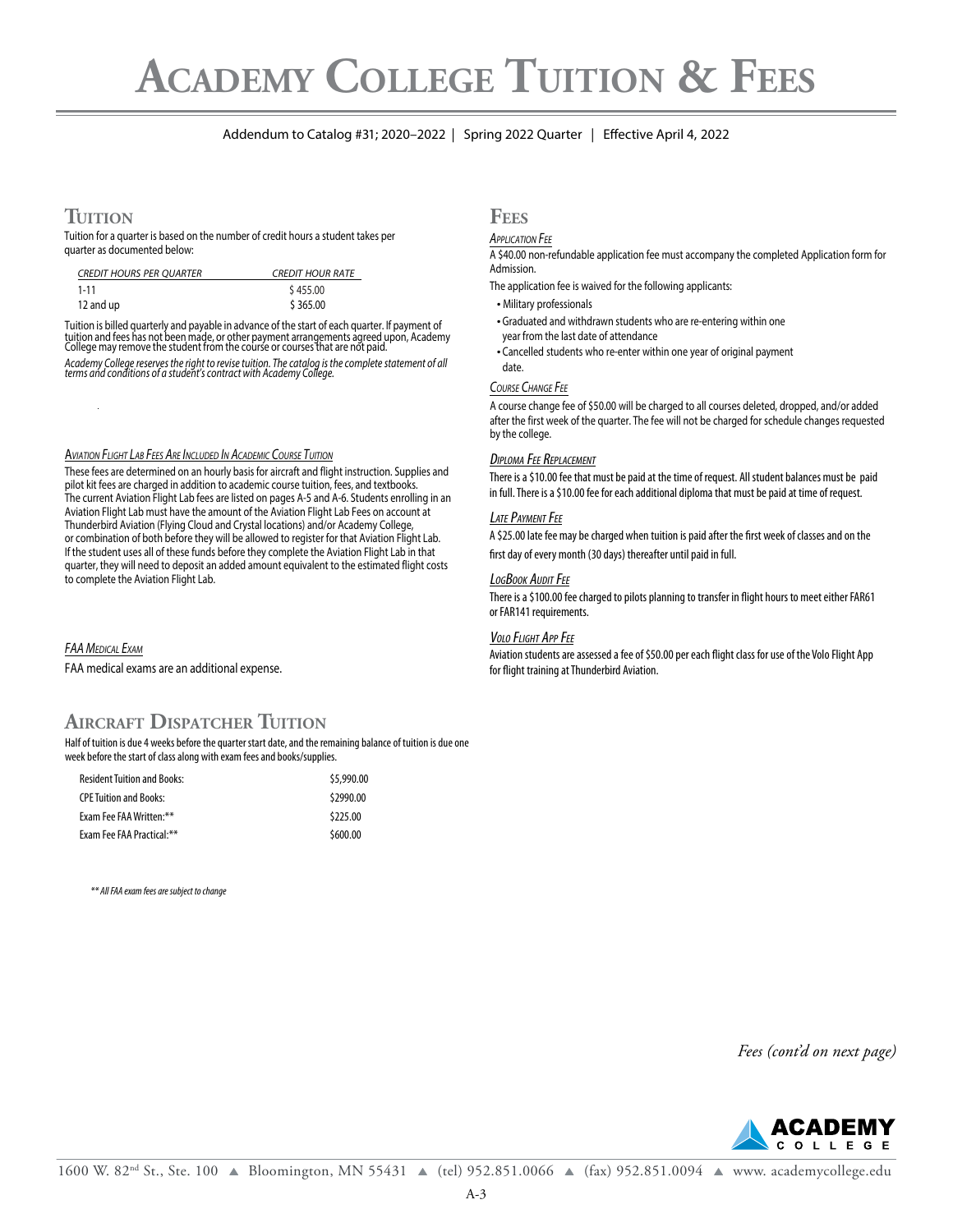# Academy College Tuition & Fees

Addendum to Catalog #31; 2020–2022 | Spring 2022 Quarter | Effective April 4, 2022

## Tuition

Tuition for a quarter is based on the number of credit hours a student takes per quarter as documented below:

| *Credit Hours Per Quarter* | *Credit Hour Rate* |
|---|---|
| 1-11 | $ 455.00 |
| 12 and up | $ 365.00 |

Tuition is billed quarterly and payable in advance of the start of each quarter. If payment of tuition and fees has not been made, or other payment arrangements agreed upon, Academy College may remove the student from the course or courses that are not paid.

*Academy College reserves the right to revise tuition. The catalog is the complete statement of all terms and conditions of a student's contract with Academy College.*

### *Aviation Flight Lab Fees Are Included In Academic Course Tuition*

These fees are determined on an hourly basis for aircraft and flight instruction. Supplies and pilot kit fees are charged in addition to academic course tuition, fees, and textbooks. The current Aviation Flight Lab fees are listed on pages A-5 and A-6. Students enrolling in an Aviation Flight Lab must have the amount of the Aviation Flight Lab Fees on account at Thunderbird Aviation (Flying Cloud and Crystal locations) and/or Academy College, or combination of both before they will be allowed to register for that Aviation Flight Lab. If the student uses all of these funds before they complete the Aviation Flight Lab in that quarter, they will need to deposit an added amount equivalent to the estimated flight costs to complete the Aviation Flight Lab.

### *FAA Medical Exam*

FAA medical exams are an additional expense.

## Aircraft Dispatcher Tuition

Half of tuition is due 4 weeks before the quarter start date, and the remaining balance of tuition is due one week before the start of class along with exam fees and books/supplies.

| | |
|---|---|
| Resident Tuition and Books: | $5,990.00 |
| CPE Tuition and Books: | $2990.00 |
| Exam Fee FAA Written:** | $225.00 |
| Exam Fee FAA Practical:** | $600.00 |

*** All FAA exam fees are subject to change*

## Fees

### *Application Fee*

A $40.00 non-refundable application fee must accompany the completed Application form for Admission.

The application fee is waived for the following applicants:

- Military professionals
- Graduated and withdrawn students who are re-entering within one year from the last date of attendance
- Cancelled students who re-enter within one year of original payment date.

### *Course Change Fee*

A course change fee of $50.00 will be charged to all courses deleted, dropped, and/or added after the first week of the quarter. The fee will not be charged for schedule changes requested by the college.

### *Diploma Fee Replacement*

There is a $10.00 fee that must be paid at the time of request. All student balances must be paid in full. There is a $10.00 fee for each additional diploma that must be paid at time of request.

### *Late Payment Fee*

A $25.00 late fee may be charged when tuition is paid after the first week of classes and on the first day of every month (30 days) thereafter until paid in full.

### *LogBook Audit Fee*

There is a $100.00 fee charged to pilots planning to transfer in flight hours to meet either FAR61 or FAR141 requirements.

### *Volo Flight App Fee*

Aviation students are assessed a fee of $50.00 per each flight class for use of the Volo Flight App for flight training at Thunderbird Aviation.

*Fees (cont'd on next page)*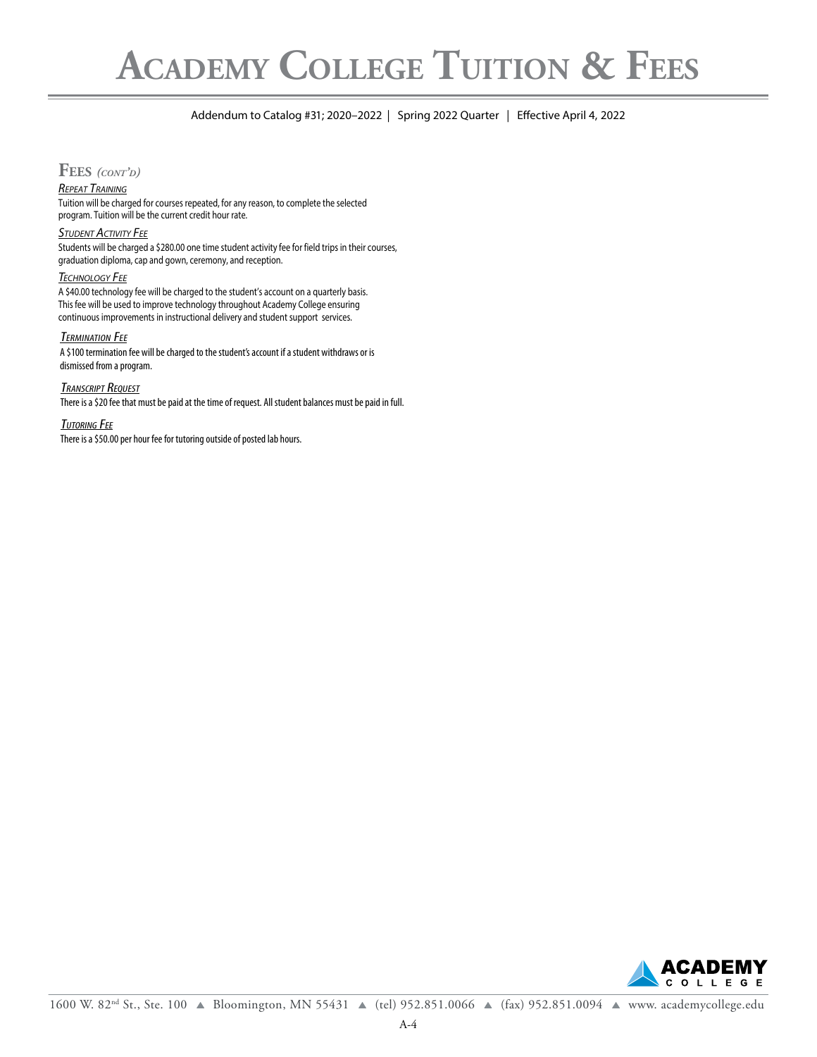# Academy College Tuition & Fees

Addendum to Catalog #31; 2020–2022 | Spring 2022 Quarter | Effective April 4, 2022

## Fees *(cont'd)*

***Repeat Training***

Tuition will be charged for courses repeated, for any reason, to complete the selected program. Tuition will be the current credit hour rate.

***Student Activity Fee***

Students will be charged a $280.00 one time student activity fee for field trips in their courses, graduation diploma, cap and gown, ceremony, and reception.

***Technology Fee***

A $40.00 technology fee will be charged to the student's account on a quarterly basis. This fee will be used to improve technology throughout Academy College ensuring continuous improvements in instructional delivery and student support services.

***Termination Fee***

A $100 termination fee will be charged to the student's account if a student withdraws or is dismissed from a program.

***Transcript Request***

There is a $20 fee that must be paid at the time of request. All student balances must be paid in full.

***Tutoring Fee***

There is a $50.00 per hour fee for tutoring outside of posted lab hours.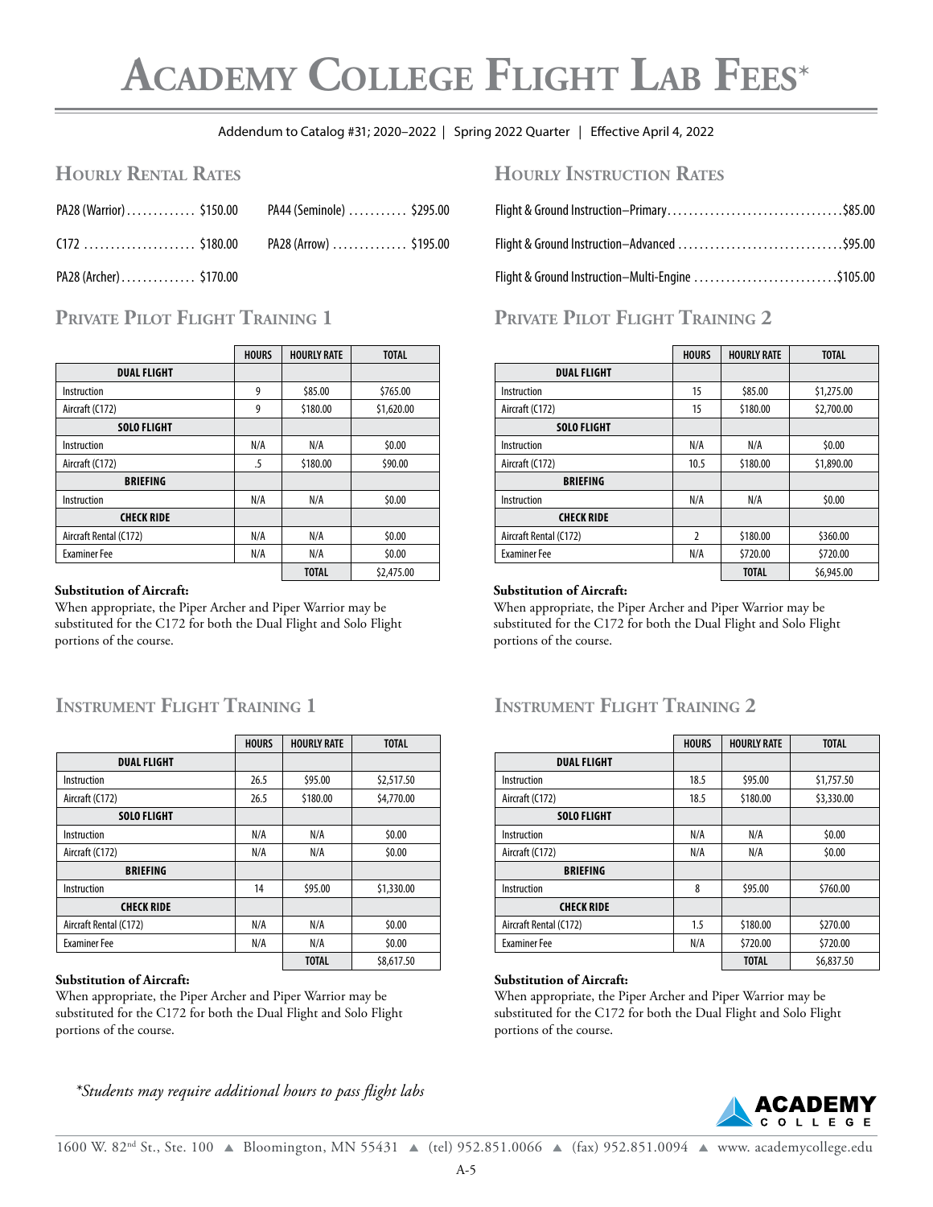# Academy College Flight Lab Fees*

Addendum to Catalog #31; 2020–2022 | Spring 2022 Quarter | Effective April 4, 2022

## Hourly Rental Rates

PA28 (Warrior) ............. $150.00

C172 ..................... $180.00

PA28 (Archer) .............. $170.00

PA44 (Seminole) ........... $295.00

PA28 (Arrow) .............. $195.00

## Hourly Instruction Rates

Flight & Ground Instruction–Primary ................................ $85.00

Flight & Ground Instruction–Advanced .............................. $95.00

Flight & Ground Instruction–Multi-Engine .......................... $105.00

## Private Pilot Flight Training 1

| | HOURS | HOURLY RATE | TOTAL |
|---|---|---|---|
| **DUAL FLIGHT** | | | |
| Instruction | 9 | $85.00 | $765.00 |
| Aircraft (C172) | 9 | $180.00 | $1,620.00 |
| **SOLO FLIGHT** | | | |
| Instruction | N/A | N/A | $0.00 |
| Aircraft (C172) | .5 | $180.00 | $90.00 |
| **BRIEFING** | | | |
| Instruction | N/A | N/A | $0.00 |
| **CHECK RIDE** | | | |
| Aircraft Rental (C172) | N/A | N/A | $0.00 |
| Examiner Fee | N/A | N/A | $0.00 |
| | | **TOTAL** | $2,475.00 |

**Substitution of Aircraft:**
When appropriate, the Piper Archer and Piper Warrior may be substituted for the C172 for both the Dual Flight and Solo Flight portions of the course.

## Private Pilot Flight Training 2

| | HOURS | HOURLY RATE | TOTAL |
|---|---|---|---|
| **DUAL FLIGHT** | | | |
| Instruction | 15 | $85.00 | $1,275.00 |
| Aircraft (C172) | 15 | $180.00 | $2,700.00 |
| **SOLO FLIGHT** | | | |
| Instruction | N/A | N/A | $0.00 |
| Aircraft (C172) | 10.5 | $180.00 | $1,890.00 |
| **BRIEFING** | | | |
| Instruction | N/A | N/A | $0.00 |
| **CHECK RIDE** | | | |
| Aircraft Rental (C172) | 2 | $180.00 | $360.00 |
| Examiner Fee | N/A | $720.00 | $720.00 |
| | | **TOTAL** | $6,945.00 |

**Substitution of Aircraft:**
When appropriate, the Piper Archer and Piper Warrior may be substituted for the C172 for both the Dual Flight and Solo Flight portions of the course.

## Instrument Flight Training 1

| | HOURS | HOURLY RATE | TOTAL |
|---|---|---|---|
| **DUAL FLIGHT** | | | |
| Instruction | 26.5 | $95.00 | $2,517.50 |
| Aircraft (C172) | 26.5 | $180.00 | $4,770.00 |
| **SOLO FLIGHT** | | | |
| Instruction | N/A | N/A | $0.00 |
| Aircraft (C172) | N/A | N/A | $0.00 |
| **BRIEFING** | | | |
| Instruction | 14 | $95.00 | $1,330.00 |
| **CHECK RIDE** | | | |
| Aircraft Rental (C172) | N/A | N/A | $0.00 |
| Examiner Fee | N/A | N/A | $0.00 |
| | | **TOTAL** | $8,617.50 |

**Substitution of Aircraft:**
When appropriate, the Piper Archer and Piper Warrior may be substituted for the C172 for both the Dual Flight and Solo Flight portions of the course.

## Instrument Flight Training 2

| | HOURS | HOURLY RATE | TOTAL |
|---|---|---|---|
| **DUAL FLIGHT** | | | |
| Instruction | 18.5 | $95.00 | $1,757.50 |
| Aircraft (C172) | 18.5 | $180.00 | $3,330.00 |
| **SOLO FLIGHT** | | | |
| Instruction | N/A | N/A | $0.00 |
| Aircraft (C172) | N/A | N/A | $0.00 |
| **BRIEFING** | | | |
| Instruction | 8 | $95.00 | $760.00 |
| **CHECK RIDE** | | | |
| Aircraft Rental (C172) | 1.5 | $180.00 | $270.00 |
| Examiner Fee | N/A | $720.00 | $720.00 |
| | | **TOTAL** | $6,837.50 |

**Substitution of Aircraft:**
When appropriate, the Piper Archer and Piper Warrior may be substituted for the C172 for both the Dual Flight and Solo Flight portions of the course.

*\*Students may require additional hours to pass flight labs*

ACADEMY COLLEGE

1600 W. 82nd St., Ste. 100 ▲ Bloomington, MN 55431 ▲ (tel) 952.851.0066 ▲ (fax) 952.851.0094 ▲ www. academycollege.edu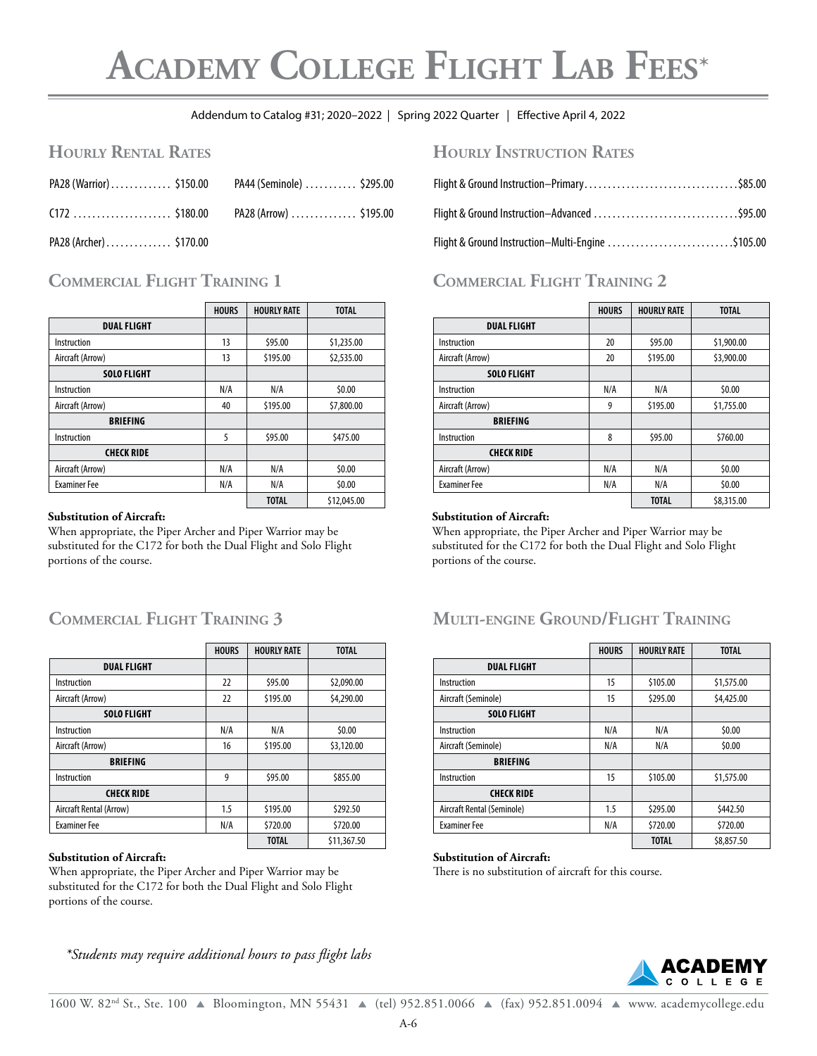# Academy College Flight Lab Fees*

Addendum to Catalog #31; 2020–2022 | Spring 2022 Quarter | Effective April 4, 2022

## Hourly Rental Rates

| | |
|---|---|
| PA28 (Warrior) ............. $150.00 | PA44 (Seminole) ........... $295.00 |
| C172 ..................... $180.00 | PA28 (Arrow) .............. $195.00 |
| PA28 (Archer) .............. $170.00 | |

## Hourly Instruction Rates

Flight & Ground Instruction–Primary ................................ $85.00

Flight & Ground Instruction–Advanced .............................. $95.00

Flight & Ground Instruction–Multi-Engine .......................... $105.00

## Commercial Flight Training 1

| | HOURS | HOURLY RATE | TOTAL |
|---|---|---|---|
| **DUAL FLIGHT** | | | |
| Instruction | 13 | $95.00 | $1,235.00 |
| Aircraft (Arrow) | 13 | $195.00 | $2,535.00 |
| **SOLO FLIGHT** | | | |
| Instruction | N/A | N/A | $0.00 |
| Aircraft (Arrow) | 40 | $195.00 | $7,800.00 |
| **BRIEFING** | | | |
| Instruction | 5 | $95.00 | $475.00 |
| **CHECK RIDE** | | | |
| Aircraft (Arrow) | N/A | N/A | $0.00 |
| Examiner Fee | N/A | N/A | $0.00 |
| | | **TOTAL** | $12,045.00 |

**Substitution of Aircraft:**
When appropriate, the Piper Archer and Piper Warrior may be substituted for the C172 for both the Dual Flight and Solo Flight portions of the course.

## Commercial Flight Training 2

| | HOURS | HOURLY RATE | TOTAL |
|---|---|---|---|
| **DUAL FLIGHT** | | | |
| Instruction | 20 | $95.00 | $1,900.00 |
| Aircraft (Arrow) | 20 | $195.00 | $3,900.00 |
| **SOLO FLIGHT** | | | |
| Instruction | N/A | N/A | $0.00 |
| Aircraft (Arrow) | 9 | $195.00 | $1,755.00 |
| **BRIEFING** | | | |
| Instruction | 8 | $95.00 | $760.00 |
| **CHECK RIDE** | | | |
| Aircraft (Arrow) | N/A | N/A | $0.00 |
| Examiner Fee | N/A | N/A | $0.00 |
| | | **TOTAL** | $8,315.00 |

**Substitution of Aircraft:**
When appropriate, the Piper Archer and Piper Warrior may be substituted for the C172 for both the Dual Flight and Solo Flight portions of the course.

## Commercial Flight Training 3

| | HOURS | HOURLY RATE | TOTAL |
|---|---|---|---|
| **DUAL FLIGHT** | | | |
| Instruction | 22 | $95.00 | $2,090.00 |
| Aircraft (Arrow) | 22 | $195.00 | $4,290.00 |
| **SOLO FLIGHT** | | | |
| Instruction | N/A | N/A | $0.00 |
| Aircraft (Arrow) | 16 | $195.00 | $3,120.00 |
| **BRIEFING** | | | |
| Instruction | 9 | $95.00 | $855.00 |
| **CHECK RIDE** | | | |
| Aircraft Rental (Arrow) | 1.5 | $195.00 | $292.50 |
| Examiner Fee | N/A | $720.00 | $720.00 |
| | | **TOTAL** | $11,367.50 |

**Substitution of Aircraft:**
When appropriate, the Piper Archer and Piper Warrior may be substituted for the C172 for both the Dual Flight and Solo Flight portions of the course.

## Multi-engine Ground/Flight Training

| | HOURS | HOURLY RATE | TOTAL |
|---|---|---|---|
| **DUAL FLIGHT** | | | |
| Instruction | 15 | $105.00 | $1,575.00 |
| Aircraft (Seminole) | 15 | $295.00 | $4,425.00 |
| **SOLO FLIGHT** | | | |
| Instruction | N/A | N/A | $0.00 |
| Aircraft (Seminole) | N/A | N/A | $0.00 |
| **BRIEFING** | | | |
| Instruction | 15 | $105.00 | $1,575.00 |
| **CHECK RIDE** | | | |
| Aircraft Rental (Seminole) | 1.5 | $295.00 | $442.50 |
| Examiner Fee | N/A | $720.00 | $720.00 |
| | | **TOTAL** | $8,857.50 |

**Substitution of Aircraft:**
There is no substitution of aircraft for this course.

*\*Students may require additional hours to pass flight labs*

ACADEMY COLLEGE

1600 W. 82nd St., Ste. 100 ▲ Bloomington, MN 55431 ▲ (tel) 952.851.0066 ▲ (fax) 952.851.0094 ▲ www. academycollege.edu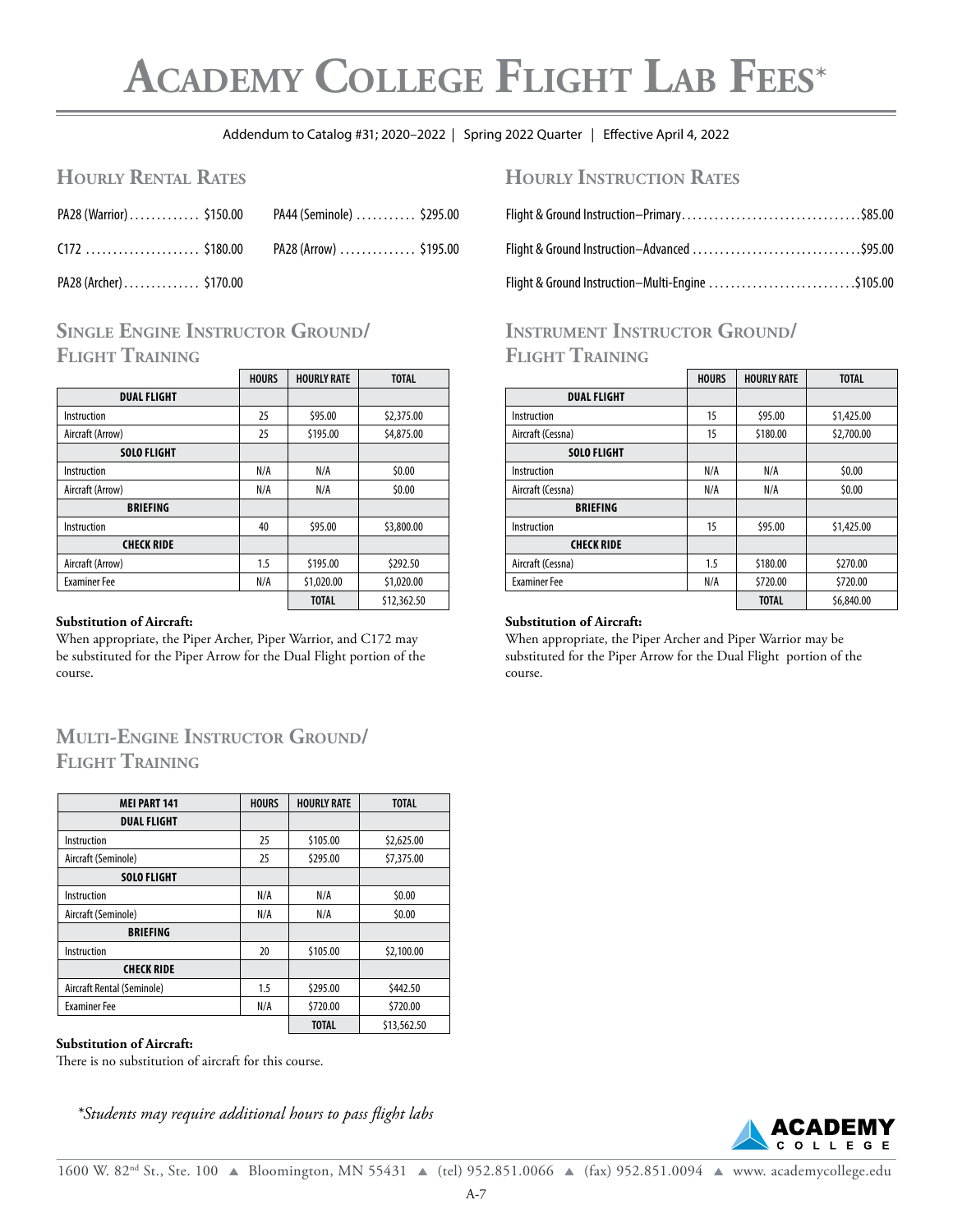# Academy College Flight Lab Fees*

Addendum to Catalog #31; 2020–2022 | Spring 2022 Quarter | Effective April 4, 2022

## Hourly Rental Rates

PA28 (Warrior) ............. $150.00

C172 ..................... $180.00

PA28 (Archer) .............. $170.00

PA44 (Seminole) ........... $295.00

PA28 (Arrow) .............. $195.00

## Single Engine Instructor Ground/Flight Training

| | HOURS | HOURLY RATE | TOTAL |
|---|---|---|---|
| **DUAL FLIGHT** | | | |
| Instruction | 25 | $95.00 | $2,375.00 |
| Aircraft (Arrow) | 25 | $195.00 | $4,875.00 |
| **SOLO FLIGHT** | | | |
| Instruction | N/A | N/A | $0.00 |
| Aircraft (Arrow) | N/A | N/A | $0.00 |
| **BRIEFING** | | | |
| Instruction | 40 | $95.00 | $3,800.00 |
| **CHECK RIDE** | | | |
| Aircraft (Arrow) | 1.5 | $195.00 | $292.50 |
| Examiner Fee | N/A | $1,020.00 | $1,020.00 |
| | | **TOTAL** | $12,362.50 |

**Substitution of Aircraft:**

When appropriate, the Piper Archer, Piper Warrior, and C172 may be substituted for the Piper Arrow for the Dual Flight portion of the course.

## Multi-Engine Instructor Ground/Flight Training

| MEI PART 141 | HOURS | HOURLY RATE | TOTAL |
|---|---|---|---|
| **DUAL FLIGHT** | | | |
| Instruction | 25 | $105.00 | $2,625.00 |
| Aircraft (Seminole) | 25 | $295.00 | $7,375.00 |
| **SOLO FLIGHT** | | | |
| Instruction | N/A | N/A | $0.00 |
| Aircraft (Seminole) | N/A | N/A | $0.00 |
| **BRIEFING** | | | |
| Instruction | 20 | $105.00 | $2,100.00 |
| **CHECK RIDE** | | | |
| Aircraft Rental (Seminole) | 1.5 | $295.00 | $442.50 |
| Examiner Fee | N/A | $720.00 | $720.00 |
| | | **TOTAL** | $13,562.50 |

**Substitution of Aircraft:**

There is no substitution of aircraft for this course.

## Hourly Instruction Rates

Flight & Ground Instruction–Primary ............ $85.00

Flight & Ground Instruction–Advanced ............ $95.00

Flight & Ground Instruction–Multi-Engine ............ $105.00

## Instrument Instructor Ground/Flight Training

| | HOURS | HOURLY RATE | TOTAL |
|---|---|---|---|
| **DUAL FLIGHT** | | | |
| Instruction | 15 | $95.00 | $1,425.00 |
| Aircraft (Cessna) | 15 | $180.00 | $2,700.00 |
| **SOLO FLIGHT** | | | |
| Instruction | N/A | N/A | $0.00 |
| Aircraft (Cessna) | N/A | N/A | $0.00 |
| **BRIEFING** | | | |
| Instruction | 15 | $95.00 | $1,425.00 |
| **CHECK RIDE** | | | |
| Aircraft (Cessna) | 1.5 | $180.00 | $270.00 |
| Examiner Fee | N/A | $720.00 | $720.00 |
| | | **TOTAL** | $6,840.00 |

**Substitution of Aircraft:**

When appropriate, the Piper Archer and Piper Warrior may be substituted for the Piper Arrow for the Dual Flight portion of the course.

**Students may require additional hours to pass flight labs*

1600 W. 82nd St., Ste. 100 ▲ Bloomington, MN 55431 ▲ (tel) 952.851.0066 ▲ (fax) 952.851.0094 ▲ www. academycollege.edu